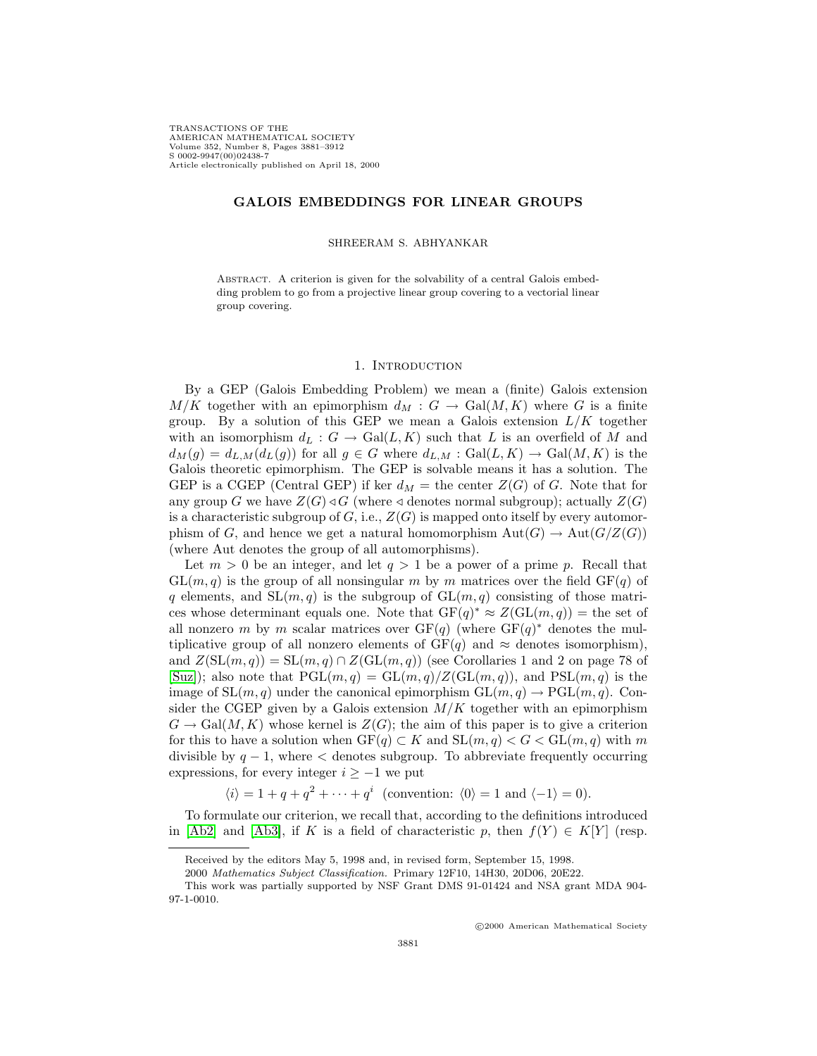# GALOIS EMBEDDINGS FOR LINEAR GROUPS

SHREERAM S. ABHYANKAR

ABSTRACT. A criterion is given for the solvability of a central Galois embedding problem to go from a projective linear group covering to a vectorial linear group covering.

## 1. INTRODUCTION

By a GEP (Galois Embedding Problem) we mean a (finite) Galois extension $M/K$ together with an epimorphism $d_M : G \to \mathrm{Gal}(M, K)$ where $G$ is a finite group. By a solution of this GEP we mean a Galois extension $L/K$ together with an isomorphism $d_L : G \to \mathrm{Gal}(L, K)$ such that $L$ is an overfield of $M$ and $d_M(g) = d_{L,M}(d_L(g))$ for all $g \in G$ where $d_{L,M} : \mathrm{Gal}(L, K) \to \mathrm{Gal}(M, K)$ is the Galois theoretic epimorphism. The GEP is solvable means it has a solution. The GEP is a CGEP (Central GEP) if ker $d_M$ = the center $Z(G)$ of $G$. Note that for any group $G$ we have $Z(G) \lhd G$ (where $\lhd$ denotes normal subgroup); actually $Z(G)$ is a characteristic subgroup of $G$, i.e., $Z(G)$ is mapped onto itself by every automorphism of $G$, and hence we get a natural homomorphism $\mathrm{Aut}(G) \to \mathrm{Aut}(G/Z(G))$ (where Aut denotes the group of all automorphisms).

Let $m > 0$ be an integer, and let $q > 1$ be a power of a prime $p$. Recall that $\mathrm{GL}(m, q)$ is the group of all nonsingular $m$ by $m$ matrices over the field $\mathrm{GF}(q)$ of $q$ elements, and $\mathrm{SL}(m, q)$ is the subgroup of $\mathrm{GL}(m, q)$ consisting of those matrices whose determinant equals one. Note that $\mathrm{GF}(q)^* \approx Z(\mathrm{GL}(m, q))$ = the set of all nonzero $m$ by $m$ scalar matrices over $\mathrm{GF}(q)$ (where $\mathrm{GF}(q)^*$ denotes the multiplicative group of all nonzero elements of $\mathrm{GF}(q)$ and $\approx$ denotes isomorphism), and $Z(\mathrm{SL}(m, q)) = \mathrm{SL}(m, q) \cap Z(\mathrm{GL}(m, q))$ (see Corollaries 1 and 2 on page 78 of [Suz]); also note that $\mathrm{PGL}(m, q) = \mathrm{GL}(m, q)/Z(\mathrm{GL}(m, q))$, and $\mathrm{PSL}(m, q)$ is the image of $\mathrm{SL}(m, q)$ under the canonical epimorphism $\mathrm{GL}(m, q) \to \mathrm{PGL}(m, q)$. Consider the CGEP given by a Galois extension $M/K$ together with an epimorphism $G \to \mathrm{Gal}(M, K)$ whose kernel is $Z(G)$; the aim of this paper is to give a criterion for this to have a solution when $\mathrm{GF}(q) \subset K$ and $\mathrm{SL}(m, q) < G < \mathrm{GL}(m, q)$ with $m$ divisible by $q - 1$, where $<$ denotes subgroup. To abbreviate frequently occurring expressions, for every integer $i \geq -1$ we put

$$\langle i \rangle = 1 + q + q^2 + \cdots + q^i \quad \text{(convention: } \langle 0 \rangle = 1 \text{ and } \langle -1 \rangle = 0).$$

To formulate our criterion, we recall that, according to the definitions introduced in [Ab2] and [Ab3], if $K$ is a field of characteristic $p$, then $f(Y) \in K[Y]$ (resp.

---

Received by the editors May 5, 1998 and, in revised form, September 15, 1998.

2000 *Mathematics Subject Classification.* Primary 12F10, 14H30, 20D06, 20E22.

This work was partially supported by NSF Grant DMS 91-01424 and NSA grant MDA 904-97-1-0010.

©2000 American Mathematical Society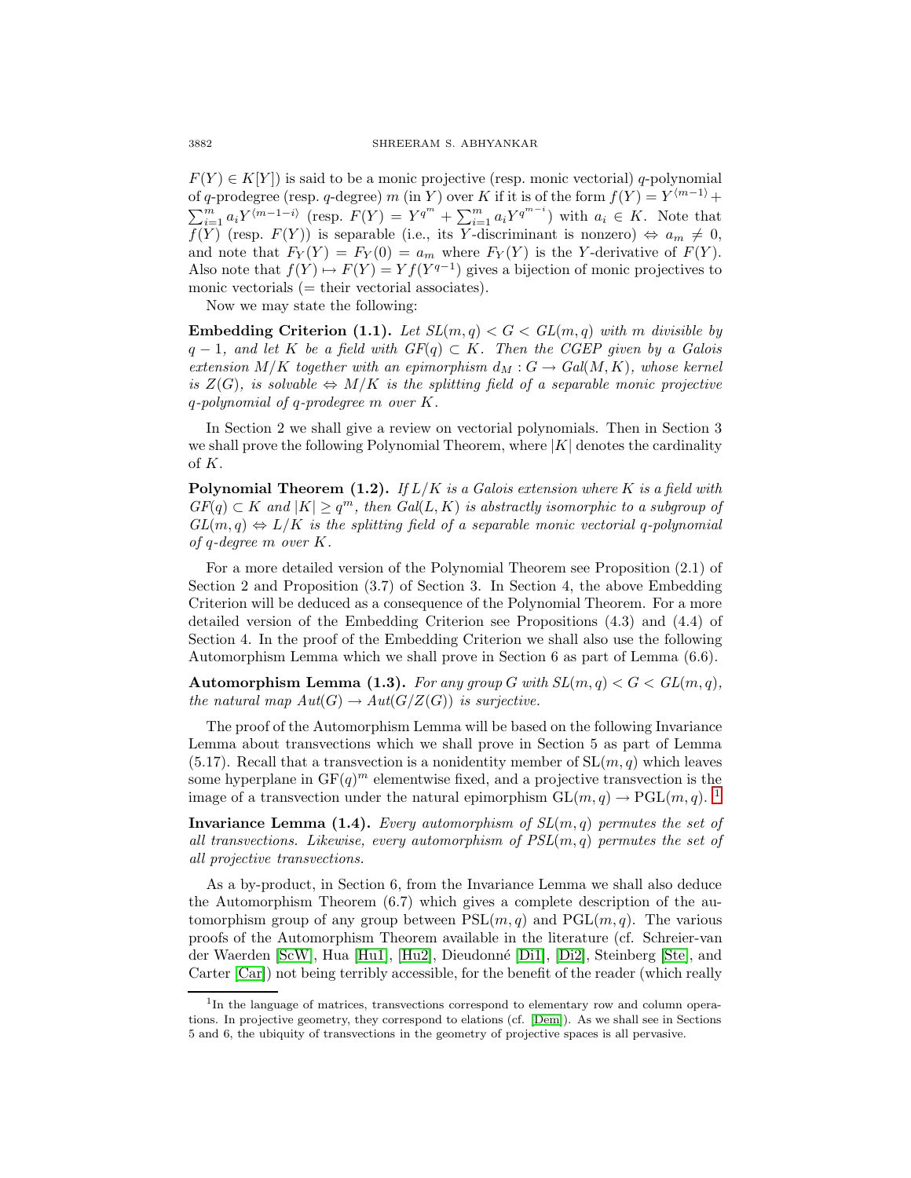$F(Y) \in K[Y]$) is said to be a monic projective (resp. monic vectorial) $q$-polynomial of $q$-prodegree (resp. $q$-degree) $m$ (in $Y$) over $K$ if it is of the form $f(Y) = Y^{\langle m-1\rangle} + \sum_{i=1}^{m} a_i Y^{\langle m-1-i\rangle}$ (resp. $F(Y) = Y^{q^m} + \sum_{i=1}^{m} a_i Y^{q^{m-i}}$) with $a_i \in K$. Note that $f(Y)$ (resp. $F(Y)$) is separable (i.e., its $Y$-discriminant is nonzero) $\Leftrightarrow a_m \neq 0$, and note that $F_Y(Y) = F_Y(0) = a_m$ where $F_Y(Y)$ is the $Y$-derivative of $F(Y)$. Also note that $f(Y) \mapsto F(Y) = Yf(Y^{q-1})$ gives a bijection of monic projectives to monic vectorials (= their vectorial associates).

Now we may state the following:

**Embedding Criterion (1.1).** *Let $SL(m, q) < G < GL(m, q)$ with $m$ divisible by $q-1$, and let $K$ be a field with $GF(q) \subset K$. Then the CGEP given by a Galois extension $M/K$ together with an epimorphism $d_M : G \to Gal(M, K)$, whose kernel is $Z(G)$, is solvable $\Leftrightarrow$ $M/K$ is the splitting field of a separable monic projective $q$-polynomial of $q$-prodegree $m$ over $K$.*

In Section 2 we shall give a review on vectorial polynomials. Then in Section 3 we shall prove the following Polynomial Theorem, where $|K|$ denotes the cardinality of $K$.

**Polynomial Theorem (1.2).** *If $L/K$ is a Galois extension where $K$ is a field with $GF(q) \subset K$ and $|K| \geq q^m$, then $Gal(L, K)$ is abstractly isomorphic to a subgroup of $GL(m, q) \Leftrightarrow L/K$ is the splitting field of a separable monic vectorial $q$-polynomial of $q$-degree $m$ over $K$.*

For a more detailed version of the Polynomial Theorem see Proposition (2.1) of Section 2 and Proposition (3.7) of Section 3. In Section 4, the above Embedding Criterion will be deduced as a consequence of the Polynomial Theorem. For a more detailed version of the Embedding Criterion see Propositions (4.3) and (4.4) of Section 4. In the proof of the Embedding Criterion we shall also use the following Automorphism Lemma which we shall prove in Section 6 as part of Lemma (6.6).

**Automorphism Lemma (1.3).** *For any group $G$ with $SL(m, q) < G < GL(m, q)$, the natural map $Aut(G) \to Aut(G/Z(G))$ is surjective.*

The proof of the Automorphism Lemma will be based on the following Invariance Lemma about transvections which we shall prove in Section 5 as part of Lemma (5.17). Recall that a transvection is a nonidentity member of $\mathrm{SL}(m, q)$ which leaves some hyperplane in $\mathrm{GF}(q)^m$ elementwise fixed, and a projective transvection is the image of a transvection under the natural epimorphism $\mathrm{GL}(m, q) \to \mathrm{PGL}(m, q)$. [1]

**Invariance Lemma (1.4).** *Every automorphism of $SL(m, q)$ permutes the set of all transvections. Likewise, every automorphism of $PSL(m, q)$ permutes the set of all projective transvections.*

As a by-product, in Section 6, from the Invariance Lemma we shall also deduce the Automorphism Theorem (6.7) which gives a complete description of the automorphism group of any group between $\mathrm{PSL}(m, q)$ and $\mathrm{PGL}(m, q)$. The various proofs of the Automorphism Theorem available in the literature (cf. Schreier-van der Waerden [ScW], Hua [Hu1], [Hu2], Dieudonné [Di1], [Di2], Steinberg [Ste], and Carter [Car]) not being terribly accessible, for the benefit of the reader (which really

[1] In the language of matrices, transvections correspond to elementary row and column operations. In projective geometry, they correspond to elations (cf. [Dem]). As we shall see in Sections 5 and 6, the ubiquity of transvections in the geometry of projective spaces is all pervasive.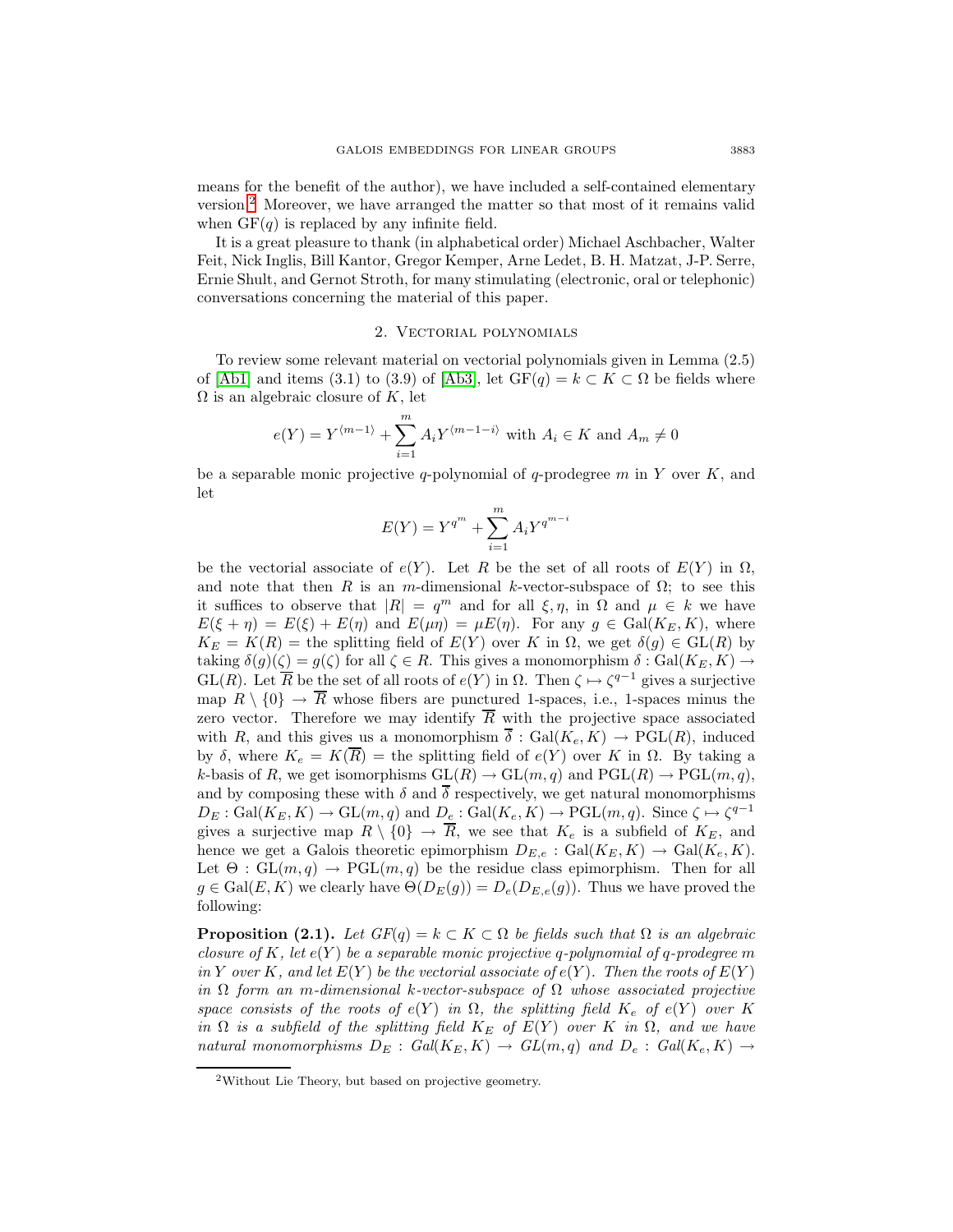means for the benefit of the author), we have included a self-contained elementary version.[2] Moreover, we have arranged the matter so that most of it remains valid when $\mathrm{GF}(q)$ is replaced by any infinite field.

It is a great pleasure to thank (in alphabetical order) Michael Aschbacher, Walter Feit, Nick Inglis, Bill Kantor, Gregor Kemper, Arne Ledet, B. H. Matzat, J-P. Serre, Ernie Shult, and Gernot Stroth, for many stimulating (electronic, oral or telephonic) conversations concerning the material of this paper.

## 2. Vectorial polynomials

To review some relevant material on vectorial polynomials given in Lemma (2.5) of [Ab1] and items (3.1) to (3.9) of [Ab3], let $\mathrm{GF}(q) = k \subset K \subset \Omega$ be fields where $\Omega$ is an algebraic closure of $K$, let

$$e(Y) = Y^{\langle m-1\rangle} + \sum_{i=1}^{m} A_i Y^{\langle m-1-i\rangle} \text{ with } A_i \in K \text{ and } A_m \neq 0$$

be a separable monic projective $q$-polynomial of $q$-prodegree $m$ in $Y$ over $K$, and let

$$E(Y) = Y^{q^m} + \sum_{i=1}^{m} A_i Y^{q^{m-i}}$$

be the vectorial associate of $e(Y)$. Let $R$ be the set of all roots of $E(Y)$ in $\Omega$, and note that then $R$ is an $m$-dimensional $k$-vector-subspace of $\Omega$; to see this it suffices to observe that $|R| = q^m$ and for all $\xi, \eta$, in $\Omega$ and $\mu \in k$ we have $E(\xi + \eta) = E(\xi) + E(\eta)$ and $E(\mu\eta) = \mu E(\eta)$. For any $g \in \mathrm{Gal}(K_E, K)$, where $K_E = K(R) =$ the splitting field of $E(Y)$ over $K$ in $\Omega$, we get $\delta(g) \in \mathrm{GL}(R)$ by taking $\delta(g)(\zeta) = g(\zeta)$ for all $\zeta \in R$. This gives a monomorphism $\delta : \mathrm{Gal}(K_E, K) \to \mathrm{GL}(R)$. Let $\overline{R}$ be the set of all roots of $e(Y)$ in $\Omega$. Then $\zeta \mapsto \zeta^{q-1}$ gives a surjective map $R \setminus \{0\} \to \overline{R}$ whose fibers are punctured 1-spaces, i.e., 1-spaces minus the zero vector. Therefore we may identify $\overline{R}$ with the projective space associated with $R$, and this gives us a monomorphism $\overline{\delta} : \mathrm{Gal}(K_e, K) \to \mathrm{PGL}(R)$, induced by $\delta$, where $K_e = K(\overline{R}) =$ the splitting field of $e(Y)$ over $K$ in $\Omega$. By taking a $k$-basis of $R$, we get isomorphisms $\mathrm{GL}(R) \to \mathrm{GL}(m, q)$ and $\mathrm{PGL}(R) \to \mathrm{PGL}(m, q)$, and by composing these with $\delta$ and $\overline{\delta}$ respectively, we get natural monomorphisms $D_E : \mathrm{Gal}(K_E, K) \to \mathrm{GL}(m, q)$ and $D_e : \mathrm{Gal}(K_e, K) \to \mathrm{PGL}(m, q)$. Since $\zeta \mapsto \zeta^{q-1}$ gives a surjective map $R \setminus \{0\} \to \overline{R}$, we see that $K_e$ is a subfield of $K_E$, and hence we get a Galois theoretic epimorphism $D_{E,e} : \mathrm{Gal}(K_E, K) \to \mathrm{Gal}(K_e, K)$. Let $\Theta : \mathrm{GL}(m, q) \to \mathrm{PGL}(m, q)$ be the residue class epimorphism. Then for all $g \in \mathrm{Gal}(E, K)$ we clearly have $\Theta(D_E(g)) = D_e(D_{E,e}(g))$. Thus we have proved the following:

**Proposition (2.1).** *Let $GF(q) = k \subset K \subset \Omega$ be fields such that $\Omega$ is an algebraic closure of $K$, let $e(Y)$ be a separable monic projective $q$-polynomial of $q$-prodegree $m$ in $Y$ over $K$, and let $E(Y)$ be the vectorial associate of $e(Y)$. Then the roots of $E(Y)$ in $\Omega$ form an $m$-dimensional $k$-vector-subspace of $\Omega$ whose associated projective space consists of the roots of $e(Y)$ in $\Omega$, the splitting field $K_e$ of $e(Y)$ over $K$ in $\Omega$ is a subfield of the splitting field $K_E$ of $E(Y)$ over $K$ in $\Omega$, and we have natural monomorphisms $D_E : Gal(K_E, K) \to GL(m, q)$ and $D_e : Gal(K_e, K) \to$*

---

[2] Without Lie Theory, but based on projective geometry.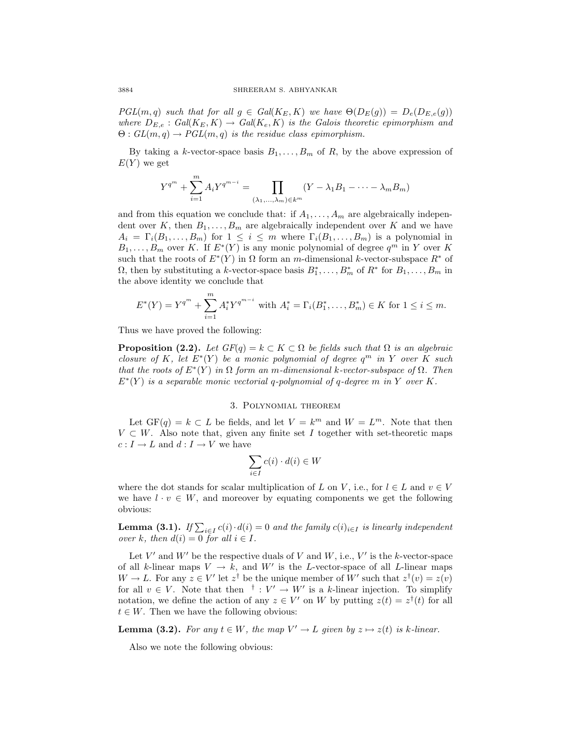*$PGL(m,q)$ such that for all $g \in Gal(K_E, K)$ we have $\Theta(D_E(g)) = D_e(D_{E,e}(g))$ where $D_{E,e} : Gal(K_E, K) \to Gal(K_e, K)$ is the Galois theoretic epimorphism and $\Theta : GL(m,q) \to PGL(m,q)$ is the residue class epimorphism.*

By taking a $k$-vector-space basis $B_1, \dots, B_m$ of $R$, by the above expression of $E(Y)$ we get

$$Y^{q^m} + \sum_{i=1}^{m} A_i Y^{q^{m-i}} = \prod_{(\lambda_1,\dots,\lambda_m)\in k^m} (Y - \lambda_1 B_1 - \dots - \lambda_m B_m)$$

and from this equation we conclude that: if $A_1, \dots, A_m$ are algebraically independent over $K$, then $B_1, \dots, B_m$ are algebraically independent over $K$ and we have $A_i = \Gamma_i(B_1, \dots, B_m)$ for $1 \le i \le m$ where $\Gamma_i(B_1, \dots, B_m)$ is a polynomial in $B_1, \dots, B_m$ over $K$. If $E^*(Y)$ is any monic polynomial of degree $q^m$ in $Y$ over $K$ such that the roots of $E^*(Y)$ in $\Omega$ form an $m$-dimensional $k$-vector-subspace $R^*$ of $\Omega$, then by substituting a $k$-vector-space basis $B_1^*, \dots, B_m^*$ of $R^*$ for $B_1, \dots, B_m$ in the above identity we conclude that

$$E^*(Y) = Y^{q^m} + \sum_{i=1}^{m} A_i^* Y^{q^{m-i}} \text{ with } A_i^* = \Gamma_i(B_1^*, \dots, B_m^*) \in K \text{ for } 1 \le i \le m.$$

Thus we have proved the following:

**Proposition (2.2).** *Let $GF(q) = k \subset K \subset \Omega$ be fields such that $\Omega$ is an algebraic closure of $K$, let $E^*(Y)$ be a monic polynomial of degree $q^m$ in $Y$ over $K$ such that the roots of $E^*(Y)$ in $\Omega$ form an $m$-dimensional $k$-vector-subspace of $\Omega$. Then $E^*(Y)$ is a separable monic vectorial $q$-polynomial of $q$-degree $m$ in $Y$ over $K$.*

## 3. Polynomial theorem

Let $\mathrm{GF}(q) = k \subset L$ be fields, and let $V = k^m$ and $W = L^m$. Note that then $V \subset W$. Also note that, given any finite set $I$ together with set-theoretic maps $c : I \to L$ and $d : I \to V$ we have

$$\sum_{i\in I} c(i) \cdot d(i) \in W$$

where the dot stands for scalar multiplication of $L$ on $V$, i.e., for $l \in L$ and $v \in V$ we have $l \cdot v \in W$, and moreover by equating components we get the following obvious:

**Lemma (3.1).** *If $\sum_{i\in I} c(i)\cdot d(i) = 0$ and the family $c(i)_{i\in I}$ is linearly independent over $k$, then $d(i) = 0$ for all $i \in I$.*

Let $V'$ and $W'$ be the respective duals of $V$ and $W$, i.e., $V'$ is the $k$-vector-space of all $k$-linear maps $V \to k$, and $W'$ is the $L$-vector-space of all $L$-linear maps $W \to L$. For any $z \in V'$ let $z^\dagger$ be the unique member of $W'$ such that $z^\dagger(v) = z(v)$ for all $v \in V$. Note that then $^\dagger : V' \to W'$ is a $k$-linear injection. To simplify notation, we define the action of any $z \in V'$ on $W$ by putting $z(t) = z^\dagger(t)$ for all $t \in W$. Then we have the following obvious:

**Lemma (3.2).** *For any $t \in W$, the map $V' \to L$ given by $z \mapsto z(t)$ is $k$-linear.*

Also we note the following obvious: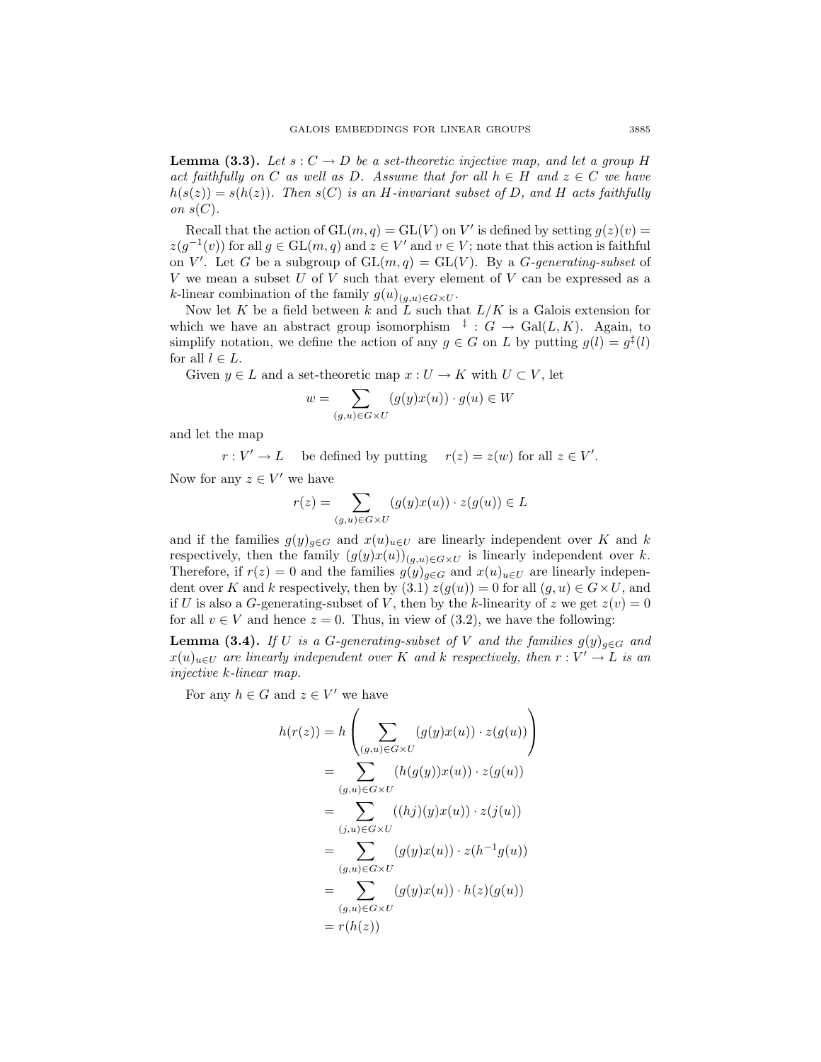**Lemma (3.3).** *Let $s : C \to D$ be a set-theoretic injective map, and let a group $H$ act faithfully on $C$ as well as $D$. Assume that for all $h \in H$ and $z \in C$ we have $h(s(z)) = s(h(z))$. Then $s(C)$ is an $H$-invariant subset of $D$, and $H$ acts faithfully on $s(C)$.*

Recall that the action of $\mathrm{GL}(m, q) = \mathrm{GL}(V)$ on $V'$ is defined by setting $g(z)(v) = z(g^{-1}(v))$ for all $g \in \mathrm{GL}(m, q)$ and $z \in V'$ and $v \in V$; note that this action is faithful on $V'$. Let $G$ be a subgroup of $\mathrm{GL}(m, q) = \mathrm{GL}(V)$. By a *$G$-generating-subset* of $V$ we mean a subset $U$ of $V$ such that every element of $V$ can be expressed as a $k$-linear combination of the family $g(u)_{(g,u)\in G\times U}$.

Now let $K$ be a field between $k$ and $L$ such that $L/K$ is a Galois extension for which we have an abstract group isomorphism $^{\ddagger} : G \to \mathrm{Gal}(L, K)$. Again, to simplify notation, we define the action of any $g \in G$ on $L$ by putting $g(l) = g^{\ddagger}(l)$ for all $l \in L$.

Given $y \in L$ and a set-theoretic map $x : U \to K$ with $U \subset V$, let

$$w = \sum_{(g,u)\in G\times U} (g(y)x(u)) \cdot g(u) \in W$$

and let the map

$$r : V' \to L \quad \text{be defined by putting} \quad r(z) = z(w) \text{ for all } z \in V'.$$

Now for any $z \in V'$ we have

$$r(z) = \sum_{(g,u)\in G\times U} (g(y)x(u)) \cdot z(g(u)) \in L$$

and if the families $g(y)_{g\in G}$ and $x(u)_{u\in U}$ are linearly independent over $K$ and $k$ respectively, then the family $(g(y)x(u))_{(g,u)\in G\times U}$ is linearly independent over $k$. Therefore, if $r(z) = 0$ and the families $g(y)_{g\in G}$ and $x(u)_{u\in U}$ are linearly independent over $K$ and $k$ respectively, then by (3.1) $z(g(u)) = 0$ for all $(g, u) \in G \times U$, and if $U$ is also a $G$-generating-subset of $V$, then by the $k$-linearity of $z$ we get $z(v) = 0$ for all $v \in V$ and hence $z = 0$. Thus, in view of (3.2), we have the following:

**Lemma (3.4).** *If $U$ is a $G$-generating-subset of $V$ and the families $g(y)_{g\in G}$ and $x(u)_{u\in U}$ are linearly independent over $K$ and $k$ respectively, then $r : V' \to L$ is an injective $k$-linear map.*

For any $h \in G$ and $z \in V'$ we have

$$\begin{aligned}
h(r(z)) &= h\left(\sum_{(g,u)\in G\times U} (g(y)x(u)) \cdot z(g(u))\right) \\
&= \sum_{(g,u)\in G\times U} (h(g(y))x(u)) \cdot z(g(u)) \\
&= \sum_{(j,u)\in G\times U} ((hj)(y)x(u)) \cdot z(j(u)) \\
&= \sum_{(g,u)\in G\times U} (g(y)x(u)) \cdot z(h^{-1}g(u)) \\
&= \sum_{(g,u)\in G\times U} (g(y)x(u)) \cdot h(z)(g(u)) \\
&= r(h(z))
\end{aligned}$$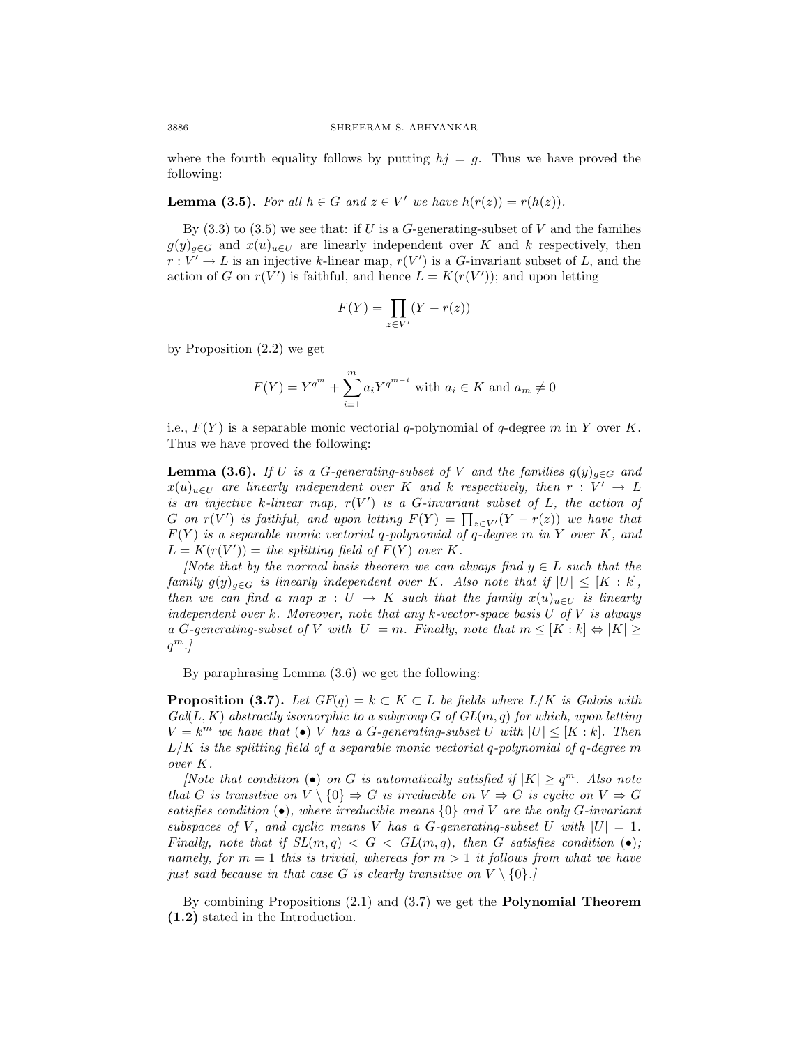where the fourth equality follows by putting $hj = g$. Thus we have proved the following:

**Lemma (3.5).** *For all $h \in G$ and $z \in V'$ we have $h(r(z)) = r(h(z))$.*

By (3.3) to (3.5) we see that: if $U$ is a $G$-generating-subset of $V$ and the families $g(y)_{g\in G}$ and $x(u)_{u\in U}$ are linearly independent over $K$ and $k$ respectively, then $r : V' \to L$ is an injective $k$-linear map, $r(V')$ is a $G$-invariant subset of $L$, and the action of $G$ on $r(V')$ is faithful, and hence $L = K(r(V'))$; and upon letting

$$F(Y) = \prod_{z\in V'} (Y - r(z))$$

by Proposition (2.2) we get

$$F(Y) = Y^{q^m} + \sum_{i=1}^{m} a_i Y^{q^{m-i}} \text{ with } a_i \in K \text{ and } a_m \neq 0$$

i.e., $F(Y)$ is a separable monic vectorial $q$-polynomial of $q$-degree $m$ in $Y$ over $K$. Thus we have proved the following:

**Lemma (3.6).** *If $U$ is a $G$-generating-subset of $V$ and the families $g(y)_{g\in G}$ and $x(u)_{u\in U}$ are linearly independent over $K$ and $k$ respectively, then $r : V' \to L$ is an injective $k$-linear map, $r(V')$ is a $G$-invariant subset of $L$, the action of $G$ on $r(V')$ is faithful, and upon letting $F(Y) = \prod_{z\in V'}(Y - r(z))$ we have that $F(Y)$ is a separable monic vectorial $q$-polynomial of $q$-degree $m$ in $Y$ over $K$, and $L = K(r(V'))$ = the splitting field of $F(Y)$ over $K$.*

*[Note that by the normal basis theorem we can always find $y \in L$ such that the family $g(y)_{g\in G}$ is linearly independent over $K$. Also note that if $|U| \leq [K : k]$, then we can find a map $x : U \to K$ such that the family $x(u)_{u\in U}$ is linearly independent over $k$. Moreover, note that any $k$-vector-space basis $U$ of $V$ is always a $G$-generating-subset of $V$ with $|U| = m$. Finally, note that $m \leq [K : k] \Leftrightarrow |K| \geq q^m$.]*

By paraphrasing Lemma (3.6) we get the following:

**Proposition (3.7).** *Let $GF(q) = k \subset K \subset L$ be fields where $L/K$ is Galois with $Gal(L, K)$ abstractly isomorphic to a subgroup $G$ of $GL(m, q)$ for which, upon letting $V = k^m$ we have that ($\bullet$) $V$ has a $G$-generating-subset $U$ with $|U| \leq [K : k]$. Then $L/K$ is the splitting field of a separable monic vectorial $q$-polynomial of $q$-degree $m$ over $K$.*

*[Note that condition ($\bullet$) on $G$ is automatically satisfied if $|K| \geq q^m$. Also note that $G$ is transitive on $V \setminus \{0\} \Rightarrow G$ is irreducible on $V \Rightarrow G$ is cyclic on $V \Rightarrow G$ satisfies condition ($\bullet$), where irreducible means $\{0\}$ and $V$ are the only $G$-invariant subspaces of $V$, and cyclic means $V$ has a $G$-generating-subset $U$ with $|U| = 1$. Finally, note that if $SL(m, q) < G < GL(m, q)$, then $G$ satisfies condition ($\bullet$); namely, for $m = 1$ this is trivial, whereas for $m > 1$ it follows from what we have just said because in that case $G$ is clearly transitive on $V \setminus \{0\}$.]*

By combining Propositions (2.1) and (3.7) we get the **Polynomial Theorem (1.2)** stated in the Introduction.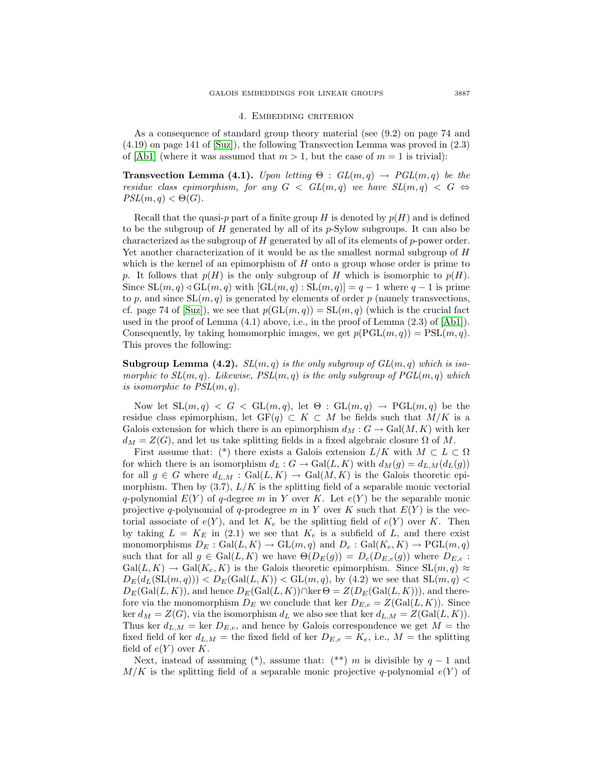## 4. Embedding criterion

As a consequence of standard group theory material (see (9.2) on page 74 and (4.19) on page 141 of [Suz]), the following Transvection Lemma was proved in (2.3) of [Ab1] (where it was assumed that $m > 1$, but the case of $m = 1$ is trivial):

**Transvection Lemma (4.1).** *Upon letting $\Theta : GL(m, q) \to PGL(m, q)$ be the residue class epimorphism, for any $G < GL(m, q)$ we have $SL(m, q) < G \Leftrightarrow PSL(m, q) < \Theta(G)$.*

Recall that the quasi-$p$ part of a finite group $H$ is denoted by $p(H)$ and is defined to be the subgroup of $H$ generated by all of its $p$-Sylow subgroups. It can also be characterized as the subgroup of $H$ generated by all of its elements of $p$-power order. Yet another characterization of it would be as the smallest normal subgroup of $H$ which is the kernel of an epimorphism of $H$ onto a group whose order is prime to $p$. It follows that $p(H)$ is the only subgroup of $H$ which is isomorphic to $p(H)$. Since $\mathrm{SL}(m, q) \triangleleft \mathrm{GL}(m, q)$ with $[\mathrm{GL}(m, q) : \mathrm{SL}(m, q)] = q - 1$ where $q - 1$ is prime to $p$, and since $\mathrm{SL}(m, q)$ is generated by elements of order $p$ (namely transvections, cf. page 74 of [Suz]), we see that $p(\mathrm{GL}(m, q)) = \mathrm{SL}(m, q)$ (which is the crucial fact used in the proof of Lemma (4.1) above, i.e., in the proof of Lemma (2.3) of [Ab1]). Consequently, by taking homomorphic images, we get $p(\mathrm{PGL}(m, q)) = \mathrm{PSL}(m, q)$. This proves the following:

**Subgroup Lemma (4.2).** *$SL(m, q)$ is the only subgroup of $GL(m, q)$ which is isomorphic to $SL(m, q)$. Likewise, $PSL(m, q)$ is the only subgroup of $PGL(m, q)$ which is isomorphic to $PSL(m, q)$.*

Now let $\mathrm{SL}(m, q) < G < \mathrm{GL}(m, q)$, let $\Theta : \mathrm{GL}(m, q) \to \mathrm{PGL}(m, q)$ be the residue class epimorphism, let $\mathrm{GF}(q) \subset K \subset M$ be fields such that $M/K$ is a Galois extension for which there is an epimorphism $d_M : G \to \mathrm{Gal}(M, K)$ with ker $d_M = Z(G)$, and let us take splitting fields in a fixed algebraic closure $\Omega$ of $M$.

First assume that: (*) there exists a Galois extension $L/K$ with $M \subset L \subset \Omega$ for which there is an isomorphism $d_L : G \to \mathrm{Gal}(L, K)$ with $d_M(g) = d_{L,M}(d_L(g))$ for all $g \in G$ where $d_{L,M} : \mathrm{Gal}(L, K) \to \mathrm{Gal}(M, K)$ is the Galois theoretic epimorphism. Then by (3.7), $L/K$ is the splitting field of a separable monic vectorial $q$-polynomial $E(Y)$ of $q$-degree $m$ in $Y$ over $K$. Let $e(Y)$ be the separable monic projective $q$-polynomial of $q$-prodegree $m$ in $Y$ over $K$ such that $E(Y)$ is the vectorial associate of $e(Y)$, and let $K_e$ be the splitting field of $e(Y)$ over $K$. Then by taking $L = K_E$ in (2.1) we see that $K_e$ is a subfield of $L$, and there exist monomorphisms $D_E : \mathrm{Gal}(L, K) \to \mathrm{GL}(m, q)$ and $D_e : \mathrm{Gal}(K_e, K) \to \mathrm{PGL}(m, q)$ such that for all $g \in \mathrm{Gal}(L, K)$ we have $\Theta(D_E(g)) = D_e(D_{E,e}(g))$ where $D_{E,e} : \mathrm{Gal}(L, K) \to \mathrm{Gal}(K_e, K)$ is the Galois theoretic epimorphism. Since $\mathrm{SL}(m, q) \approx D_E(d_L(\mathrm{SL}(m, q))) < D_E(\mathrm{Gal}(L, K)) < \mathrm{GL}(m, q)$, by (4.2) we see that $\mathrm{SL}(m, q) < D_E(\mathrm{Gal}(L, K))$, and hence $D_E(\mathrm{Gal}(L, K)) \cap \ker \Theta = Z(D_E(\mathrm{Gal}(L, K)))$, and therefore via the monomorphism $D_E$ we conclude that ker $D_{E,e} = Z(\mathrm{Gal}(L, K))$. Since ker $d_M = Z(G)$, via the isomorphism $d_L$ we also see that ker $d_{L,M} = Z(\mathrm{Gal}(L, K))$. Thus ker $d_{L,M}$ = ker $D_{E,e}$, and hence by Galois correspondence we get $M$ = the fixed field of ker $d_{L,M}$ = the fixed field of ker $D_{E,e} = K_e$, i.e., $M$ = the splitting field of $e(Y)$ over $K$.

Next, instead of assuming (*), assume that: (**) $m$ is divisible by $q - 1$ and $M/K$ is the splitting field of a separable monic projective $q$-polynomial $e(Y)$ of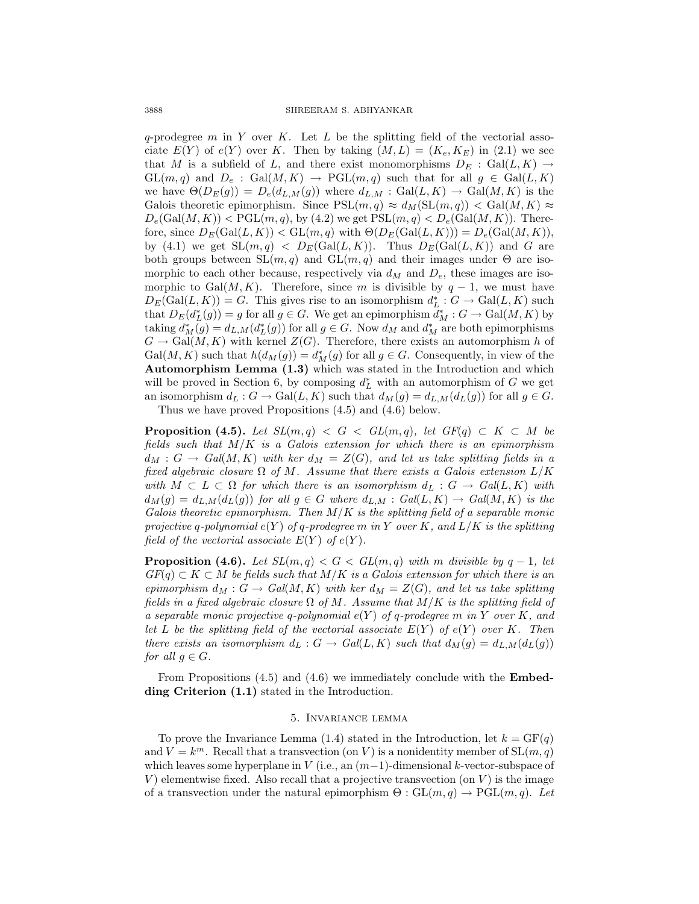$q$-prodegree $m$ in $Y$ over $K$. Let $L$ be the splitting field of the vectorial associate $E(Y)$ of $e(Y)$ over $K$. Then by taking $(M, L) = (K_e, K_E)$ in (2.1) we see that $M$ is a subfield of $L$, and there exist monomorphisms $D_E : \mathrm{Gal}(L, K) \to \mathrm{GL}(m, q)$ and $D_e : \mathrm{Gal}(M, K) \to \mathrm{PGL}(m, q)$ such that for all $g \in \mathrm{Gal}(L, K)$ we have $\Theta(D_E(g)) = D_e(d_{L,M}(g))$ where $d_{L,M} : \mathrm{Gal}(L, K) \to \mathrm{Gal}(M, K)$ is the Galois theoretic epimorphism. Since $\mathrm{PSL}(m, q) \approx d_M(\mathrm{SL}(m, q)) < \mathrm{Gal}(M, K) \approx D_e(\mathrm{Gal}(M, K)) < \mathrm{PGL}(m, q)$, by (4.2) we get $\mathrm{PSL}(m, q) < D_e(\mathrm{Gal}(M, K))$. Therefore, since $D_E(\mathrm{Gal}(L, K)) < \mathrm{GL}(m, q)$ with $\Theta(D_E(\mathrm{Gal}(L, K))) = D_e(\mathrm{Gal}(M, K))$, by (4.1) we get $\mathrm{SL}(m, q) < D_E(\mathrm{Gal}(L, K))$. Thus $D_E(\mathrm{Gal}(L, K))$ and $G$ are both groups between $\mathrm{SL}(m, q)$ and $\mathrm{GL}(m, q)$ and their images under $\Theta$ are isomorphic to each other because, respectively via $d_M$ and $D_e$, these images are isomorphic to $\mathrm{Gal}(M, K)$. Therefore, since $m$ is divisible by $q - 1$, we must have $D_E(\mathrm{Gal}(L, K)) = G$. This gives rise to an isomorphism $d_L^* : G \to \mathrm{Gal}(L, K)$ such that $D_E(d_L^*(g)) = g$ for all $g \in G$. We get an epimorphism $d_M^* : G \to \mathrm{Gal}(M, K)$ by taking $d_M^*(g) = d_{L,M}(d_L^*(g))$ for all $g \in G$. Now $d_M$ and $d_M^*$ are both epimorphisms $G \to \mathrm{Gal}(M, K)$ with kernel $Z(G)$. Therefore, there exists an automorphism $h$ of $\mathrm{Gal}(M, K)$ such that $h(d_M(g)) = d_M^*(g)$ for all $g \in G$. Consequently, in view of the **Automorphism Lemma (1.3)** which was stated in the Introduction and which will be proved in Section 6, by composing $d_L^*$ with an automorphism of $G$ we get an isomorphism $d_L : G \to \mathrm{Gal}(L, K)$ such that $d_M(g) = d_{L,M}(d_L(g))$ for all $g \in G$.

Thus we have proved Propositions (4.5) and (4.6) below.

**Proposition (4.5).** *Let $SL(m, q) < G < GL(m, q)$, let $GF(q) \subset K \subset M$ be fields such that $M/K$ is a Galois extension for which there is an epimorphism $d_M : G \to Gal(M, K)$ with ker $d_M = Z(G)$, and let us take splitting fields in a fixed algebraic closure $\Omega$ of $M$. Assume that there exists a Galois extension $L/K$ with $M \subset L \subset \Omega$ for which there is an isomorphism $d_L : G \to Gal(L, K)$ with $d_M(g) = d_{L,M}(d_L(g))$ for all $g \in G$ where $d_{L,M} : Gal(L, K) \to Gal(M, K)$ is the Galois theoretic epimorphism. Then $M/K$ is the splitting field of a separable monic projective $q$-polynomial $e(Y)$ of $q$-prodegree $m$ in $Y$ over $K$, and $L/K$ is the splitting field of the vectorial associate $E(Y)$ of $e(Y)$.*

**Proposition (4.6).** *Let $SL(m, q) < G < GL(m, q)$ with $m$ divisible by $q - 1$, let $GF(q) \subset K \subset M$ be fields such that $M/K$ is a Galois extension for which there is an epimorphism $d_M : G \to Gal(M, K)$ with ker $d_M = Z(G)$, and let us take splitting fields in a fixed algebraic closure $\Omega$ of $M$. Assume that $M/K$ is the splitting field of a separable monic projective $q$-polynomial $e(Y)$ of $q$-prodegree $m$ in $Y$ over $K$, and let $L$ be the splitting field of the vectorial associate $E(Y)$ of $e(Y)$ over $K$. Then there exists an isomorphism $d_L : G \to Gal(L, K)$ such that $d_M(g) = d_{L,M}(d_L(g))$ for all $g \in G$.*

From Propositions (4.5) and (4.6) we immediately conclude with the **Embedding Criterion (1.1)** stated in the Introduction.

## 5. Invariance lemma

To prove the Invariance Lemma (1.4) stated in the Introduction, let $k = \mathrm{GF}(q)$ and $V = k^m$. Recall that a transvection (on $V$) is a nonidentity member of $\mathrm{SL}(m, q)$ which leaves some hyperplane in $V$ (i.e., an $(m-1)$-dimensional $k$-vector-subspace of $V$) elementwise fixed. Also recall that a projective transvection (on $V$) is the image of a transvection under the natural epimorphism $\Theta : \mathrm{GL}(m, q) \to \mathrm{PGL}(m, q)$. *Let*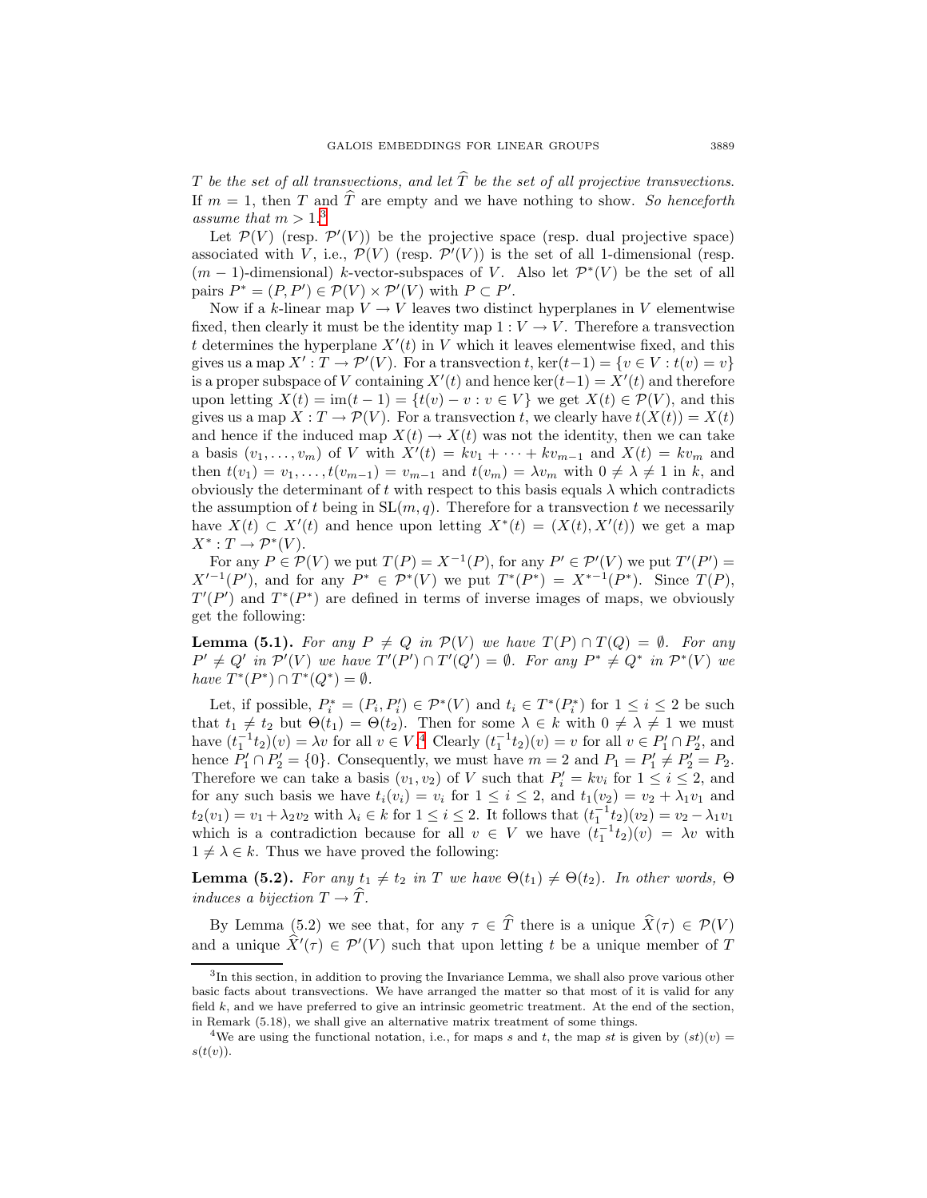*$T$ be the set of all transvections, and let $\widehat{T}$ be the set of all projective transvections.* If $m = 1$, then $T$ and $\widehat{T}$ are empty and we have nothing to show. *So henceforth assume that $m > 1$.*[3]

Let $\mathcal{P}(V)$ (resp. $\mathcal{P}'(V)$) be the projective space (resp. dual projective space) associated with $V$, i.e., $\mathcal{P}(V)$ (resp. $\mathcal{P}'(V)$) is the set of all 1-dimensional (resp. $(m-1)$-dimensional) $k$-vector-subspaces of $V$. Also let $\mathcal{P}^*(V)$ be the set of all pairs $P^* = (P, P') \in \mathcal{P}(V) \times \mathcal{P}'(V)$ with $P \subset P'$.

Now if a $k$-linear map $V \to V$ leaves two distinct hyperplanes in $V$ elementwise fixed, then clearly it must be the identity map $1 : V \to V$. Therefore a transvection $t$ determines the hyperplane $X'(t)$ in $V$ which it leaves elementwise fixed, and this gives us a map $X' : T \to \mathcal{P}'(V)$. For a transvection $t$, $\ker(t-1) = \{v \in V : t(v) = v\}$ is a proper subspace of $V$ containing $X'(t)$ and hence $\ker(t-1) = X'(t)$ and therefore upon letting $X(t) = \operatorname{im}(t-1) = \{t(v) - v : v \in V\}$ we get $X(t) \in \mathcal{P}(V)$, and this gives us a map $X : T \to \mathcal{P}(V)$. For a transvection $t$, we clearly have $t(X(t)) = X(t)$ and hence if the induced map $X(t) \to X(t)$ was not the identity, then we can take a basis $(v_1, \dots, v_m)$ of $V$ with $X'(t) = kv_1 + \cdots + kv_{m-1}$ and $X(t) = kv_m$ and then $t(v_1) = v_1, \dots, t(v_{m-1}) = v_{m-1}$ and $t(v_m) = \lambda v_m$ with $0 \neq \lambda \neq 1$ in $k$, and obviously the determinant of $t$ with respect to this basis equals $\lambda$ which contradicts the assumption of $t$ being in $\mathrm{SL}(m, q)$. Therefore for a transvection $t$ we necessarily have $X(t) \subset X'(t)$ and hence upon letting $X^*(t) = (X(t), X'(t))$ we get a map $X^* : T \to \mathcal{P}^*(V)$.

For any $P \in \mathcal{P}(V)$ we put $T(P) = X^{-1}(P)$, for any $P' \in \mathcal{P}'(V)$ we put $T'(P') = X'^{-1}(P')$, and for any $P^* \in \mathcal{P}^*(V)$ we put $T^*(P^*) = X^{*-1}(P^*)$. Since $T(P)$, $T'(P')$ and $T^*(P^*)$ are defined in terms of inverse images of maps, we obviously get the following:

**Lemma (5.1).** *For any $P \neq Q$ in $\mathcal{P}(V)$ we have $T(P) \cap T(Q) = \emptyset$. For any $P' \neq Q'$ in $\mathcal{P}'(V)$ we have $T'(P') \cap T'(Q') = \emptyset$. For any $P^* \neq Q^*$ in $\mathcal{P}^*(V)$ we have $T^*(P^*) \cap T^*(Q^*) = \emptyset$.*

Let, if possible, $P_i^* = (P_i, P_i') \in \mathcal{P}^*(V)$ and $t_i \in T^*(P_i^*)$ for $1 \le i \le 2$ be such that $t_1 \neq t_2$ but $\Theta(t_1) = \Theta(t_2)$. Then for some $\lambda \in k$ with $0 \neq \lambda \neq 1$ we must have $(t_1^{-1} t_2)(v) = \lambda v$ for all $v \in V$.[4] Clearly $(t_1^{-1} t_2)(v) = v$ for all $v \in P_1' \cap P_2'$, and hence $P_1' \cap P_2' = \{0\}$. Consequently, we must have $m = 2$ and $P_1 = P_1' \neq P_2' = P_2$. Therefore we can take a basis $(v_1, v_2)$ of $V$ such that $P_i' = kv_i$ for $1 \le i \le 2$, and for any such basis we have $t_i(v_i) = v_i$ for $1 \le i \le 2$, and $t_1(v_2) = v_2 + \lambda_1 v_1$ and $t_2(v_1) = v_1 + \lambda_2 v_2$ with $\lambda_i \in k$ for $1 \le i \le 2$. It follows that $(t_1^{-1} t_2)(v_2) = v_2 - \lambda_1 v_1$ which is a contradiction because for all $v \in V$ we have $(t_1^{-1} t_2)(v) = \lambda v$ with $1 \neq \lambda \in k$. Thus we have proved the following:

**Lemma (5.2).** *For any $t_1 \neq t_2$ in $T$ we have $\Theta(t_1) \neq \Theta(t_2)$. In other words, $\Theta$ induces a bijection $T \to \widehat{T}$.*

By Lemma (5.2) we see that, for any $\tau \in \widehat{T}$ there is a unique $\widehat{X}(\tau) \in \mathcal{P}(V)$ and a unique $\widehat{X}'(\tau) \in \mathcal{P}'(V)$ such that upon letting $t$ be a unique member of $T$

---

[3] In this section, in addition to proving the Invariance Lemma, we shall also prove various other basic facts about transvections. We have arranged the matter so that most of it is valid for any field $k$, and we have preferred to give an intrinsic geometric treatment. At the end of the section, in Remark (5.18), we shall give an alternative matrix treatment of some things.

[4] We are using the functional notation, i.e., for maps $s$ and $t$, the map $st$ is given by $(st)(v) = s(t(v))$.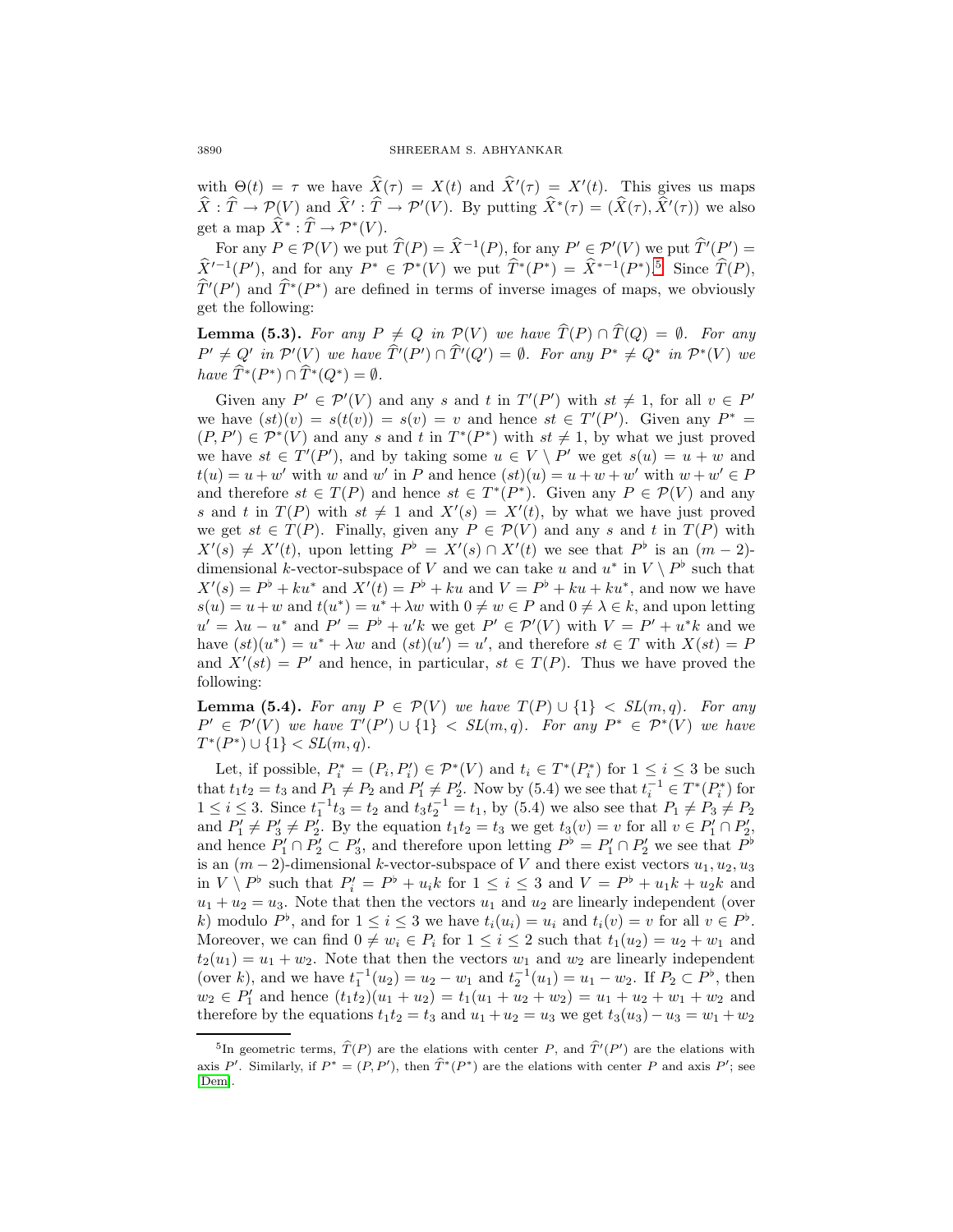with $\Theta(t) = \tau$ we have $\widehat{X}(\tau) = X(t)$ and $\widehat{X}'(\tau) = X'(t)$. This gives us maps $\widehat{X} : \widehat{T} \to \mathcal{P}(V)$ and $\widehat{X}' : \widehat{T} \to \mathcal{P}'(V)$. By putting $\widehat{X}^*(\tau) = (\widehat{X}(\tau), \widehat{X}'(\tau))$ we also get a map $\widehat{X}^* : \widehat{T} \to \mathcal{P}^*(V)$.

For any $P \in \mathcal{P}(V)$ we put $\widehat{T}(P) = \widehat{X}^{-1}(P)$, for any $P' \in \mathcal{P}'(V)$ we put $\widehat{T}'(P') = \widehat{X}'^{-1}(P')$, and for any $P^* \in \mathcal{P}^*(V)$ we put $\widehat{T}^*(P^*) = \widehat{X}^{*-1}(P^*)$.[5] Since $\widehat{T}(P)$, $\widehat{T}'(P')$ and $\widehat{T}^*(P^*)$ are defined in terms of inverse images of maps, we obviously get the following:

**Lemma (5.3).** *For any $P \neq Q$ in $\mathcal{P}(V)$ we have $\widehat{T}(P) \cap \widehat{T}(Q) = \emptyset$. For any $P' \neq Q'$ in $\mathcal{P}'(V)$ we have $\widehat{T}'(P') \cap \widehat{T}'(Q') = \emptyset$. For any $P^* \neq Q^*$ in $\mathcal{P}^*(V)$ we have $\widehat{T}^*(P^*) \cap \widehat{T}^*(Q^*) = \emptyset$.*

Given any $P' \in \mathcal{P}'(V)$ and any $s$ and $t$ in $T'(P')$ with $st \neq 1$, for all $v \in P'$ we have $(st)(v) = s(t(v)) = s(v) = v$ and hence $st \in T'(P')$. Given any $P^* = (P, P') \in \mathcal{P}^*(V)$ and any $s$ and $t$ in $T^*(P^*)$ with $st \neq 1$, by what we just proved we have $st \in T'(P')$, and by taking some $u \in V \setminus P'$ we get $s(u) = u + w$ and $t(u) = u + w'$ with $w$ and $w'$ in $P$ and hence $(st)(u) = u + w + w'$ with $w + w' \in P$ and therefore $st \in T(P)$ and hence $st \in T^*(P^*)$. Given any $P \in \mathcal{P}(V)$ and any $s$ and $t$ in $T(P)$ with $st \neq 1$ and $X'(s) = X'(t)$, by what we have just proved we get $st \in T(P)$. Finally, given any $P \in \mathcal{P}(V)$ and any $s$ and $t$ in $T(P)$ with $X'(s) \neq X'(t)$, upon letting $P^\flat = X'(s) \cap X'(t)$ we see that $P^\flat$ is an $(m-2)$-dimensional $k$-vector-subspace of $V$ and we can take $u$ and $u^*$ in $V \setminus P^\flat$ such that $X'(s) = P^\flat + ku^*$ and $X'(t) = P^\flat + ku$ and $V = P^\flat + ku + ku^*$, and now we have $s(u) = u + w$ and $t(u^*) = u^* + \lambda w$ with $0 \neq w \in P$ and $0 \neq \lambda \in k$, and upon letting $u' = \lambda u - u^*$ and $P' = P^\flat + u'k$ we get $P' \in \mathcal{P}'(V)$ with $V = P' + u^*k$ and we have $(st)(u^*) = u^* + \lambda w$ and $(st)(u') = u'$, and therefore $st \in T$ with $X(st) = P$ and $X'(st) = P'$ and hence, in particular, $st \in T(P)$. Thus we have proved the following:

**Lemma (5.4).** *For any $P \in \mathcal{P}(V)$ we have $T(P) \cup \{1\} < SL(m, q)$. For any $P' \in \mathcal{P}'(V)$ we have $T'(P') \cup \{1\} < SL(m, q)$. For any $P^* \in \mathcal{P}^*(V)$ we have $T^*(P^*) \cup \{1\} < SL(m, q)$.*

Let, if possible, $P_i^* = (P_i, P_i') \in \mathcal{P}^*(V)$ and $t_i \in T^*(P_i^*)$ for $1 \le i \le 3$ be such that $t_1 t_2 = t_3$ and $P_1 \neq P_2$ and $P_1' \neq P_2'$. Now by (5.4) we see that $t_i^{-1} \in T^*(P_i^*)$ for $1 \le i \le 3$. Since $t_1^{-1} t_3 = t_2$ and $t_3 t_2^{-1} = t_1$, by (5.4) we also see that $P_1 \neq P_3 \neq P_2$ and $P_1' \neq P_3' \neq P_2'$. By the equation $t_1 t_2 = t_3$ we get $t_3(v) = v$ for all $v \in P_1' \cap P_2'$, and hence $P_1' \cap P_2' \subset P_3'$, and therefore upon letting $P^\flat = P_1' \cap P_2'$ we see that $P^\flat$ is an $(m-2)$-dimensional $k$-vector-subspace of $V$ and there exist vectors $u_1, u_2, u_3$ in $V \setminus P^\flat$ such that $P_i' = P^\flat + u_i k$ for $1 \le i \le 3$ and $V = P^\flat + u_1 k + u_2 k$ and $u_1 + u_2 = u_3$. Note that then the vectors $u_1$ and $u_2$ are linearly independent (over $k$) modulo $P^\flat$, and for $1 \le i \le 3$ we have $t_i(u_i) = u_i$ and $t_i(v) = v$ for all $v \in P^\flat$. Moreover, we can find $0 \neq w_i \in P_i$ for $1 \le i \le 2$ such that $t_1(u_2) = u_2 + w_1$ and $t_2(u_1) = u_1 + w_2$. Note that then the vectors $w_1$ and $w_2$ are linearly independent (over $k$), and we have $t_1^{-1}(u_2) = u_2 - w_1$ and $t_2^{-1}(u_1) = u_1 - w_2$. If $P_2 \subset P^\flat$, then $w_2 \in P_1'$ and hence $(t_1 t_2)(u_1 + u_2) = t_1(u_1 + u_2 + w_2) = u_1 + u_2 + w_1 + w_2$ and therefore by the equations $t_1 t_2 = t_3$ and $u_1 + u_2 = u_3$ we get $t_3(u_3) - u_3 = w_1 + w_2$

[5] In geometric terms, $\widehat{T}(P)$ are the elations with center $P$, and $\widehat{T}'(P')$ are the elations with axis $P'$. Similarly, if $P^* = (P, P')$, then $\widehat{T}^*(P^*)$ are the elations with center $P$ and axis $P'$; see [Dem].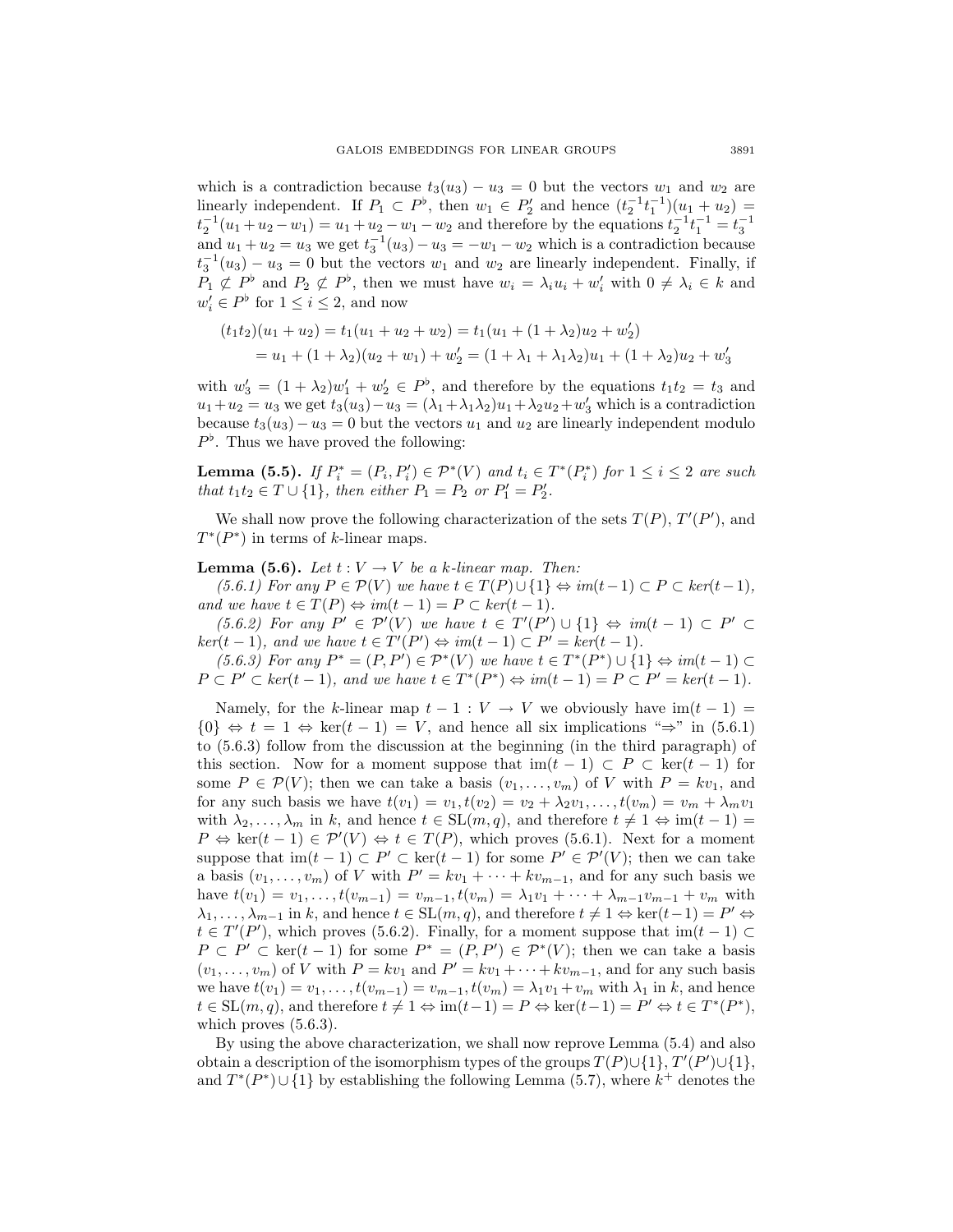which is a contradiction because $t_3(u_3) - u_3 = 0$ but the vectors $w_1$ and $w_2$ are linearly independent. If $P_1 \subset P^\flat$, then $w_1 \in P_2'$ and hence $(t_2^{-1}t_1^{-1})(u_1 + u_2) = t_2^{-1}(u_1 + u_2 - w_1) = u_1 + u_2 - w_1 - w_2$ and therefore by the equations $t_2^{-1}t_1^{-1} = t_3^{-1}$ and $u_1 + u_2 = u_3$ we get $t_3^{-1}(u_3) - u_3 = -w_1 - w_2$ which is a contradiction because $t_3^{-1}(u_3) - u_3 = 0$ but the vectors $w_1$ and $w_2$ are linearly independent. Finally, if $P_1 \not\subset P^\flat$ and $P_2 \not\subset P^\flat$, then we must have $w_i = \lambda_i u_i + w_i'$ with $0 \neq \lambda_i \in k$ and $w_i' \in P^\flat$ for $1 \le i \le 2$, and now

$$
\begin{aligned}
(t_1t_2)(u_1 + u_2) &= t_1(u_1 + u_2 + w_2) = t_1(u_1 + (1 + \lambda_2)u_2 + w_2') \\
&= u_1 + (1 + \lambda_2)(u_2 + w_1) + w_2' = (1 + \lambda_1 + \lambda_1\lambda_2)u_1 + (1 + \lambda_2)u_2 + w_3'
\end{aligned}
$$

with $w_3' = (1 + \lambda_2)w_1' + w_2' \in P^\flat$, and therefore by the equations $t_1t_2 = t_3$ and $u_1 + u_2 = u_3$ we get $t_3(u_3) - u_3 = (\lambda_1 + \lambda_1\lambda_2)u_1 + \lambda_2 u_2 + w_3'$ which is a contradiction because $t_3(u_3) - u_3 = 0$ but the vectors $u_1$ and $u_2$ are linearly independent modulo $P^\flat$. Thus we have proved the following:

**Lemma (5.5).** *If $P_i^* = (P_i, P_i') \in \mathcal{P}^*(V)$ and $t_i \in T^*(P_i^*)$ for $1 \le i \le 2$ are such that $t_1t_2 \in T \cup \{1\}$, then either $P_1 = P_2$ or $P_1' = P_2'$.*

We shall now prove the following characterization of the sets $T(P)$, $T'(P')$, and $T^*(P^*)$ in terms of $k$-linear maps.

**Lemma (5.6).** *Let $t : V \to V$ be a $k$-linear map. Then:*

*(5.6.1) For any $P \in \mathcal{P}(V)$ we have $t \in T(P) \cup \{1\} \Leftrightarrow im(t-1) \subset P \subset ker(t-1)$, and we have $t \in T(P) \Leftrightarrow im(t-1) = P \subset ker(t-1)$.*

*(5.6.2) For any $P' \in \mathcal{P}'(V)$ we have $t \in T'(P') \cup \{1\} \Leftrightarrow im(t-1) \subset P' \subset ker(t-1)$, and we have $t \in T'(P') \Leftrightarrow im(t-1) \subset P' = ker(t-1)$.*

*(5.6.3) For any $P^* = (P, P') \in \mathcal{P}^*(V)$ we have $t \in T^*(P^*) \cup \{1\} \Leftrightarrow im(t-1) \subset P \subset P' \subset ker(t-1)$, and we have $t \in T^*(P^*) \Leftrightarrow im(t-1) = P \subset P' = ker(t-1)$.*

Namely, for the $k$-linear map $t - 1 : V \to V$ we obviously have $\text{im}(t-1) = \{0\} \Leftrightarrow t = 1 \Leftrightarrow \ker(t-1) = V$, and hence all six implications "$\Rightarrow$" in (5.6.1) to (5.6.3) follow from the discussion at the beginning (in the third paragraph) of this section. Now for a moment suppose that $\text{im}(t-1) \subset P \subset \ker(t-1)$ for some $P \in \mathcal{P}(V)$; then we can take a basis $(v_1, \dots, v_m)$ of $V$ with $P = kv_1$, and for any such basis we have $t(v_1) = v_1, t(v_2) = v_2 + \lambda_2 v_1, \dots, t(v_m) = v_m + \lambda_m v_1$ with $\lambda_2, \dots, \lambda_m$ in $k$, and hence $t \in \text{SL}(m, q)$, and therefore $t \neq 1 \Leftrightarrow \text{im}(t-1) = P \Leftrightarrow \ker(t-1) \in \mathcal{P}'(V) \Leftrightarrow t \in T(P)$, which proves (5.6.1). Next for a moment suppose that $\text{im}(t-1) \subset P' \subset \ker(t-1)$ for some $P' \in \mathcal{P}'(V)$; then we can take a basis $(v_1, \dots, v_m)$ of $V$ with $P' = kv_1 + \cdots + kv_{m-1}$, and for any such basis we have $t(v_1) = v_1, \dots, t(v_{m-1}) = v_{m-1}, t(v_m) = \lambda_1 v_1 + \cdots + \lambda_{m-1}v_{m-1} + v_m$ with $\lambda_1, \dots, \lambda_{m-1}$ in $k$, and hence $t \in \text{SL}(m, q)$, and therefore $t \neq 1 \Leftrightarrow \ker(t-1) = P' \Leftrightarrow t \in T'(P')$, which proves (5.6.2). Finally, for a moment suppose that $\text{im}(t-1) \subset P \subset P' \subset \ker(t-1)$ for some $P^* = (P, P') \in \mathcal{P}^*(V)$; then we can take a basis $(v_1, \dots, v_m)$ of $V$ with $P = kv_1$ and $P' = kv_1 + \cdots + kv_{m-1}$, and for any such basis we have $t(v_1) = v_1, \dots, t(v_{m-1}) = v_{m-1}, t(v_m) = \lambda_1 v_1 + v_m$ with $\lambda_1$ in $k$, and hence $t \in \text{SL}(m, q)$, and therefore $t \neq 1 \Leftrightarrow \text{im}(t-1) = P \Leftrightarrow \ker(t-1) = P' \Leftrightarrow t \in T^*(P^*)$, which proves (5.6.3).

By using the above characterization, we shall now reprove Lemma (5.4) and also obtain a description of the isomorphism types of the groups $T(P) \cup \{1\}$, $T'(P') \cup \{1\}$, and $T^*(P^*) \cup \{1\}$ by establishing the following Lemma (5.7), where $k^+$ denotes the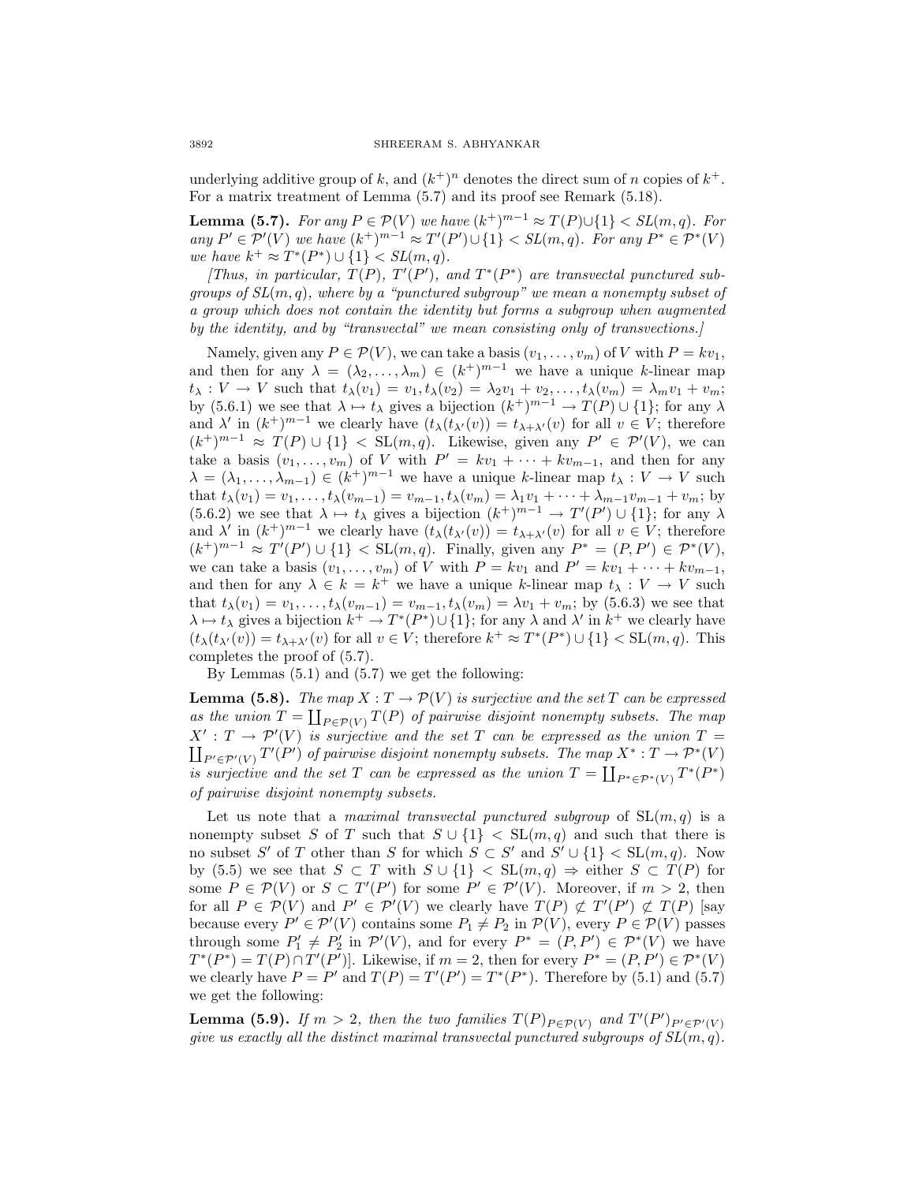underlying additive group of $k$, and $(k^+)^n$ denotes the direct sum of $n$ copies of $k^+$. For a matrix treatment of Lemma (5.7) and its proof see Remark (5.18).

**Lemma (5.7).** *For any $P \in \mathcal{P}(V)$ we have $(k^+)^{m-1} \approx T(P) \cup \{1\} < SL(m,q)$. For any $P' \in \mathcal{P}'(V)$ we have $(k^+)^{m-1} \approx T'(P') \cup \{1\} < SL(m,q)$. For any $P^* \in \mathcal{P}^*(V)$ we have $k^+ \approx T^*(P^*) \cup \{1\} < SL(m,q)$.*

*[Thus, in particular, $T(P)$, $T'(P')$, and $T^*(P^*)$ are transvectal punctured subgroups of $SL(m,q)$, where by a "punctured subgroup" we mean a nonempty subset of a group which does not contain the identity but forms a subgroup when augmented by the identity, and by "transvectal" we mean consisting only of transvections.]*

Namely, given any $P \in \mathcal{P}(V)$, we can take a basis $(v_1, \ldots, v_m)$ of $V$ with $P = kv_1$, and then for any $\lambda = (\lambda_2, \ldots, \lambda_m) \in (k^+)^{m-1}$ we have a unique $k$-linear map $t_\lambda : V \to V$ such that $t_\lambda(v_1) = v_1, t_\lambda(v_2) = \lambda_2 v_1 + v_2, \ldots, t_\lambda(v_m) = \lambda_m v_1 + v_m$; by (5.6.1) we see that $\lambda \mapsto t_\lambda$ gives a bijection $(k^+)^{m-1} \to T(P) \cup \{1\}$; for any $\lambda$ and $\lambda'$ in $(k^+)^{m-1}$ we clearly have $(t_\lambda(t_{\lambda'}(v)) = t_{\lambda+\lambda'}(v)$ for all $v \in V$; therefore $(k^+)^{m-1} \approx T(P) \cup \{1\} < \mathrm{SL}(m,q)$. Likewise, given any $P' \in \mathcal{P}'(V)$, we can take a basis $(v_1, \ldots, v_m)$ of $V$ with $P' = kv_1 + \cdots + kv_{m-1}$, and then for any $\lambda = (\lambda_1, \ldots, \lambda_{m-1}) \in (k^+)^{m-1}$ we have a unique $k$-linear map $t_\lambda : V \to V$ such that $t_\lambda(v_1) = v_1, \ldots, t_\lambda(v_{m-1}) = v_{m-1}, t_\lambda(v_m) = \lambda_1 v_1 + \cdots + \lambda_{m-1} v_{m-1} + v_m$; by (5.6.2) we see that $\lambda \mapsto t_\lambda$ gives a bijection $(k^+)^{m-1} \to T'(P') \cup \{1\}$; for any $\lambda$ and $\lambda'$ in $(k^+)^{m-1}$ we clearly have $(t_\lambda(t_{\lambda'}(v)) = t_{\lambda+\lambda'}(v)$ for all $v \in V$; therefore $(k^+)^{m-1} \approx T'(P') \cup \{1\} < \mathrm{SL}(m,q)$. Finally, given any $P^* = (P, P') \in \mathcal{P}^*(V)$, we can take a basis $(v_1, \ldots, v_m)$ of $V$ with $P = kv_1$ and $P' = kv_1 + \cdots + kv_{m-1}$, and then for any $\lambda \in k = k^+$ we have a unique $k$-linear map $t_\lambda : V \to V$ such that $t_\lambda(v_1) = v_1, \ldots, t_\lambda(v_{m-1}) = v_{m-1}, t_\lambda(v_m) = \lambda v_1 + v_m$; by (5.6.3) we see that $\lambda \mapsto t_\lambda$ gives a bijection $k^+ \to T^*(P^*) \cup \{1\}$; for any $\lambda$ and $\lambda'$ in $k^+$ we clearly have $(t_\lambda(t_{\lambda'}(v)) = t_{\lambda+\lambda'}(v)$ for all $v \in V$; therefore $k^+ \approx T^*(P^*) \cup \{1\} < \mathrm{SL}(m,q)$. This completes the proof of (5.7).

By Lemmas (5.1) and (5.7) we get the following:

**Lemma (5.8).** *The map $X : T \to \mathcal{P}(V)$ is surjective and the set $T$ can be expressed as the union $T = \coprod_{P \in \mathcal{P}(V)} T(P)$ of pairwise disjoint nonempty subsets. The map $X' : T \to \mathcal{P}'(V)$ is surjective and the set $T$ can be expressed as the union $T = \coprod_{P' \in \mathcal{P}'(V)} T'(P')$ of pairwise disjoint nonempty subsets. The map $X^* : T \to \mathcal{P}^*(V)$ is surjective and the set $T$ can be expressed as the union $T = \coprod_{P^* \in \mathcal{P}^*(V)} T^*(P^*)$ of pairwise disjoint nonempty subsets.*

Let us note that a *maximal transvectal punctured subgroup* of $\mathrm{SL}(m,q)$ is a nonempty subset $S$ of $T$ such that $S \cup \{1\} < \mathrm{SL}(m,q)$ and such that there is no subset $S'$ of $T$ other than $S$ for which $S \subset S'$ and $S' \cup \{1\} < \mathrm{SL}(m,q)$. Now by (5.5) we see that $S \subset T$ with $S \cup \{1\} < \mathrm{SL}(m,q) \Rightarrow$ either $S \subset T(P)$ for some $P \in \mathcal{P}(V)$ or $S \subset T'(P')$ for some $P' \in \mathcal{P}'(V)$. Moreover, if $m > 2$, then for all $P \in \mathcal{P}(V)$ and $P' \in \mathcal{P}'(V)$ we clearly have $T(P) \not\subset T'(P') \not\subset T(P)$ [say because every $P' \in \mathcal{P}'(V)$ contains some $P_1 \neq P_2$ in $\mathcal{P}(V)$, every $P \in \mathcal{P}(V)$ passes through some $P'_1 \neq P'_2$ in $\mathcal{P}'(V)$, and for every $P^* = (P, P') \in \mathcal{P}^*(V)$ we have $T^*(P^*) = T(P) \cap T'(P')$]. Likewise, if $m = 2$, then for every $P^* = (P, P') \in \mathcal{P}^*(V)$ we clearly have $P = P'$ and $T(P) = T'(P') = T^*(P^*)$. Therefore by (5.1) and (5.7) we get the following:

**Lemma (5.9).** *If $m > 2$, then the two families $T(P)_{P \in \mathcal{P}(V)}$ and $T'(P')_{P' \in \mathcal{P}'(V)}$ give us exactly all the distinct maximal transvectal punctured subgroups of $SL(m,q)$.*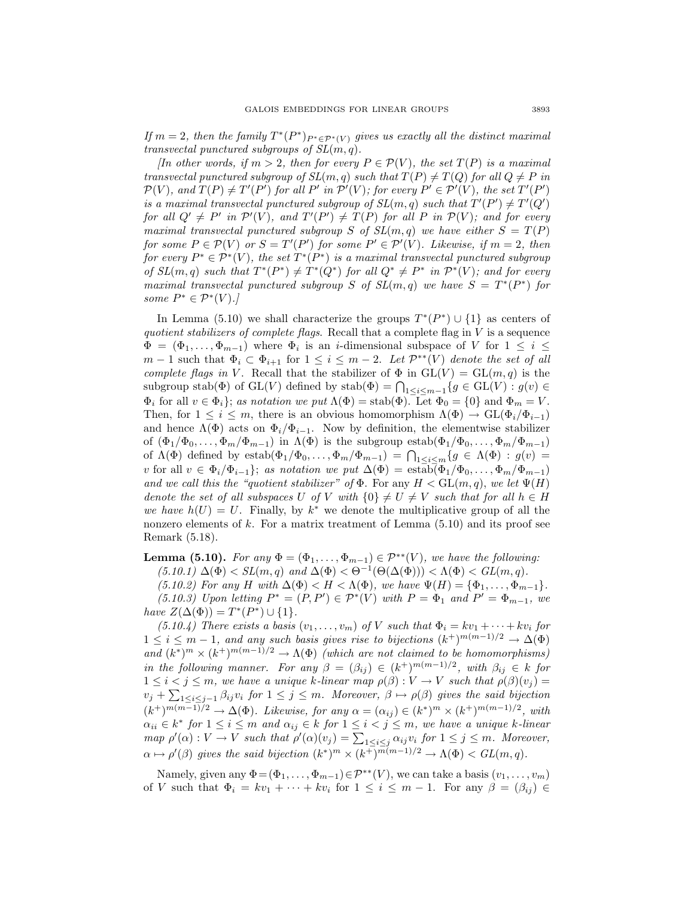*If $m = 2$, then the family $T^*(P^*)_{P^* \in \mathcal{P}^*(V)}$ gives us exactly all the distinct maximal transvectal punctured subgroups of $SL(m,q)$.*

*[In other words, if $m > 2$, then for every $P \in \mathcal{P}(V)$, the set $T(P)$ is a maximal transvectal punctured subgroup of $SL(m,q)$ such that $T(P) \neq T(Q)$ for all $Q \neq P$ in $\mathcal{P}(V)$, and $T(P) \neq T'(P')$ for all $P'$ in $\mathcal{P}'(V)$; for every $P' \in \mathcal{P}'(V)$, the set $T'(P')$ is a maximal transvectal punctured subgroup of $SL(m,q)$ such that $T'(P') \neq T'(Q')$ for all $Q' \neq P'$ in $\mathcal{P}'(V)$, and $T'(P') \neq T(P)$ for all $P$ in $\mathcal{P}(V)$; and for every maximal transvectal punctured subgroup $S$ of $SL(m,q)$ we have either $S = T(P)$ for some $P \in \mathcal{P}(V)$ or $S = T'(P')$ for some $P' \in \mathcal{P}'(V)$. Likewise, if $m = 2$, then for every $P^* \in \mathcal{P}^*(V)$, the set $T^*(P^*)$ is a maximal transvectal punctured subgroup of $SL(m,q)$ such that $T^*(P^*) \neq T^*(Q^*)$ for all $Q^* \neq P^*$ in $\mathcal{P}^*(V)$; and for every maximal transvectal punctured subgroup $S$ of $SL(m,q)$ we have $S = T^*(P^*)$ for some $P^* \in \mathcal{P}^*(V)$.]*

In Lemma (5.10) we shall characterize the groups $T^*(P^*) \cup \{1\}$ as centers of *quotient stabilizers of complete flags*. Recall that a complete flag in $V$ is a sequence $\Phi = (\Phi_1, \ldots, \Phi_{m-1})$ where $\Phi_i$ is an $i$-dimensional subspace of $V$ for $1 \leq i \leq m-1$ such that $\Phi_i \subset \Phi_{i+1}$ for $1 \leq i \leq m-2$. *Let $\mathcal{P}^{**}(V)$ denote the set of all complete flags in $V$.* Recall that the stabilizer of $\Phi$ in $\mathrm{GL}(V) = \mathrm{GL}(m,q)$ is the subgroup $\mathrm{stab}(\Phi)$ of $\mathrm{GL}(V)$ defined by $\mathrm{stab}(\Phi) = \bigcap_{1 \leq i \leq m-1} \{g \in \mathrm{GL}(V) : g(v) \in \Phi_i$ for all $v \in \Phi_i\}$; *as notation we put $\Lambda(\Phi) = \mathrm{stab}(\Phi)$.* Let $\Phi_0 = \{0\}$ and $\Phi_m = V$. Then, for $1 \leq i \leq m$, there is an obvious homomorphism $\Lambda(\Phi) \to \mathrm{GL}(\Phi_i/\Phi_{i-1})$ and hence $\Lambda(\Phi)$ acts on $\Phi_i/\Phi_{i-1}$. Now by definition, the elementwise stabilizer of $(\Phi_1/\Phi_0, \ldots, \Phi_m/\Phi_{m-1})$ in $\Lambda(\Phi)$ is the subgroup $\mathrm{estab}(\Phi_1/\Phi_0, \ldots, \Phi_m/\Phi_{m-1})$ of $\Lambda(\Phi)$ defined by $\mathrm{estab}(\Phi_1/\Phi_0, \ldots, \Phi_m/\Phi_{m-1}) = \bigcap_{1 \leq i \leq m} \{g \in \Lambda(\Phi) : g(v) = v$ for all $v \in \Phi_i/\Phi_{i-1}\}$; *as notation we put $\Delta(\Phi) = \mathrm{estab}(\Phi_1/\Phi_0, \ldots, \Phi_m/\Phi_{m-1})$ and we call this the "quotient stabilizer" of $\Phi$.* For any $H < \mathrm{GL}(m,q)$, we let $\Psi(H)$ *denote the set of all subspaces $U$ of $V$ with $\{0\} \neq U \neq V$ such that for all $h \in H$ we have $h(U) = U$.* Finally, by $k^*$ we denote the multiplicative group of all the nonzero elements of $k$. For a matrix treatment of Lemma (5.10) and its proof see Remark (5.18).

**Lemma (5.10).** *For any $\Phi = (\Phi_1, \ldots, \Phi_{m-1}) \in \mathcal{P}^{**}(V)$, we have the following:*

*(5.10.1) $\Delta(\Phi) < SL(m,q)$ and $\Delta(\Phi) < \Theta^{-1}(\Theta(\Delta(\Phi))) < \Lambda(\Phi) < GL(m,q)$.*

*(5.10.2) For any $H$ with $\Delta(\Phi) < H < \Lambda(\Phi)$, we have $\Psi(H) = \{\Phi_1, \ldots, \Phi_{m-1}\}$.*

*(5.10.3) Upon letting $P^* = (P, P') \in \mathcal{P}^*(V)$ with $P = \Phi_1$ and $P' = \Phi_{m-1}$, we have $Z(\Delta(\Phi)) = T^*(P^*) \cup \{1\}$.*

*(5.10.4) There exists a basis $(v_1, \ldots, v_m)$ of $V$ such that $\Phi_i = kv_1 + \cdots + kv_i$ for $1 \leq i \leq m-1$, and any such basis gives rise to bijections $(k^+)^{m(m-1)/2} \to \Delta(\Phi)$ and $(k^*)^m \times (k^+)^{m(m-1)/2} \to \Lambda(\Phi)$ (which are not claimed to be homomorphisms) in the following manner. For any $\beta = (\beta_{ij}) \in (k^+)^{m(m-1)/2}$, with $\beta_{ij} \in k$ for $1 \leq i < j \leq m$, we have a unique $k$-linear map $\rho(\beta) : V \to V$ such that $\rho(\beta)(v_j) = v_j + \sum_{1 \leq i \leq j-1} \beta_{ij} v_i$ for $1 \leq j \leq m$. Moreover, $\beta \mapsto \rho(\beta)$ gives the said bijection $(k^+)^{m(m-1)/2} \to \Delta(\Phi)$. Likewise, for any $\alpha = (\alpha_{ij}) \in (k^*)^m \times (k^+)^{m(m-1)/2}$, with $\alpha_{ii} \in k^*$ for $1 \leq i \leq m$ and $\alpha_{ij} \in k$ for $1 \leq i < j \leq m$, we have a unique $k$-linear map $\rho'(\alpha) : V \to V$ such that $\rho'(\alpha)(v_j) = \sum_{1 \leq i \leq j} \alpha_{ij} v_i$ for $1 \leq j \leq m$. Moreover, $\alpha \mapsto \rho'(\beta)$ gives the said bijection $(k^*)^m \times (k^+)^{m(m-1)/2} \to \Lambda(\Phi) < GL(m,q)$.*

Namely, given any $\Phi = (\Phi_1, \ldots, \Phi_{m-1}) \in \mathcal{P}^{**}(V)$, we can take a basis $(v_1, \ldots, v_m)$ of $V$ such that $\Phi_i = kv_1 + \cdots + kv_i$ for $1 \leq i \leq m-1$. For any $\beta = (\beta_{ij}) \in$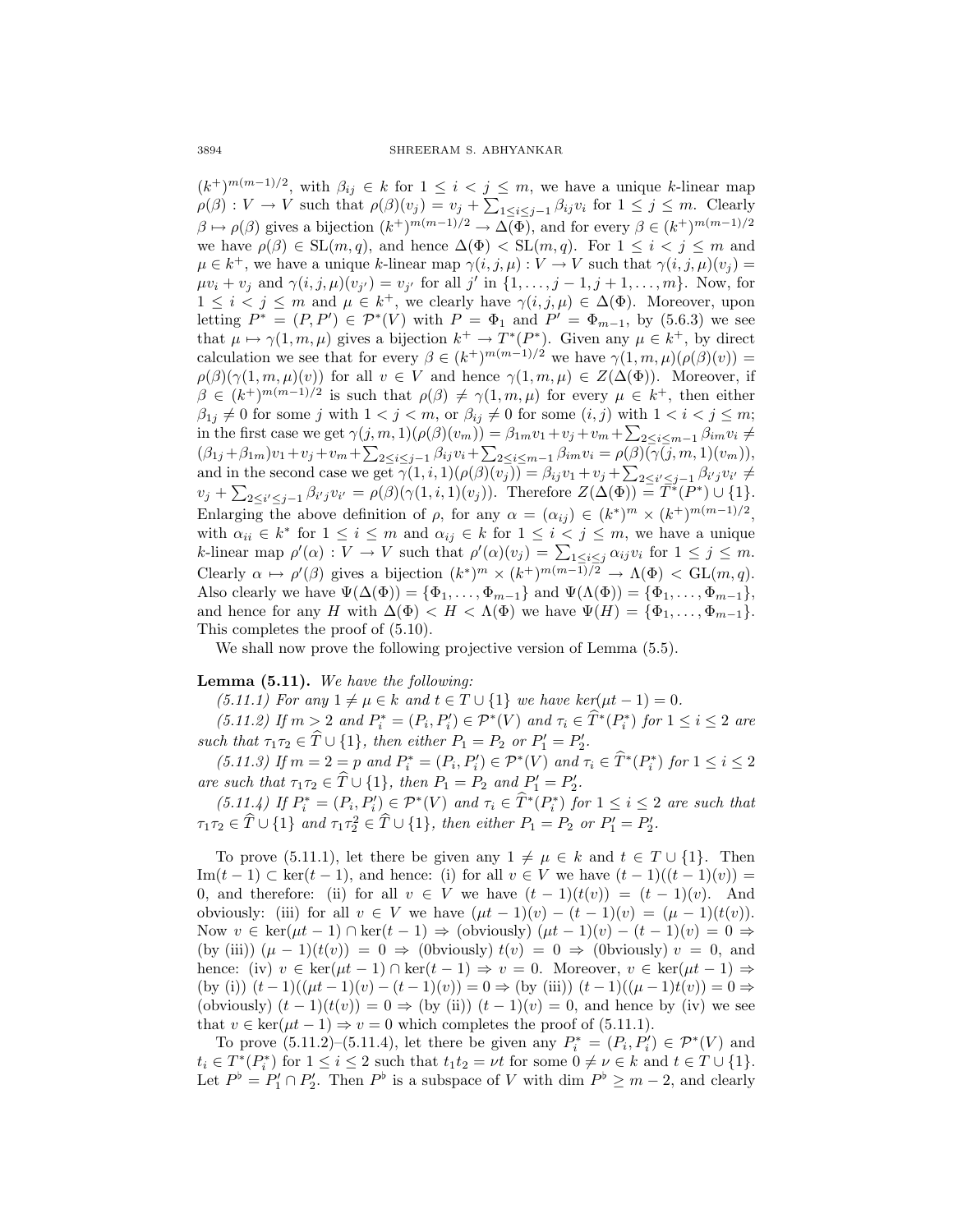$(k^+)^{m(m-1)/2}$, with $\beta_{ij} \in k$ for $1 \leq i < j \leq m$, we have a unique $k$-linear map $\rho(\beta) : V \to V$ such that $\rho(\beta)(v_j) = v_j + \sum_{1 \leq i \leq j-1} \beta_{ij} v_i$ for $1 \leq j \leq m$. Clearly $\beta \mapsto \rho(\beta)$ gives a bijection $(k^+)^{m(m-1)/2} \to \Delta(\Phi)$, and for every $\beta \in (k^+)^{m(m-1)/2}$ we have $\rho(\beta) \in \mathrm{SL}(m,q)$, and hence $\Delta(\Phi) < \mathrm{SL}(m,q)$. For $1 \leq i < j \leq m$ and $\mu \in k^+$, we have a unique $k$-linear map $\gamma(i,j,\mu) : V \to V$ such that $\gamma(i,j,\mu)(v_j) = \mu v_i + v_j$ and $\gamma(i,j,\mu)(v_{j'}) = v_{j'}$ for all $j'$ in $\{1,\dots,j-1,j+1,\dots,m\}$. Now, for $1 \leq i < j \leq m$ and $\mu \in k^+$, we clearly have $\gamma(i,j,\mu) \in \Delta(\Phi)$. Moreover, upon letting $P^* = (P,P') \in \mathcal{P}^*(V)$ with $P = \Phi_1$ and $P' = \Phi_{m-1}$, by (5.6.3) we see that $\mu \mapsto \gamma(1,m,\mu)$ gives a bijection $k^+ \to T^*(P^*)$. Given any $\mu \in k^+$, by direct calculation we see that for every $\beta \in (k^+)^{m(m-1)/2}$ we have $\gamma(1,m,\mu)(\rho(\beta)(v)) = \rho(\beta)(\gamma(1,m,\mu)(v))$ for all $v \in V$ and hence $\gamma(1,m,\mu) \in Z(\Delta(\Phi))$. Moreover, if $\beta \in (k^+)^{m(m-1)/2}$ is such that $\rho(\beta) \neq \gamma(1,m,\mu)$ for every $\mu \in k^+$, then either $\beta_{1j} \neq 0$ for some $j$ with $1 < j < m$, or $\beta_{ij} \neq 0$ for some $(i,j)$ with $1 < i < j \leq m$; in the first case we get $\gamma(j,m,1)(\rho(\beta)(v_m)) = \beta_{1m} v_1 + v_j + v_m + \sum_{2 \leq i \leq m-1} \beta_{im} v_i \neq (\beta_{1j} + \beta_{1m}) v_1 + v_j + v_m + \sum_{2 \leq i \leq j-1} \beta_{ij} v_i + \sum_{2 \leq i \leq m-1} \beta_{im} v_i = \rho(\beta)(\gamma(j,m,1)(v_m))$, and in the second case we get $\gamma(1,i,1)(\rho(\beta)(v_j)) = \beta_{ij} v_1 + v_j + \sum_{2 \leq i' \leq j-1} \beta_{i'j} v_{i'} \neq v_j + \sum_{2 \leq i' \leq j-1} \beta_{i'j} v_{i'} = \rho(\beta)(\gamma(1,i,1)(v_j))$. Therefore $Z(\Delta(\Phi)) = T^*(P^*) \cup \{1\}$. Enlarging the above definition of $\rho$, for any $\alpha = (\alpha_{ij}) \in (k^*)^m \times (k^+)^{m(m-1)/2}$, with $\alpha_{ii} \in k^*$ for $1 \leq i \leq m$ and $\alpha_{ij} \in k$ for $1 \leq i < j \leq m$, we have a unique $k$-linear map $\rho'(\alpha) : V \to V$ such that $\rho'(\alpha)(v_j) = \sum_{1 \leq i \leq j} \alpha_{ij} v_i$ for $1 \leq j \leq m$. Clearly $\alpha \mapsto \rho'(\beta)$ gives a bijection $(k^*)^m \times (k^+)^{m(m-1)/2} \to \Lambda(\Phi) < \mathrm{GL}(m,q)$. Also clearly we have $\Psi(\Delta(\Phi)) = \{\Phi_1,\dots,\Phi_{m-1}\}$ and $\Psi(\Lambda(\Phi)) = \{\Phi_1,\dots,\Phi_{m-1}\}$, and hence for any $H$ with $\Delta(\Phi) < H < \Lambda(\Phi)$ we have $\Psi(H) = \{\Phi_1,\dots,\Phi_{m-1}\}$. This completes the proof of (5.10).

We shall now prove the following projective version of Lemma (5.5).

**Lemma (5.11).** *We have the following:*

*(5.11.1) For any $1 \neq \mu \in k$ and $t \in T \cup \{1\}$ we have $\ker(\mu t - 1) = 0$.*

*(5.11.2) If $m > 2$ and $P_i^* = (P_i, P_i') \in \mathcal{P}^*(V)$ and $\tau_i \in \widehat{T}^*(P_i^*)$ for $1 \leq i \leq 2$ are such that $\tau_1 \tau_2 \in \widehat{T} \cup \{1\}$, then either $P_1 = P_2$ or $P_1' = P_2'$.*

*(5.11.3) If $m = 2 = p$ and $P_i^* = (P_i, P_i') \in \mathcal{P}^*(V)$ and $\tau_i \in \widehat{T}^*(P_i^*)$ for $1 \leq i \leq 2$ are such that $\tau_1 \tau_2 \in \widehat{T} \cup \{1\}$, then $P_1 = P_2$ and $P_1' = P_2'$.*

*(5.11.4) If $P_i^* = (P_i, P_i') \in \mathcal{P}^*(V)$ and $\tau_i \in \widehat{T}^*(P_i^*)$ for $1 \leq i \leq 2$ are such that $\tau_1 \tau_2 \in \widehat{T} \cup \{1\}$ and $\tau_1 \tau_2^2 \in \widehat{T} \cup \{1\}$, then either $P_1 = P_2$ or $P_1' = P_2'$.*

To prove (5.11.1), let there be given any $1 \neq \mu \in k$ and $t \in T \cup \{1\}$. Then $\mathrm{Im}(t-1) \subset \ker(t-1)$, and hence: (i) for all $v \in V$ we have $(t-1)((t-1)(v)) = 0$, and therefore: (ii) for all $v \in V$ we have $(t-1)(t(v)) = (t-1)(v)$. And obviously: (iii) for all $v \in V$ we have $(\mu t - 1)(v) - (t-1)(v) = (\mu - 1)(t(v))$. Now $v \in \ker(\mu t - 1) \cap \ker(t-1) \Rightarrow$ (obviously) $(\mu t - 1)(v) - (t-1)(v) = 0 \Rightarrow$ (by (iii)) $(\mu - 1)(t(v)) = 0 \Rightarrow$ (0bviously) $t(v) = 0 \Rightarrow$ (0bviously) $v = 0$, and hence: (iv) $v \in \ker(\mu t - 1) \cap \ker(t-1) \Rightarrow v = 0$. Moreover, $v \in \ker(\mu t - 1) \Rightarrow$ (by (i)) $(t-1)((\mu t - 1)(v) - (t-1)(v)) = 0 \Rightarrow$ (by (iii)) $(t-1)((\mu - 1)t(v)) = 0 \Rightarrow$ (obviously) $(t-1)(t(v)) = 0 \Rightarrow$ (by (ii)) $(t-1)(v) = 0$, and hence by (iv) we see that $v \in \ker(\mu t - 1) \Rightarrow v = 0$ which completes the proof of (5.11.1).

To prove (5.11.2)–(5.11.4), let there be given any $P_i^* = (P_i, P_i') \in \mathcal{P}^*(V)$ and $t_i \in T^*(P_i^*)$ for $1 \leq i \leq 2$ such that $t_1 t_2 = \nu t$ for some $0 \neq \nu \in k$ and $t \in T \cup \{1\}$. Let $P^\flat = P_1' \cap P_2'$. Then $P^\flat$ is a subspace of $V$ with $\dim P^\flat \geq m - 2$, and clearly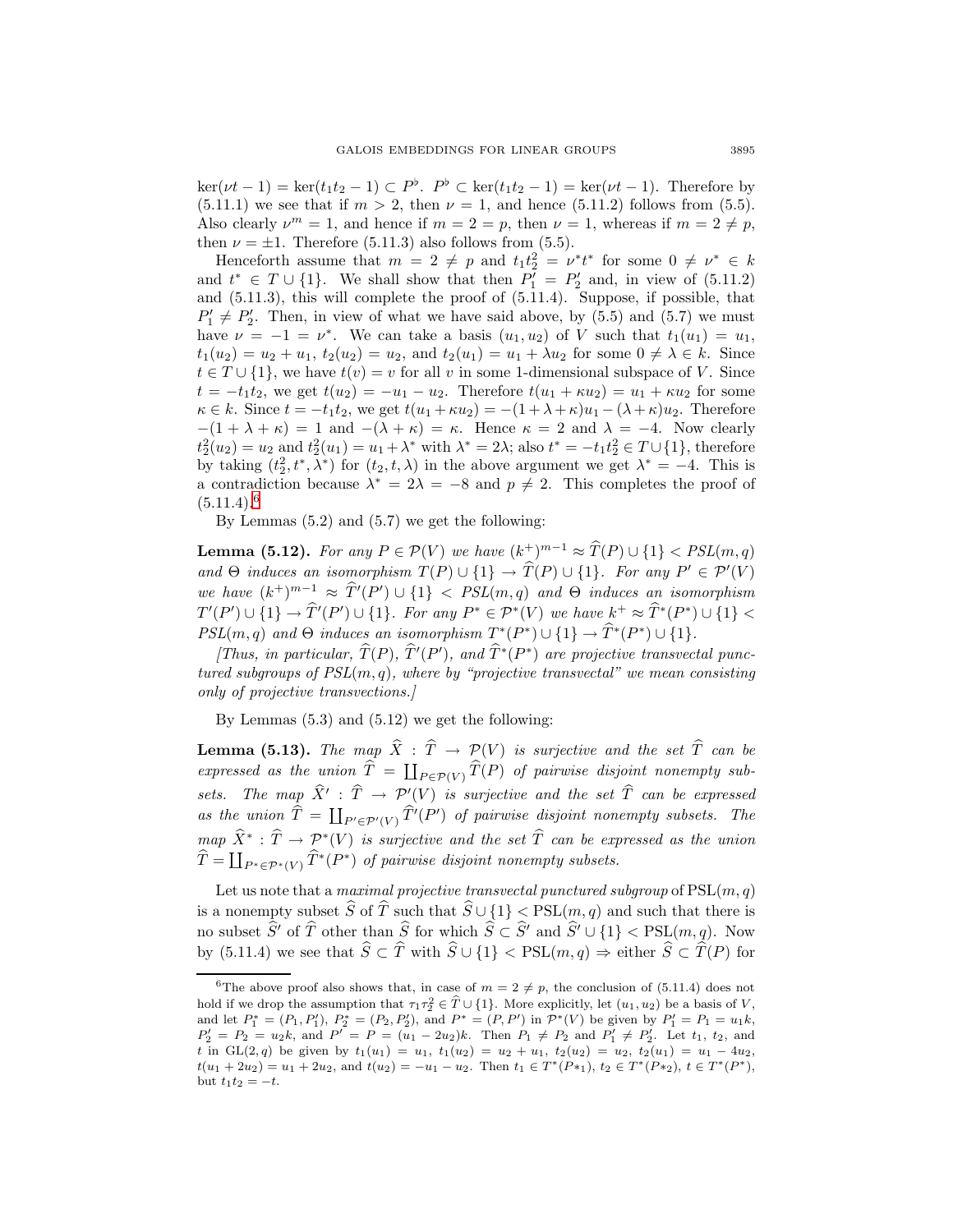$\ker(\nu t - 1) = \ker(t_1 t_2 - 1) \subset P^\flat$. $P^\flat \subset \ker(t_1 t_2 - 1) = \ker(\nu t - 1)$. Therefore by (5.11.1) we see that if $m > 2$, then $\nu = 1$, and hence (5.11.2) follows from (5.5). Also clearly $\nu^m = 1$, and hence if $m = 2 = p$, then $\nu = 1$, whereas if $m = 2 \neq p$, then $\nu = \pm 1$. Therefore (5.11.3) also follows from (5.5).

Henceforth assume that $m = 2 \neq p$ and $t_1 t_2^2 = \nu^* t^*$ for some $0 \neq \nu^* \in k$ and $t^* \in T \cup \{1\}$. We shall show that then $P_1' = P_2'$ and, in view of (5.11.2) and (5.11.3), this will complete the proof of (5.11.4). Suppose, if possible, that $P_1' \neq P_2'$. Then, in view of what we have said above, by (5.5) and (5.7) we must have $\nu = -1 = \nu^*$. We can take a basis $(u_1, u_2)$ of $V$ such that $t_1(u_1) = u_1$, $t_1(u_2) = u_2 + u_1$, $t_2(u_2) = u_2$, and $t_2(u_1) = u_1 + \lambda u_2$ for some $0 \neq \lambda \in k$. Since $t \in T \cup \{1\}$, we have $t(v) = v$ for all $v$ in some 1-dimensional subspace of $V$. Since $t = -t_1 t_2$, we get $t(u_2) = -u_1 - u_2$. Therefore $t(u_1 + \kappa u_2) = u_1 + \kappa u_2$ for some $\kappa \in k$. Since $t = -t_1 t_2$, we get $t(u_1 + \kappa u_2) = -(1 + \lambda + \kappa)u_1 - (\lambda + \kappa)u_2$. Therefore $-(1 + \lambda + \kappa) = 1$ and $-(\lambda + \kappa) = \kappa$. Hence $\kappa = 2$ and $\lambda = -4$. Now clearly $t_2^2(u_2) = u_2$ and $t_2^2(u_1) = u_1 + \lambda^*$ with $\lambda^* = 2\lambda$; also $t^* = -t_1 t_2^2 \in T \cup \{1\}$, therefore by taking $(t_2^2, t^*, \lambda^*)$ for $(t_2, t, \lambda)$ in the above argument we get $\lambda^* = -4$. This is a contradiction because $\lambda^* = 2\lambda = -8$ and $p \neq 2$. This completes the proof of (5.11.4).[6]

By Lemmas (5.2) and (5.7) we get the following:

**Lemma (5.12).** *For any $P \in \mathcal{P}(V)$ we have $(k^+)^{m-1} \approx \widehat{T}(P) \cup \{1\} < PSL(m, q)$ and $\Theta$ induces an isomorphism $T(P) \cup \{1\} \to \widehat{T}(P) \cup \{1\}$. For any $P' \in \mathcal{P}'(V)$ we have $(k^+)^{m-1} \approx \widehat{T}'(P') \cup \{1\} < PSL(m, q)$ and $\Theta$ induces an isomorphism $T'(P') \cup \{1\} \to \widehat{T}'(P') \cup \{1\}$. For any $P^* \in \mathcal{P}^*(V)$ we have $k^+ \approx \widehat{T}^*(P^*) \cup \{1\} < PSL(m, q)$ and $\Theta$ induces an isomorphism $T^*(P^*) \cup \{1\} \to \widehat{T}^*(P^*) \cup \{1\}$.*

*[Thus, in particular, $\widehat{T}(P)$, $\widehat{T}'(P')$, and $\widehat{T}^*(P^*)$ are projective transvectal punctured subgroups of $PSL(m, q)$, where by "projective transvectal" we mean consisting only of projective transvections.]*

By Lemmas (5.3) and (5.12) we get the following:

**Lemma (5.13).** *The map $\widehat{X} : \widehat{T} \to \mathcal{P}(V)$ is surjective and the set $\widehat{T}$ can be expressed as the union $\widehat{T} = \coprod_{P \in \mathcal{P}(V)} \widehat{T}(P)$ of pairwise disjoint nonempty subsets. The map $\widehat{X}' : \widehat{T} \to \mathcal{P}'(V)$ is surjective and the set $\widehat{T}$ can be expressed as the union $\widehat{T} = \coprod_{P' \in \mathcal{P}'(V)} \widehat{T}'(P')$ of pairwise disjoint nonempty subsets. The map $\widehat{X}^* : \widehat{T} \to \mathcal{P}^*(V)$ is surjective and the set $\widehat{T}$ can be expressed as the union $\widehat{T} = \coprod_{P^* \in \mathcal{P}^*(V)} \widehat{T}^*(P^*)$ of pairwise disjoint nonempty subsets.*

Let us note that a *maximal projective transvectal punctured subgroup* of $\mathrm{PSL}(m, q)$ is a nonempty subset $\widehat{S}$ of $\widehat{T}$ such that $\widehat{S} \cup \{1\} < \mathrm{PSL}(m, q)$ and such that there is no subset $\widehat{S}'$ of $\widehat{T}$ other than $\widehat{S}$ for which $\widehat{S} \subset \widehat{S}'$ and $\widehat{S}' \cup \{1\} < \mathrm{PSL}(m, q)$. Now by (5.11.4) we see that $\widehat{S} \subset \widehat{T}$ with $\widehat{S} \cup \{1\} < \mathrm{PSL}(m, q) \Rightarrow$ either $\widehat{S} \subset \widehat{T}(P)$ for

---

[6] The above proof also shows that, in case of $m = 2 \neq p$, the conclusion of (5.11.4) does not hold if we drop the assumption that $\tau_1 \tau_2^2 \in \widehat{T} \cup \{1\}$. More explicitly, let $(u_1, u_2)$ be a basis of $V$, and let $P_1^* = (P_1, P_1')$, $P_2^* = (P_2, P_2')$, and $P^* = (P, P')$ in $\mathcal{P}^*(V)$ be given by $P_1' = P_1 = u_1 k$, $P_2' = P_2 = u_2 k$, and $P' = P = (u_1 - 2u_2)k$. Then $P_1 \neq P_2$ and $P_1' \neq P_2'$. Let $t_1$, $t_2$, and $t$ in $\mathrm{GL}(2, q)$ be given by $t_1(u_1) = u_1$, $t_1(u_2) = u_2 + u_1$, $t_2(u_2) = u_2$, $t_2(u_1) = u_1 - 4u_2$, $t(u_1 + 2u_2) = u_1 + 2u_2$, and $t(u_2) = -u_1 - u_2$. Then $t_1 \in T^*(P_{*1})$, $t_2 \in T^*(P_{*2})$, $t \in T^*(P^*)$, but $t_1 t_2 = -t$.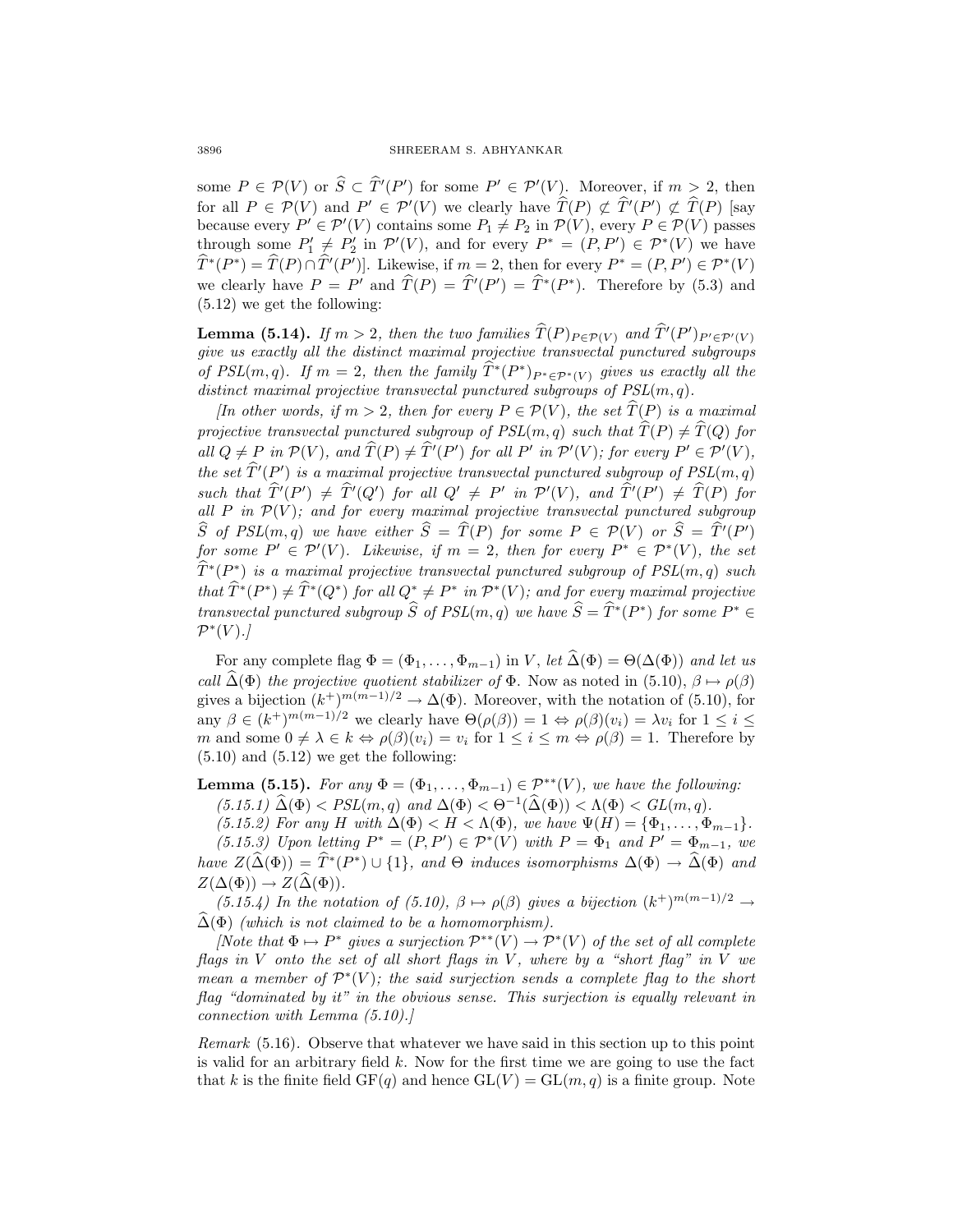some $P \in \mathcal{P}(V)$ or $\widehat{S} \subset \widehat{T}'(P')$ for some $P' \in \mathcal{P}'(V)$. Moreover, if $m > 2$, then for all $P \in \mathcal{P}(V)$ and $P' \in \mathcal{P}'(V)$ we clearly have $\widehat{T}(P) \not\subset \widehat{T}'(P') \not\subset \widehat{T}(P)$ [say because every $P' \in \mathcal{P}'(V)$ contains some $P_1 \neq P_2$ in $\mathcal{P}(V)$, every $P \in \mathcal{P}(V)$ passes through some $P_1' \neq P_2'$ in $\mathcal{P}'(V)$, and for every $P^* = (P, P') \in \mathcal{P}^*(V)$ we have $\widehat{T}^*(P^*) = \widehat{T}(P) \cap \widehat{T}'(P')$]. Likewise, if $m = 2$, then for every $P^* = (P, P') \in \mathcal{P}^*(V)$ we clearly have $P = P'$ and $\widehat{T}(P) = \widehat{T}'(P') = \widehat{T}^*(P^*)$. Therefore by (5.3) and (5.12) we get the following:

**Lemma (5.14).** *If $m > 2$, then the two families $\widehat{T}(P)_{P \in \mathcal{P}(V)}$ and $\widehat{T}'(P')_{P' \in \mathcal{P}'(V)}$ give us exactly all the distinct maximal projective transvectal punctured subgroups of $PSL(m, q)$. If $m = 2$, then the family $\widehat{T}^*(P^*)_{P^* \in \mathcal{P}^*(V)}$ gives us exactly all the distinct maximal projective transvectal punctured subgroups of $PSL(m, q)$.*

*[In other words, if $m > 2$, then for every $P \in \mathcal{P}(V)$, the set $\widehat{T}(P)$ is a maximal projective transvectal punctured subgroup of $PSL(m, q)$ such that $\widehat{T}(P) \neq \widehat{T}(Q)$ for all $Q \neq P$ in $\mathcal{P}(V)$, and $\widehat{T}(P) \neq \widehat{T}'(P')$ for all $P'$ in $\mathcal{P}'(V)$; for every $P' \in \mathcal{P}'(V)$, the set $\widehat{T}'(P')$ is a maximal projective transvectal punctured subgroup of $PSL(m, q)$ such that $\widehat{T}'(P') \neq \widehat{T}'(Q')$ for all $Q' \neq P'$ in $\mathcal{P}'(V)$, and $\widehat{T}'(P') \neq \widehat{T}(P)$ for all $P$ in $\mathcal{P}(V)$; and for every maximal projective transvectal punctured subgroup $\widehat{S}$ of $PSL(m, q)$ we have either $\widehat{S} = \widehat{T}(P)$ for some $P \in \mathcal{P}(V)$ or $\widehat{S} = \widehat{T}'(P')$ for some $P' \in \mathcal{P}'(V)$. Likewise, if $m = 2$, then for every $P^* \in \mathcal{P}^*(V)$, the set $\widehat{T}^*(P^*)$ is a maximal projective transvectal punctured subgroup of $PSL(m, q)$ such that $\widehat{T}^*(P^*) \neq \widehat{T}^*(Q^*)$ for all $Q^* \neq P^*$ in $\mathcal{P}^*(V)$; and for every maximal projective transvectal punctured subgroup $\widehat{S}$ of $PSL(m, q)$ we have $\widehat{S} = \widehat{T}^*(P^*)$ for some $P^* \in \mathcal{P}^*(V)$.]*

For any complete flag $\Phi = (\Phi_1, \ldots, \Phi_{m-1})$ in $V$, *let $\widehat{\Delta}(\Phi) = \Theta(\Delta(\Phi))$ and let us call $\widehat{\Delta}(\Phi)$ the projective quotient stabilizer of* $\Phi$. Now as noted in (5.10), $\beta \mapsto \rho(\beta)$ gives a bijection $(k^+)^{m(m-1)/2} \to \Delta(\Phi)$. Moreover, with the notation of (5.10), for any $\beta \in (k^+)^{m(m-1)/2}$ we clearly have $\Theta(\rho(\beta)) = 1 \Leftrightarrow \rho(\beta)(v_i) = \lambda v_i$ for $1 \leq i \leq m$ and some $0 \neq \lambda \in k \Leftrightarrow \rho(\beta)(v_i) = v_i$ for $1 \leq i \leq m \Leftrightarrow \rho(\beta) = 1$. Therefore by (5.10) and (5.12) we get the following:

**Lemma (5.15).** *For any $\Phi = (\Phi_1, \ldots, \Phi_{m-1}) \in \mathcal{P}^{**}(V)$, we have the following:*

*(5.15.1) $\widehat{\Delta}(\Phi) < PSL(m, q)$ and $\Delta(\Phi) < \Theta^{-1}(\widehat{\Delta}(\Phi)) < \Lambda(\Phi) < GL(m, q)$.*

*(5.15.2) For any $H$ with $\Delta(\Phi) < H < \Lambda(\Phi)$, we have $\Psi(H) = \{\Phi_1, \ldots, \Phi_{m-1}\}$.*

*(5.15.3) Upon letting $P^* = (P, P') \in \mathcal{P}^*(V)$ with $P = \Phi_1$ and $P' = \Phi_{m-1}$, we have $Z(\widehat{\Delta}(\Phi)) = \widehat{T}^*(P^*) \cup \{1\}$, and $\Theta$ induces isomorphisms $\Delta(\Phi) \to \widehat{\Delta}(\Phi)$ and $Z(\Delta(\Phi)) \to Z(\widehat{\Delta}(\Phi))$.*

*(5.15.4) In the notation of (5.10), $\beta \mapsto \rho(\beta)$ gives a bijection $(k^+)^{m(m-1)/2} \to \widehat{\Delta}(\Phi)$ (which is not claimed to be a homomorphism).*

*[Note that $\Phi \mapsto P^*$ gives a surjection $\mathcal{P}^{**}(V) \to \mathcal{P}^*(V)$ of the set of all complete flags in $V$ onto the set of all short flags in $V$, where by a "short flag" in $V$ we mean a member of $\mathcal{P}^*(V)$; the said surjection sends a complete flag to the short flag "dominated by it" in the obvious sense. This surjection is equally relevant in connection with Lemma (5.10).]*

*Remark* (5.16). Observe that whatever we have said in this section up to this point is valid for an arbitrary field $k$. Now for the first time we are going to use the fact that $k$ is the finite field $\mathrm{GF}(q)$ and hence $\mathrm{GL}(V) = \mathrm{GL}(m, q)$ is a finite group. Note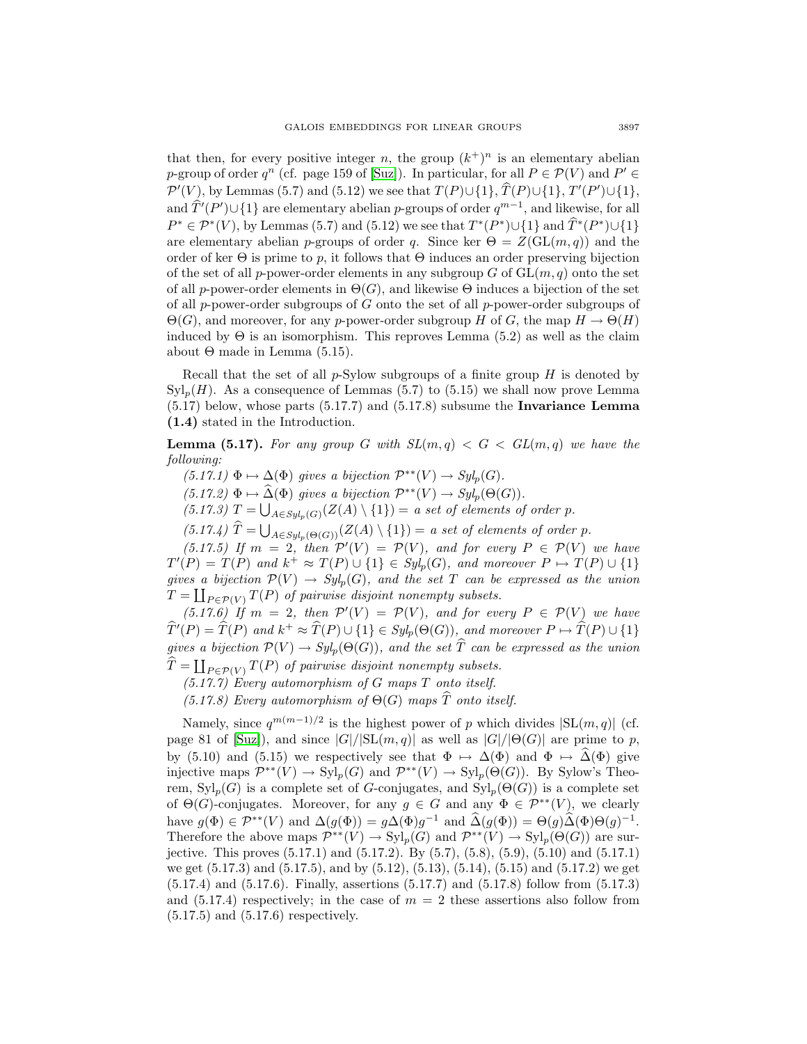that then, for every positive integer $n$, the group $(k^+)^n$ is an elementary abelian $p$-group of order $q^n$ (cf. page 159 of [Suz]). In particular, for all $P \in \mathcal{P}(V)$ and $P' \in \mathcal{P}'(V)$, by Lemmas (5.7) and (5.12) we see that $T(P)\cup\{1\}$, $\widehat{T}(P)\cup\{1\}$, $T'(P')\cup\{1\}$, and $\widehat{T}'(P')\cup\{1\}$ are elementary abelian $p$-groups of order $q^{m-1}$, and likewise, for all $P^* \in \mathcal{P}^*(V)$, by Lemmas (5.7) and (5.12) we see that $T^*(P^*)\cup\{1\}$ and $\widehat{T}^*(P^*)\cup\{1\}$ are elementary abelian $p$-groups of order $q$. Since $\ker \Theta = Z(\mathrm{GL}(m,q))$ and the order of $\ker \Theta$ is prime to $p$, it follows that $\Theta$ induces an order preserving bijection of the set of all $p$-power-order elements in any subgroup $G$ of $\mathrm{GL}(m,q)$ onto the set of all $p$-power-order elements in $\Theta(G)$, and likewise $\Theta$ induces a bijection of the set of all $p$-power-order subgroups of $G$ onto the set of all $p$-power-order subgroups of $\Theta(G)$, and moreover, for any $p$-power-order subgroup $H$ of $G$, the map $H \to \Theta(H)$ induced by $\Theta$ is an isomorphism. This reproves Lemma (5.2) as well as the claim about $\Theta$ made in Lemma (5.15).

Recall that the set of all $p$-Sylow subgroups of a finite group $H$ is denoted by $\mathrm{Syl}_p(H)$. As a consequence of Lemmas (5.7) to (5.15) we shall now prove Lemma (5.17) below, whose parts (5.17.7) and (5.17.8) subsume the **Invariance Lemma (1.4)** stated in the Introduction.

**Lemma (5.17).** *For any group $G$ with $SL(m,q) < G < GL(m,q)$ we have the following:*

*(5.17.1) $\Phi \mapsto \Delta(\Phi)$ gives a bijection $\mathcal{P}^{**}(V) \to Syl_p(G)$.*

*(5.17.2) $\Phi \mapsto \widehat{\Delta}(\Phi)$ gives a bijection $\mathcal{P}^{**}(V) \to Syl_p(\Theta(G))$.*

*(5.17.3) $T = \bigcup_{A\in Syl_p(G)}(Z(A)\setminus\{1\})$ = a set of elements of order $p$.*

*(5.17.4) $\widehat{T} = \bigcup_{A\in Syl_p(\Theta(G))}(Z(A)\setminus\{1\})$ = a set of elements of order $p$.*

*(5.17.5) If $m=2$, then $\mathcal{P}'(V) = \mathcal{P}(V)$, and for every $P \in \mathcal{P}(V)$ we have $T'(P) = T(P)$ and $k^+ \approx T(P)\cup\{1\} \in Syl_p(G)$, and moreover $P \mapsto T(P)\cup\{1\}$ gives a bijection $\mathcal{P}(V) \to Syl_p(G)$, and the set $T$ can be expressed as the union $T = \coprod_{P\in\mathcal{P}(V)} T(P)$ of pairwise disjoint nonempty subsets.*

*(5.17.6) If $m=2$, then $\mathcal{P}'(V) = \mathcal{P}(V)$, and for every $P \in \mathcal{P}(V)$ we have $\widehat{T}'(P) = \widehat{T}(P)$ and $k^+ \approx \widehat{T}(P)\cup\{1\} \in Syl_p(\Theta(G))$, and moreover $P \mapsto \widehat{T}(P)\cup\{1\}$ gives a bijection $\mathcal{P}(V) \to Syl_p(\Theta(G))$, and the set $\widehat{T}$ can be expressed as the union $\widehat{T} = \coprod_{P\in\mathcal{P}(V)} T(P)$ of pairwise disjoint nonempty subsets.*

*(5.17.7) Every automorphism of $G$ maps $T$ onto itself.*

*(5.17.8) Every automorphism of $\Theta(G)$ maps $\widehat{T}$ onto itself.*

Namely, since $q^{m(m-1)/2}$ is the highest power of $p$ which divides $|\mathrm{SL}(m,q)|$ (cf. page 81 of [Suz]), and since $|G|/|\mathrm{SL}(m,q)|$ as well as $|G|/|\Theta(G)|$ are prime to $p$, by (5.10) and (5.15) we respectively see that $\Phi \mapsto \Delta(\Phi)$ and $\Phi \mapsto \widehat{\Delta}(\Phi)$ give injective maps $\mathcal{P}^{**}(V) \to \mathrm{Syl}_p(G)$ and $\mathcal{P}^{**}(V) \to \mathrm{Syl}_p(\Theta(G))$. By Sylow's Theorem, $\mathrm{Syl}_p(G)$ is a complete set of $G$-conjugates, and $\mathrm{Syl}_p(\Theta(G))$ is a complete set of $\Theta(G)$-conjugates. Moreover, for any $g \in G$ and any $\Phi \in \mathcal{P}^{**}(V)$, we clearly have $g(\Phi) \in \mathcal{P}^{**}(V)$ and $\Delta(g(\Phi)) = g\Delta(\Phi)g^{-1}$ and $\widehat{\Delta}(g(\Phi)) = \Theta(g)\widehat{\Delta}(\Phi)\Theta(g)^{-1}$. Therefore the above maps $\mathcal{P}^{**}(V) \to \mathrm{Syl}_p(G)$ and $\mathcal{P}^{**}(V) \to \mathrm{Syl}_p(\Theta(G))$ are surjective. This proves (5.17.1) and (5.17.2). By (5.7), (5.8), (5.9), (5.10) and (5.17.1) we get (5.17.3) and (5.17.5), and by (5.12), (5.13), (5.14), (5.15) and (5.17.2) we get (5.17.4) and (5.17.6). Finally, assertions (5.17.7) and (5.17.8) follow from (5.17.3) and (5.17.4) respectively; in the case of $m=2$ these assertions also follow from (5.17.5) and (5.17.6) respectively.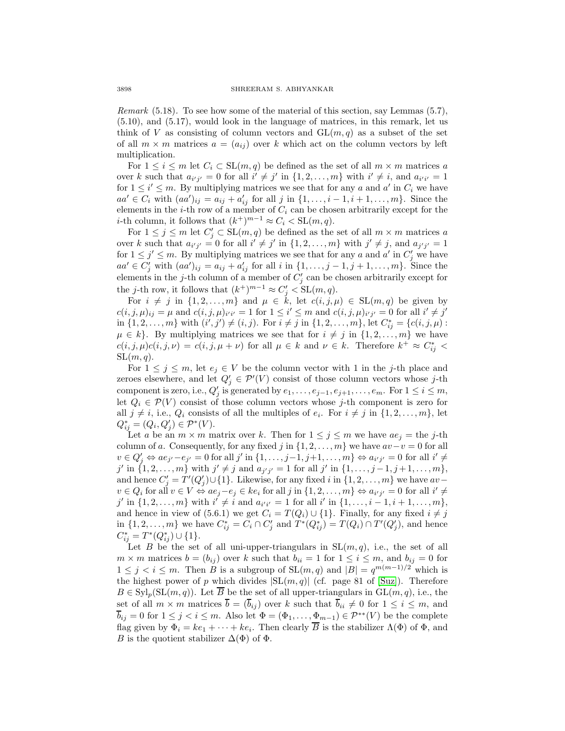*Remark* (5.18). To see how some of the material of this section, say Lemmas (5.7), (5.10), and (5.17), would look in the language of matrices, in this remark, let us think of $V$ as consisting of column vectors and $\mathrm{GL}(m,q)$ as a subset of the set of all $m \times m$ matrices $a = (a_{ij})$ over $k$ which act on the column vectors by left multiplication.

For $1 \le i \le m$ let $C_i \subset \mathrm{SL}(m,q)$ be defined as the set of all $m \times m$ matrices $a$ over $k$ such that $a_{i'j'} = 0$ for all $i' \neq j'$ in $\{1, 2, \ldots, m\}$ with $i' \neq i$, and $a_{i'i'} = 1$ for $1 \le i' \le m$. By multiplying matrices we see that for any $a$ and $a'$ in $C_i$ we have $aa' \in C_i$ with $(aa')_{ij} = a_{ij} + a'_{ij}$ for all $j$ in $\{1, \ldots, i-1, i+1, \ldots, m\}$. Since the elements in the $i$-th row of a member of $C_i$ can be chosen arbitrarily except for the $i$-th column, it follows that $(k^+)^{m-1} \approx C_i < \mathrm{SL}(m,q)$.

For $1 \le j \le m$ let $C'_j \subset \mathrm{SL}(m,q)$ be defined as the set of all $m \times m$ matrices $a$ over $k$ such that $a_{i'j'} = 0$ for all $i' \neq j'$ in $\{1, 2, \ldots, m\}$ with $j' \neq j$, and $a_{j'j'} = 1$ for $1 \le j' \le m$. By multiplying matrices we see that for any $a$ and $a'$ in $C'_j$ we have $aa' \in C'_j$ with $(aa')_{ij} = a_{ij} + a'_{ij}$ for all $i$ in $\{1, \ldots, j-1, j+1, \ldots, m\}$. Since the elements in the $j$-th column of a member of $C'_j$ can be chosen arbitrarily except for the $j$-th row, it follows that $(k^+)^{m-1} \approx C'_j < \mathrm{SL}(m,q)$.

For $i \neq j$ in $\{1, 2, \ldots, m\}$ and $\mu \in k$, let $c(i,j,\mu) \in \mathrm{SL}(m,q)$ be given by $c(i,j,\mu)_{ij} = \mu$ and $c(i,j,\mu)_{i'i'} = 1$ for $1 \le i' \le m$ and $c(i,j,\mu)_{i'j'} = 0$ for all $i' \neq j'$ in $\{1, 2, \ldots, m\}$ with $(i',j') \neq (i,j)$. For $i \neq j$ in $\{1, 2, \ldots, m\}$, let $C^*_{ij} = \{c(i,j,\mu) : \mu \in k\}$. By multiplying matrices we see that for $i \neq j$ in $\{1, 2, \ldots, m\}$ we have $c(i,j,\mu)c(i,j,\nu) = c(i,j,\mu+\nu)$ for all $\mu \in k$ and $\nu \in k$. Therefore $k^+ \approx C^*_{ij} < \mathrm{SL}(m,q)$.

For $1 \le j \le m$, let $e_j \in V$ be the column vector with 1 in the $j$-th place and zeroes elsewhere, and let $Q'_j \in \mathcal{P}'(V)$ consist of those column vectors whose $j$-th component is zero, i.e., $Q'_j$ is generated by $e_1, \ldots, e_{j-1}, e_{j+1}, \ldots, e_m$. For $1 \le i \le m$, let $Q_i \in \mathcal{P}(V)$ consist of those column vectors whose $j$-th component is zero for all $j \neq i$, i.e., $Q_i$ consists of all the multiples of $e_i$. For $i \neq j$ in $\{1, 2, \ldots, m\}$, let $Q^*_{ij} = (Q_i, Q'_j) \in \mathcal{P}^*(V)$.

Let $a$ be an $m \times m$ matrix over $k$. Then for $1 \le j \le m$ we have $ae_j =$ the $j$-th column of $a$. Consequently, for any fixed $j$ in $\{1, 2, \ldots, m\}$ we have $av - v = 0$ for all $v \in Q'_j \Leftrightarrow ae_{j'} - e_{j'} = 0$ for all $j'$ in $\{1, \ldots, j-1, j+1, \ldots, m\} \Leftrightarrow a_{i'j'} = 0$ for all $i' \neq j'$ in $\{1, 2, \ldots, m\}$ with $j' \neq j$ and $a_{j'j'} = 1$ for all $j'$ in $\{1, \ldots, j-1, j+1, \ldots, m\}$, and hence $C'_j = T'(Q'_j) \cup \{1\}$. Likewise, for any fixed $i$ in $\{1, 2, \ldots, m\}$ we have $av - v \in Q_i$ for all $v \in V \Leftrightarrow ae_j - e_j \in ke_i$ for all $j$ in $\{1, 2, \ldots, m\} \Leftrightarrow a_{i'j'} = 0$ for all $i' \neq j'$ in $\{1, 2, \ldots, m\}$ with $i' \neq i$ and $a_{i'i'} = 1$ for all $i'$ in $\{1, \ldots, i-1, i+1, \ldots, m\}$, and hence in view of (5.6.1) we get $C_i = T(Q_i) \cup \{1\}$. Finally, for any fixed $i \neq j$ in $\{1, 2, \ldots, m\}$ we have $C^*_{ij} = C_i \cap C'_j$ and $T^*(Q^*_{ij}) = T(Q_i) \cap T'(Q'_j)$, and hence $C^*_{ij} = T^*(Q^*_{ij}) \cup \{1\}$.

Let $B$ be the set of all uni-upper-triangulars in $\mathrm{SL}(m,q)$, i.e., the set of all $m \times m$ matrices $b = (b_{ij})$ over $k$ such that $b_{ii} = 1$ for $1 \le i \le m$, and $b_{ij} = 0$ for $1 \le j < i \le m$. Then $B$ is a subgroup of $\mathrm{SL}(m,q)$ and $|B| = q^{m(m-1)/2}$ which is the highest power of $p$ which divides $|\mathrm{SL}(m,q)|$ (cf. page 81 of [Suz]). Therefore $B \in \mathrm{Syl}_p(\mathrm{SL}(m,q))$. Let $\overline{B}$ be the set of all upper-triangulars in $\mathrm{GL}(m,q)$, i.e., the set of all $m \times m$ matrices $\overline{b} = (\overline{b}_{ij})$ over $k$ such that $\overline{b}_{ii} \neq 0$ for $1 \le i \le m$, and $\overline{b}_{ij} = 0$ for $1 \le j < i \le m$. Also let $\Phi = (\Phi_1, \ldots, \Phi_{m-1}) \in \mathcal{P}^{**}(V)$ be the complete flag given by $\Phi_i = ke_1 + \cdots + ke_i$. Then clearly $\overline{B}$ is the stabilizer $\Lambda(\Phi)$ of $\Phi$, and $B$ is the quotient stabilizer $\Delta(\Phi)$ of $\Phi$.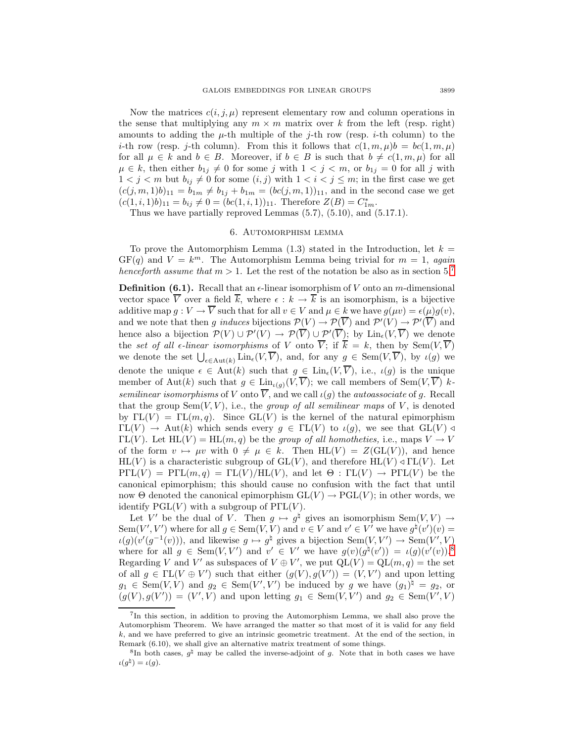Now the matrices $c(i,j,\mu)$ represent elementary row and column operations in the sense that multiplying any $m \times m$ matrix over $k$ from the left (resp. right) amounts to adding the $\mu$-th multiple of the $j$-th row (resp. $i$-th column) to the $i$-th row (resp. $j$-th column). From this it follows that $c(1,m,\mu)b = bc(1,m,\mu)$ for all $\mu \in k$ and $b \in B$. Moreover, if $b \in B$ is such that $b \neq c(1,m,\mu)$ for all $\mu \in k$, then either $b_{1j} \neq 0$ for some $j$ with $1 < j < m$, or $b_{1j} = 0$ for all $j$ with $1 < j < m$ but $b_{ij} \neq 0$ for some $(i,j)$ with $1 < i < j \leq m$; in the first case we get $(c(j,m,1)b)_{11} = b_{1m} \neq b_{1j} + b_{1m} = (bc(j,m,1))_{11}$, and in the second case we get $(c(1,i,1)b)_{11} = b_{ij} \neq 0 = (bc(1,i,1))_{11}$. Therefore $Z(B) = C^*_{1m}$.

Thus we have partially reproved Lemmas (5.7), (5.10), and (5.17.1).

## 6. Automorphism lemma

To prove the Automorphism Lemma (1.3) stated in the Introduction, let $k = \mathrm{GF}(q)$ and $V = k^m$. The Automorphism Lemma being trivial for $m = 1$, *again henceforth assume that* $m > 1$. Let the rest of the notation be also as in section 5.[7]

**Definition (6.1).** Recall that an $\epsilon$-linear isomorphism of $V$ onto an $m$-dimensional vector space $\overline{V}$ over a field $\overline{k}$, where $\epsilon : k \to \overline{k}$ is an isomorphism, is a bijective additive map $g : V \to \overline{V}$ such that for all $v \in V$ and $\mu \in k$ we have $g(\mu v) = \epsilon(\mu)g(v)$, and we note that then $g$ *induces* bijections $\mathcal{P}(V) \to \mathcal{P}(\overline{V})$ and $\mathcal{P}'(V) \to \mathcal{P}'(\overline{V})$ and hence also a bijection $\mathcal{P}(V) \cup \mathcal{P}'(V) \to \mathcal{P}(\overline{V}) \cup \mathcal{P}'(\overline{V})$; by $\mathrm{Lin}_\epsilon(V, \overline{V})$ we denote the *set of all $\epsilon$-linear isomorphisms* of $V$ onto $\overline{V}$; if $\overline{k} = k$, then by $\mathrm{Sem}(V, \overline{V})$ we denote the set $\bigcup_{\epsilon \in \mathrm{Aut}(k)} \mathrm{Lin}_\epsilon(V, \overline{V})$, and, for any $g \in \mathrm{Sem}(V, \overline{V})$, by $\iota(g)$ we denote the unique $\epsilon \in \mathrm{Aut}(k)$ such that $g \in \mathrm{Lin}_\epsilon(V, \overline{V})$, i.e., $\iota(g)$ is the unique member of $\mathrm{Aut}(k)$ such that $g \in \mathrm{Lin}_{\iota(g)}(V, \overline{V})$; we call members of $\mathrm{Sem}(V, \overline{V})$ *$k$-semilinear isomorphisms* of $V$ onto $\overline{V}$, and we call $\iota(g)$ the *autoassociate* of $g$. Recall that the group $\mathrm{Sem}(V, V)$, i.e., the *group of all semilinear maps* of $V$, is denoted by $\Gamma\mathrm{L}(V) = \Gamma\mathrm{L}(m,q)$. Since $\mathrm{GL}(V)$ is the kernel of the natural epimorphism $\Gamma\mathrm{L}(V) \to \mathrm{Aut}(k)$ which sends every $g \in \Gamma\mathrm{L}(V)$ to $\iota(g)$, we see that $\mathrm{GL}(V) \triangleleft \Gamma\mathrm{L}(V)$. Let $\mathrm{HL}(V) = \mathrm{HL}(m,q)$ be the *group of all homotheties*, i.e., maps $V \to V$ of the form $v \mapsto \mu v$ with $0 \neq \mu \in k$. Then $\mathrm{HL}(V) = Z(\mathrm{GL}(V))$, and hence $\mathrm{HL}(V)$ is a characteristic subgroup of $\mathrm{GL}(V)$, and therefore $\mathrm{HL}(V) \triangleleft \Gamma\mathrm{L}(V)$. Let $\mathrm{P}\Gamma\mathrm{L}(V) = \mathrm{P}\Gamma\mathrm{L}(m,q) = \Gamma\mathrm{L}(V)/\mathrm{HL}(V)$, and let $\Theta : \Gamma\mathrm{L}(V) \to \mathrm{P}\Gamma\mathrm{L}(V)$ be the canonical epimorphism; this should cause no confusion with the fact that until now $\Theta$ denoted the canonical epimorphism $\mathrm{GL}(V) \to \mathrm{PGL}(V)$; in other words, we identify $\mathrm{PGL}(V)$ with a subgroup of $\mathrm{P}\Gamma\mathrm{L}(V)$.

Let $V'$ be the dual of $V$. Then $g \mapsto g^\natural$ gives an isomorphism $\mathrm{Sem}(V,V) \to \mathrm{Sem}(V',V')$ where for all $g \in \mathrm{Sem}(V,V)$ and $v \in V$ and $v' \in V'$ we have $g^\natural(v')(v) = \iota(g)(v'(g^{-1}(v)))$, and likewise $g \mapsto g^\natural$ gives a bijection $\mathrm{Sem}(V,V') \to \mathrm{Sem}(V',V)$ where for all $g \in \mathrm{Sem}(V,V')$ and $v' \in V'$ we have $g(v)(g^\natural(v')) = \iota(g)(v'(v))$.[8] Regarding $V$ and $V'$ as subspaces of $V \oplus V'$, we put $\mathrm{QL}(V) = \mathrm{QL}(m,q) =$ the set of all $g \in \Gamma\mathrm{L}(V \oplus V')$ such that either $(g(V), g(V')) = (V, V')$ and upon letting $g_1 \in \mathrm{Sem}(V,V)$ and $g_2 \in \mathrm{Sem}(V',V')$ be induced by $g$ we have $(g_1)^\natural = g_2$, or $(g(V), g(V')) = (V', V)$ and upon letting $g_1 \in \mathrm{Sem}(V,V')$ and $g_2 \in \mathrm{Sem}(V',V)$

---

[7] In this section, in addition to proving the Automorphism Lemma, we shall also prove the Automorphism Theorem. We have arranged the matter so that most of it is valid for any field $k$, and we have preferred to give an intrinsic geometric treatment. At the end of the section, in Remark (6.10), we shall give an alternative matrix treatment of some things.

[8] In both cases, $g^\natural$ may be called the inverse-adjoint of $g$. Note that in both cases we have $\iota(g^\natural) = \iota(g)$.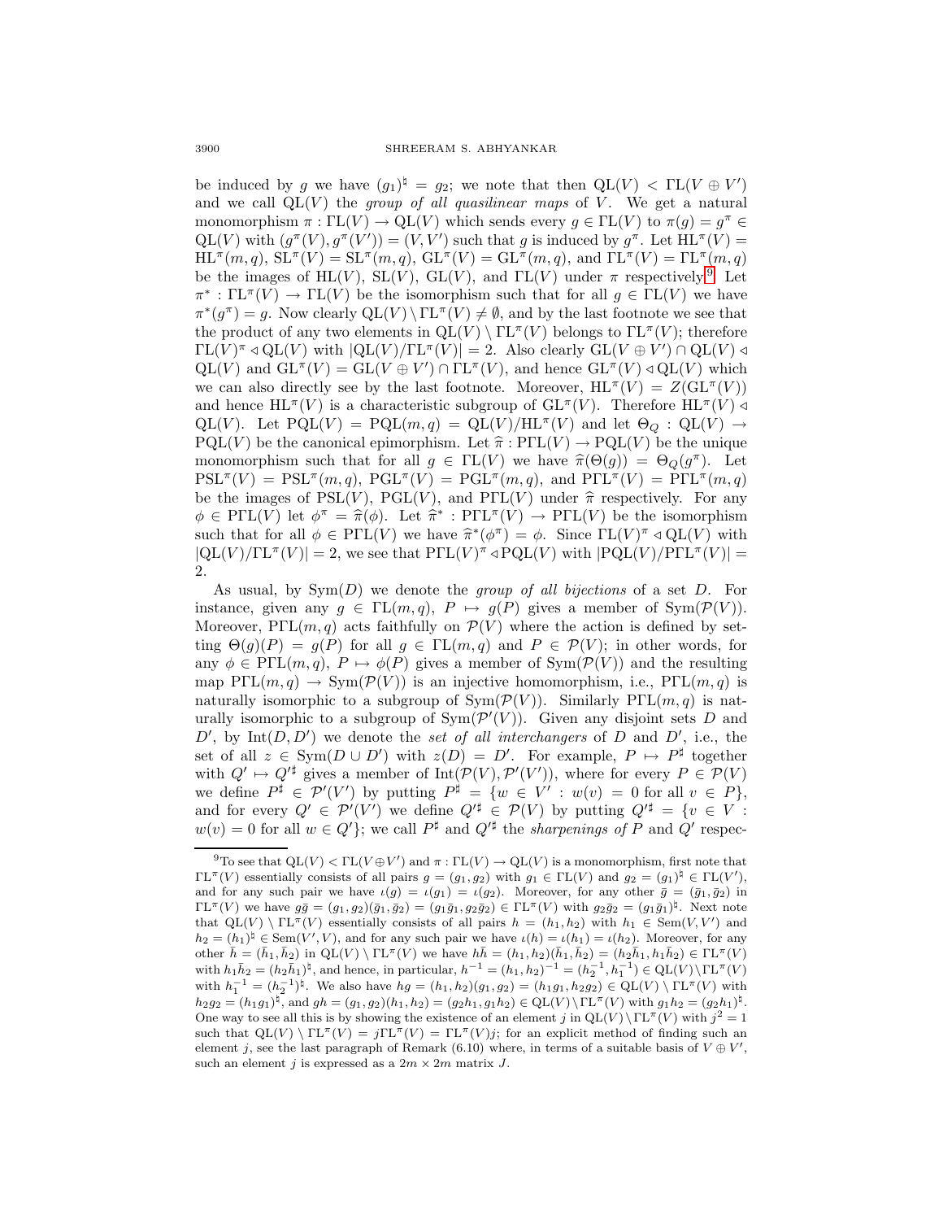be induced by $g$ we have $(g_1)^\natural = g_2$; we note that then $\mathrm{QL}(V) < \Gamma\mathrm{L}(V \oplus V')$ and we call $\mathrm{QL}(V)$ the *group of all quasilinear maps* of $V$. We get a natural monomorphism $\pi : \Gamma\mathrm{L}(V) \to \mathrm{QL}(V)$ which sends every $g \in \Gamma\mathrm{L}(V)$ to $\pi(g) = g^\pi \in \mathrm{QL}(V)$ with $(g^\pi(V), g^\pi(V')) = (V, V')$ such that $g$ is induced by $g^\pi$. Let $\mathrm{HL}^\pi(V) = \mathrm{HL}^\pi(m,q)$, $\mathrm{SL}^\pi(V) = \mathrm{SL}^\pi(m,q)$, $\mathrm{GL}^\pi(V) = \mathrm{GL}^\pi(m,q)$, and $\Gamma\mathrm{L}^\pi(V) = \Gamma\mathrm{L}^\pi(m,q)$ be the images of $\mathrm{HL}(V)$, $\mathrm{SL}(V)$, $\mathrm{GL}(V)$, and $\Gamma\mathrm{L}(V)$ under $\pi$ respectively.[9] Let $\pi^* : \Gamma\mathrm{L}^\pi(V) \to \Gamma\mathrm{L}(V)$ be the isomorphism such that for all $g \in \Gamma\mathrm{L}(V)$ we have $\pi^*(g^\pi) = g$. Now clearly $\mathrm{QL}(V) \setminus \Gamma\mathrm{L}^\pi(V) \neq \emptyset$, and by the last footnote we see that the product of any two elements in $\mathrm{QL}(V) \setminus \Gamma\mathrm{L}^\pi(V)$ belongs to $\Gamma\mathrm{L}^\pi(V)$; therefore $\Gamma\mathrm{L}(V)^\pi \triangleleft \mathrm{QL}(V)$ with $|\mathrm{QL}(V)/\Gamma\mathrm{L}^\pi(V)| = 2$. Also clearly $\mathrm{GL}(V \oplus V') \cap \mathrm{QL}(V) \triangleleft \mathrm{QL}(V)$ and $\mathrm{GL}^\pi(V) = \mathrm{GL}(V \oplus V') \cap \Gamma\mathrm{L}^\pi(V)$, and hence $\mathrm{GL}^\pi(V) \triangleleft \mathrm{QL}(V)$ which we can also directly see by the last footnote. Moreover, $\mathrm{HL}^\pi(V) = Z(\mathrm{GL}^\pi(V))$ and hence $\mathrm{HL}^\pi(V)$ is a characteristic subgroup of $\mathrm{GL}^\pi(V)$. Therefore $\mathrm{HL}^\pi(V) \triangleleft \mathrm{QL}(V)$. Let $\mathrm{PQL}(V) = \mathrm{PQL}(m,q) = \mathrm{QL}(V)/\mathrm{HL}^\pi(V)$ and let $\Theta_Q : \mathrm{QL}(V) \to \mathrm{PQL}(V)$ be the canonical epimorphism. Let $\widehat{\pi} : \mathrm{P}\Gamma\mathrm{L}(V) \to \mathrm{PQL}(V)$ be the unique monomorphism such that for all $g \in \Gamma\mathrm{L}(V)$ we have $\widehat{\pi}(\Theta(g)) = \Theta_Q(g^\pi)$. Let $\mathrm{PSL}^\pi(V) = \mathrm{PSL}^\pi(m,q)$, $\mathrm{PGL}^\pi(V) = \mathrm{PGL}^\pi(m,q)$, and $\mathrm{P}\Gamma\mathrm{L}^\pi(V) = \mathrm{P}\Gamma\mathrm{L}^\pi(m,q)$ be the images of $\mathrm{PSL}(V)$, $\mathrm{PGL}(V)$, and $\mathrm{P}\Gamma\mathrm{L}(V)$ under $\widehat{\pi}$ respectively. For any $\phi \in \mathrm{P}\Gamma\mathrm{L}(V)$ let $\phi^\pi = \widehat{\pi}(\phi)$. Let $\widehat{\pi}^* : \mathrm{P}\Gamma\mathrm{L}^\pi(V) \to \mathrm{P}\Gamma\mathrm{L}(V)$ be the isomorphism such that for all $\phi \in \mathrm{P}\Gamma\mathrm{L}(V)$ we have $\widehat{\pi}^*(\phi^\pi) = \phi$. Since $\Gamma\mathrm{L}(V)^\pi \triangleleft \mathrm{QL}(V)$ with $|\mathrm{QL}(V)/\Gamma\mathrm{L}^\pi(V)| = 2$, we see that $\mathrm{P}\Gamma\mathrm{L}(V)^\pi \triangleleft \mathrm{PQL}(V)$ with $|\mathrm{PQL}(V)/\mathrm{P}\Gamma\mathrm{L}^\pi(V)| = 2$.

As usual, by $\mathrm{Sym}(D)$ we denote the *group of all bijections* of a set $D$. For instance, given any $g \in \Gamma\mathrm{L}(m,q)$, $P \mapsto g(P)$ gives a member of $\mathrm{Sym}(\mathcal{P}(V))$. Moreover, $\mathrm{P}\Gamma\mathrm{L}(m,q)$ acts faithfully on $\mathcal{P}(V)$ where the action is defined by setting $\Theta(g)(P) = g(P)$ for all $g \in \Gamma\mathrm{L}(m,q)$ and $P \in \mathcal{P}(V)$; in other words, for any $\phi \in \mathrm{P}\Gamma\mathrm{L}(m,q)$, $P \mapsto \phi(P)$ gives a member of $\mathrm{Sym}(\mathcal{P}(V))$ and the resulting map $\mathrm{P}\Gamma\mathrm{L}(m,q) \to \mathrm{Sym}(\mathcal{P}(V))$ is an injective homomorphism, i.e., $\mathrm{P}\Gamma\mathrm{L}(m,q)$ is naturally isomorphic to a subgroup of $\mathrm{Sym}(\mathcal{P}(V))$. Similarly $\mathrm{P}\Gamma\mathrm{L}(m,q)$ is naturally isomorphic to a subgroup of $\mathrm{Sym}(\mathcal{P}'(V))$. Given any disjoint sets $D$ and $D'$, by $\mathrm{Int}(D,D')$ we denote the *set of all interchangers* of $D$ and $D'$, i.e., the set of all $z \in \mathrm{Sym}(D \cup D')$ with $z(D) = D'$. For example, $P \mapsto P^\sharp$ together with $Q' \mapsto Q'^\sharp$ gives a member of $\mathrm{Int}(\mathcal{P}(V), \mathcal{P}'(V'))$, where for every $P \in \mathcal{P}(V)$ we define $P^\sharp \in \mathcal{P}'(V')$ by putting $P^\sharp = \{w \in V' : w(v) = 0 \text{ for all } v \in P\}$, and for every $Q' \in \mathcal{P}'(V')$ we define $Q'^\sharp \in \mathcal{P}(V)$ by putting $Q'^\sharp = \{v \in V : w(v) = 0 \text{ for all } w \in Q'\}$; we call $P^\sharp$ and $Q'^\sharp$ the *sharpenings of* $P$ and $Q'$ respec-

---

[9] To see that $\mathrm{QL}(V) < \Gamma\mathrm{L}(V \oplus V')$ and $\pi : \Gamma\mathrm{L}(V) \to \mathrm{QL}(V)$ is a monomorphism, first note that $\Gamma\mathrm{L}^\pi(V)$ essentially consists of all pairs $g = (g_1, g_2)$ with $g_1 \in \Gamma\mathrm{L}(V)$ and $g_2 = (g_1)^\natural \in \Gamma\mathrm{L}(V')$, and for any such pair we have $\iota(g) = \iota(g_1) = \iota(g_2)$. Moreover, for any other $\bar{g} = (\bar{g}_1, \bar{g}_2)$ in $\Gamma\mathrm{L}^\pi(V)$ we have $g\bar{g} = (g_1, g_2)(\bar{g}_1, \bar{g}_2) = (g_1\bar{g}_1, g_2\bar{g}_2) \in \Gamma\mathrm{L}^\pi(V)$ with $g_2\bar{g}_2 = (g_1\bar{g}_1)^\natural$. Next note that $\mathrm{QL}(V) \setminus \Gamma\mathrm{L}^\pi(V)$ essentially consists of all pairs $h = (h_1, h_2)$ with $h_1 \in \mathrm{Sem}(V, V')$ and $h_2 = (h_1)^\natural \in \mathrm{Sem}(V', V)$, and for any such pair we have $\iota(h) = \iota(h_1) = \iota(h_2)$. Moreover, for any other $\bar{h} = (\bar{h}_1, \bar{h}_2)$ in $\mathrm{QL}(V) \setminus \Gamma\mathrm{L}^\pi(V)$ we have $h\bar{h} = (h_1, h_2)(\bar{h}_1, \bar{h}_2) = (h_2\bar{h}_1, h_1\bar{h}_2) \in \Gamma\mathrm{L}^\pi(V)$ with $h_1\bar{h}_2 = (h_2\bar{h}_1)^\natural$, and hence, in particular, $h^{-1} = (h_1, h_2)^{-1} = (h_2^{-1}, h_1^{-1}) \in \mathrm{QL}(V) \setminus \Gamma\mathrm{L}^\pi(V)$ with $h_1^{-1} = (h_2^{-1})^\natural$. We also have $hg = (h_1, h_2)(g_1, g_2) = (h_1g_1, h_2g_2) \in \mathrm{QL}(V) \setminus \Gamma\mathrm{L}^\pi(V)$ with $h_2g_2 = (h_1g_1)^\natural$, and $gh = (g_1, g_2)(h_1, h_2) = (g_2h_1, g_1h_2) \in \mathrm{QL}(V) \setminus \Gamma\mathrm{L}^\pi(V)$ with $g_1h_2 = (g_2h_1)^\natural$. One way to see all this is by showing the existence of an element $j$ in $\mathrm{QL}(V) \setminus \Gamma\mathrm{L}^\pi(V)$ with $j^2 = 1$ such that $\mathrm{QL}(V) \setminus \Gamma\mathrm{L}^\pi(V) = j\Gamma\mathrm{L}^\pi(V) = \Gamma\mathrm{L}^\pi(V)j$; for an explicit method of finding such an element $j$, see the last paragraph of Remark (6.10) where, in terms of a suitable basis of $V \oplus V'$, such an element $j$ is expressed as a $2m \times 2m$ matrix $J$.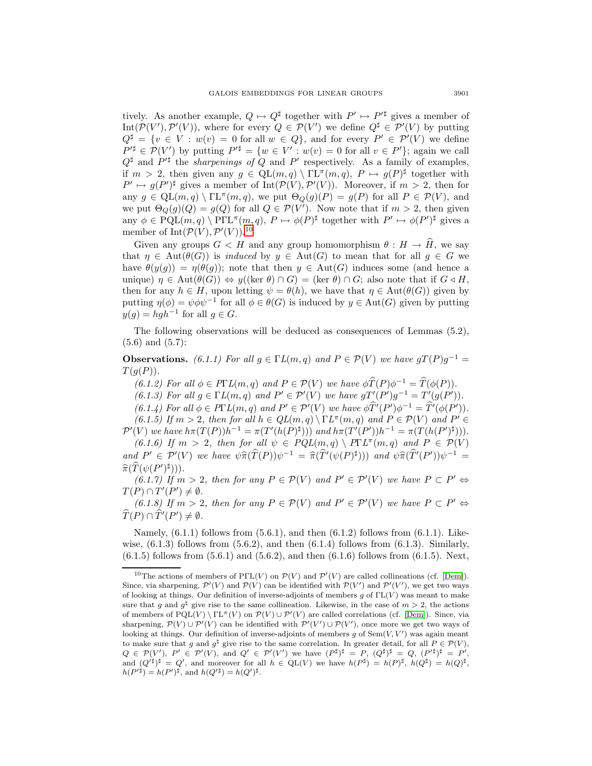tively. As another example, $Q \mapsto Q^\sharp$ together with $P' \mapsto P'^\sharp$ gives a member of $\mathrm{Int}(\mathcal{P}(V'), \mathcal{P}'(V))$, where for every $Q \in \mathcal{P}(V')$ we define $Q^\sharp \in \mathcal{P}'(V)$ by putting $Q^\sharp = \{v \in V : w(v) = 0 \text{ for all } w \in Q\}$, and for every $P' \in \mathcal{P}'(V)$ we define $P'^\sharp \in \mathcal{P}(V')$ by putting $P'^\sharp = \{w \in V' : w(v) = 0 \text{ for all } v \in P'\}$; again we call $Q^\sharp$ and $P'^\sharp$ the *sharpenings of* $Q$ and $P'$ respectively. As a family of examples, if $m > 2$, then given any $g \in \mathrm{QL}(m,q) \setminus \Gamma\mathrm{L}^\pi(m,q)$, $P \mapsto g(P)^\sharp$ together with $P' \mapsto g(P')^\sharp$ gives a member of $\mathrm{Int}(\mathcal{P}(V), \mathcal{P}'(V))$. Moreover, if $m > 2$, then for any $g \in \mathrm{QL}(m,q) \setminus \Gamma\mathrm{L}^\pi(m,q)$, we put $\Theta_Q(g)(P) = g(P)$ for all $P \in \mathcal{P}(V)$, and we put $\Theta_Q(g)(Q) = g(Q)$ for all $Q \in \mathcal{P}(V')$. Now note that if $m > 2$, then given any $\phi \in \mathrm{PQL}(m,q) \setminus \mathrm{P}\Gamma\mathrm{L}^\pi(m,q)$, $P \mapsto \phi(P)^\sharp$ together with $P' \mapsto \phi(P')^\sharp$ gives a member of $\mathrm{Int}(\mathcal{P}(V), \mathcal{P}'(V))$.[10]

Given any groups $G < H$ and any group homomorphism $\theta : H \to \widehat{H}$, we say that $\eta \in \mathrm{Aut}(\theta(G))$ is *induced* by $y \in \mathrm{Aut}(G)$ to mean that for all $g \in G$ we have $\theta(y(g)) = \eta(\theta(g))$; note that then $y \in \mathrm{Aut}(G)$ induces some (and hence a unique) $\eta \in \mathrm{Aut}(\theta(G)) \Leftrightarrow y((\ker\theta) \cap G) = (\ker\theta) \cap G$; also note that if $G \lhd H$, then for any $h \in H$, upon letting $\psi = \theta(h)$, we have that $\eta \in \mathrm{Aut}(\theta(G))$ given by putting $\eta(\phi) = \psi\phi\psi^{-1}$ for all $\phi \in \theta(G)$ is induced by $y \in \mathrm{Aut}(G)$ given by putting $y(g) = hgh^{-1}$ for all $g \in G$.

The following observations will be deduced as consequences of Lemmas (5.2), (5.6) and (5.7):

**Observations.** *(6.1.1) For all $g \in \Gamma L(m,q)$ and $P \in \mathcal{P}(V)$ we have $gT(P)g^{-1} = T(g(P))$.*

*(6.1.2) For all $\phi \in P\Gamma L(m,q)$ and $P \in \mathcal{P}(V)$ we have $\phi\widehat{T}(P)\phi^{-1} = \widehat{T}(\phi(P))$.*

*(6.1.3) For all $g \in \Gamma L(m,q)$ and $P' \in \mathcal{P}'(V)$ we have $gT'(P')g^{-1} = T'(g(P'))$.*

*(6.1.4) For all $\phi \in P\Gamma L(m,q)$ and $P' \in \mathcal{P}'(V)$ we have $\phi\widehat{T}'(P')\phi^{-1} = \widehat{T}'(\phi(P'))$.*

*(6.1.5) If $m > 2$, then for all $h \in QL(m,q) \setminus \Gamma L^\pi(m,q)$ and $P \in \mathcal{P}(V)$ and $P' \in \mathcal{P}'(V)$ we have $h\pi(T(P))h^{-1} = \pi(T'(h(P)^\sharp))$ and $h\pi(T'(P'))h^{-1} = \pi(T(h(P')^\sharp))$.*

*(6.1.6) If $m > 2$, then for all $\psi \in PQL(m,q) \setminus P\Gamma L^\pi(m,q)$ and $P \in \mathcal{P}(V)$ and $P' \in \mathcal{P}'(V)$ we have $\psi\widehat{\pi}(\widehat{T}(P))\psi^{-1} = \widehat{\pi}(\widehat{T}'(\psi(P)^\sharp))$ and $\psi\widehat{\pi}(\widehat{T}'(P'))\psi^{-1} = \widehat{\pi}(\widehat{T}(\psi(P')^\sharp))$.*

*(6.1.7) If $m > 2$, then for any $P \in \mathcal{P}(V)$ and $P' \in \mathcal{P}'(V)$ we have $P \subset P' \Leftrightarrow T(P) \cap T'(P') \neq \emptyset$.*

*(6.1.8) If $m > 2$, then for any $P \in \mathcal{P}(V)$ and $P' \in \mathcal{P}'(V)$ we have $P \subset P' \Leftrightarrow \widehat{T}(P) \cap \widehat{T}'(P') \neq \emptyset$.*

Namely, (6.1.1) follows from (5.6.1), and then (6.1.2) follows from (6.1.1). Likewise, (6.1.3) follows from (5.6.2), and then (6.1.4) follows from (6.1.3). Similarly, (6.1.5) follows from (5.6.1) and (5.6.2), and then (6.1.6) follows from (6.1.5). Next,

---

[10] The actions of members of $\mathrm{P}\Gamma\mathrm{L}(V)$ on $\mathcal{P}(V)$ and $\mathcal{P}'(V)$ are called collineations (cf. [Dem]). Since, via sharpening, $\mathcal{P}'(V)$ and $\mathcal{P}(V)$ can be identified with $\mathcal{P}(V')$ and $\mathcal{P}'(V')$, we get two ways of looking at things. Our definition of inverse-adjoints of members $g$ of $\Gamma\mathrm{L}(V)$ was meant to make sure that $g$ and $g^\sharp$ give rise to the same collineation. Likewise, in the case of $m > 2$, the actions of members of $\mathrm{PQL}(V) \setminus \Gamma\mathrm{L}^\pi(V)$ on $\mathcal{P}(V) \cup \mathcal{P}'(V)$ are called correlations (cf. [Dem]). Since, via sharpening, $\mathcal{P}(V) \cup \mathcal{P}'(V)$ can be identified with $\mathcal{P}'(V') \cup \mathcal{P}(V')$, once more we get two ways of looking at things. Our definition of inverse-adjoints of members $g$ of $\mathrm{Sem}(V, V')$ was again meant to make sure that $g$ and $g^\flat$ give rise to the same correlation. In greater detail, for all $P \in \mathcal{P}(V)$, $Q \in \mathcal{P}(V')$, $P' \in \mathcal{P}'(V)$, and $Q' \in \mathcal{P}'(V')$ we have $(P^\sharp)^\sharp = P$, $(Q^\sharp)^\sharp = Q$, $(P'^\sharp)^\sharp = P'$, and $(Q'^\sharp)^\sharp = Q'$, and moreover for all $h \in \mathrm{QL}(V)$ we have $h(P^\sharp) = h(P)^\sharp$, $h(Q^\sharp) = h(Q)^\sharp$, $h(P'^\sharp) = h(P')^\sharp$, and $h(Q'^\sharp) = h(Q')^\sharp$.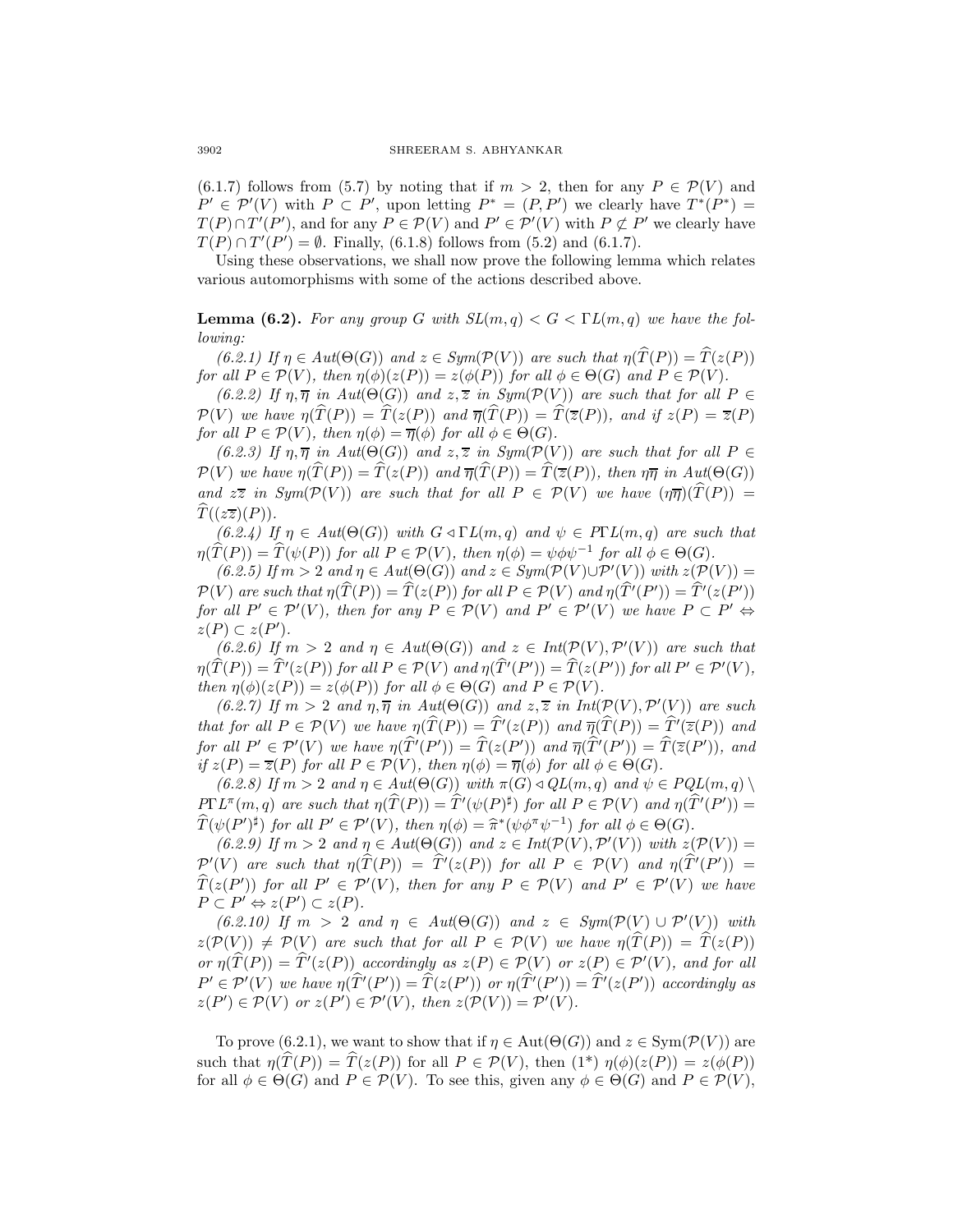(6.1.7) follows from (5.7) by noting that if $m > 2$, then for any $P \in \mathcal{P}(V)$ and $P' \in \mathcal{P}'(V)$ with $P \subset P'$, upon letting $P^* = (P, P')$ we clearly have $T^*(P^*) = T(P) \cap T'(P')$, and for any $P \in \mathcal{P}(V)$ and $P' \in \mathcal{P}'(V)$ with $P \not\subset P'$ we clearly have $T(P) \cap T'(P') = \emptyset$. Finally, (6.1.8) follows from (5.2) and (6.1.7).

Using these observations, we shall now prove the following lemma which relates various automorphisms with some of the actions described above.

**Lemma (6.2).** *For any group $G$ with $SL(m,q) < G < \Gamma L(m,q)$ we have the following:*

*(6.2.1) If $\eta \in Aut(\Theta(G))$ and $z \in Sym(\mathcal{P}(V))$ are such that $\eta(\widehat{T}(P)) = \widehat{T}(z(P))$ for all $P \in \mathcal{P}(V)$, then $\eta(\phi)(z(P)) = z(\phi(P))$ for all $\phi \in \Theta(G)$ and $P \in \mathcal{P}(V)$.*

*(6.2.2) If $\eta, \overline{\eta}$ in $Aut(\Theta(G))$ and $z, \overline{z}$ in $Sym(\mathcal{P}(V))$ are such that for all $P \in \mathcal{P}(V)$ we have $\eta(\widehat{T}(P)) = \widehat{T}(z(P))$ and $\overline{\eta}(\widehat{T}(P)) = \widehat{T}(\overline{z}(P))$, and if $z(P) = \overline{z}(P)$ for all $P \in \mathcal{P}(V)$, then $\eta(\phi) = \overline{\eta}(\phi)$ for all $\phi \in \Theta(G)$.*

*(6.2.3) If $\eta, \overline{\eta}$ in $Aut(\Theta(G))$ and $z, \overline{z}$ in $Sym(\mathcal{P}(V))$ are such that for all $P \in \mathcal{P}(V)$ we have $\eta(\widehat{T}(P)) = \widehat{T}(z(P))$ and $\overline{\eta}(\widehat{T}(P)) = \widehat{T}(\overline{z}(P))$, then $\eta\overline{\eta}$ in $Aut(\Theta(G))$ and $z\overline{z}$ in $Sym(\mathcal{P}(V))$ are such that for all $P \in \mathcal{P}(V)$ we have $(\eta\overline{\eta})(\widehat{T}(P)) = \widehat{T}((z\overline{z})(P))$.*

*(6.2.4) If $\eta \in Aut(\Theta(G))$ with $G \lhd \Gamma L(m,q)$ and $\psi \in P\Gamma L(m,q)$ are such that $\eta(\widehat{T}(P)) = \widehat{T}(\psi(P))$ for all $P \in \mathcal{P}(V)$, then $\eta(\phi) = \psi\phi\psi^{-1}$ for all $\phi \in \Theta(G)$.*

*(6.2.5) If $m > 2$ and $\eta \in Aut(\Theta(G))$ and $z \in Sym(\mathcal{P}(V) \cup \mathcal{P}'(V))$ with $z(\mathcal{P}(V)) = \mathcal{P}(V)$ are such that $\eta(\widehat{T}(P)) = \widehat{T}(z(P))$ for all $P \in \mathcal{P}(V)$ and $\eta(\widehat{T}'(P')) = \widehat{T}'(z(P'))$ for all $P' \in \mathcal{P}'(V)$, then for any $P \in \mathcal{P}(V)$ and $P' \in \mathcal{P}'(V)$ we have $P \subset P' \Leftrightarrow z(P) \subset z(P')$.*

*(6.2.6) If $m > 2$ and $\eta \in Aut(\Theta(G))$ and $z \in Int(\mathcal{P}(V), \mathcal{P}'(V))$ are such that $\eta(\widehat{T}(P)) = \widehat{T}'(z(P))$ for all $P \in \mathcal{P}(V)$ and $\eta(\widehat{T}'(P')) = \widehat{T}(z(P'))$ for all $P' \in \mathcal{P}'(V)$, then $\eta(\phi)(z(P)) = z(\phi(P))$ for all $\phi \in \Theta(G)$ and $P \in \mathcal{P}(V)$.*

*(6.2.7) If $m > 2$ and $\eta, \overline{\eta}$ in $Aut(\Theta(G))$ and $z, \overline{z}$ in $Int(\mathcal{P}(V), \mathcal{P}'(V))$ are such that for all $P \in \mathcal{P}(V)$ we have $\eta(\widehat{T}(P)) = \widehat{T}'(z(P))$ and $\overline{\eta}(\widehat{T}(P)) = \widehat{T}'(\overline{z}(P))$ and for all $P' \in \mathcal{P}'(V)$ we have $\eta(\widehat{T}'(P')) = \widehat{T}(z(P'))$ and $\overline{\eta}(\widehat{T}'(P')) = \widehat{T}(\overline{z}(P'))$, and if $z(P) = \overline{z}(P)$ for all $P \in \mathcal{P}(V)$, then $\eta(\phi) = \overline{\eta}(\phi)$ for all $\phi \in \Theta(G)$.*

*(6.2.8) If $m > 2$ and $\eta \in Aut(\Theta(G))$ with $\pi(G) \lhd QL(m,q)$ and $\psi \in PQL(m,q) \setminus P\Gamma L^{\pi}(m,q)$ are such that $\eta(\widehat{T}(P)) = \widehat{T}'(\psi(P)^{\sharp})$ for all $P \in \mathcal{P}(V)$ and $\eta(\widehat{T}'(P')) = \widehat{T}(\psi(P')^{\sharp})$ for all $P' \in \mathcal{P}'(V)$, then $\eta(\phi) = \widehat{\pi}^*(\psi\phi^{\pi}\psi^{-1})$ for all $\phi \in \Theta(G)$.*

*(6.2.9) If $m > 2$ and $\eta \in Aut(\Theta(G))$ and $z \in Int(\mathcal{P}(V), \mathcal{P}'(V))$ with $z(\mathcal{P}(V)) = \mathcal{P}'(V)$ are such that $\eta(\widehat{T}(P)) = \widehat{T}'(z(P))$ for all $P \in \mathcal{P}(V)$ and $\eta(\widehat{T}'(P')) = \widehat{T}(z(P'))$ for all $P' \in \mathcal{P}'(V)$, then for any $P \in \mathcal{P}(V)$ and $P' \in \mathcal{P}'(V)$ we have $P \subset P' \Leftrightarrow z(P') \subset z(P)$.*

*(6.2.10) If $m > 2$ and $\eta \in Aut(\Theta(G))$ and $z \in Sym(\mathcal{P}(V) \cup \mathcal{P}'(V))$ with $z(\mathcal{P}(V)) \neq \mathcal{P}(V)$ are such that for all $P \in \mathcal{P}(V)$ we have $\eta(\widehat{T}(P)) = \widehat{T}(z(P))$ or $\eta(\widehat{T}(P)) = \widehat{T}'(z(P))$ accordingly as $z(P) \in \mathcal{P}(V)$ or $z(P) \in \mathcal{P}'(V)$, and for all $P' \in \mathcal{P}'(V)$ we have $\eta(\widehat{T}'(P')) = \widehat{T}(z(P'))$ or $\eta(\widehat{T}'(P')) = \widehat{T}'(z(P'))$ accordingly as $z(P') \in \mathcal{P}(V)$ or $z(P') \in \mathcal{P}'(V)$, then $z(\mathcal{P}(V)) = \mathcal{P}'(V)$.*

To prove (6.2.1), we want to show that if $\eta \in \mathrm{Aut}(\Theta(G))$ and $z \in \mathrm{Sym}(\mathcal{P}(V))$ are such that $\eta(\widehat{T}(P)) = \widehat{T}(z(P))$ for all $P \in \mathcal{P}(V)$, then (1*) $\eta(\phi)(z(P)) = z(\phi(P))$ for all $\phi \in \Theta(G)$ and $P \in \mathcal{P}(V)$. To see this, given any $\phi \in \Theta(G)$ and $P \in \mathcal{P}(V)$,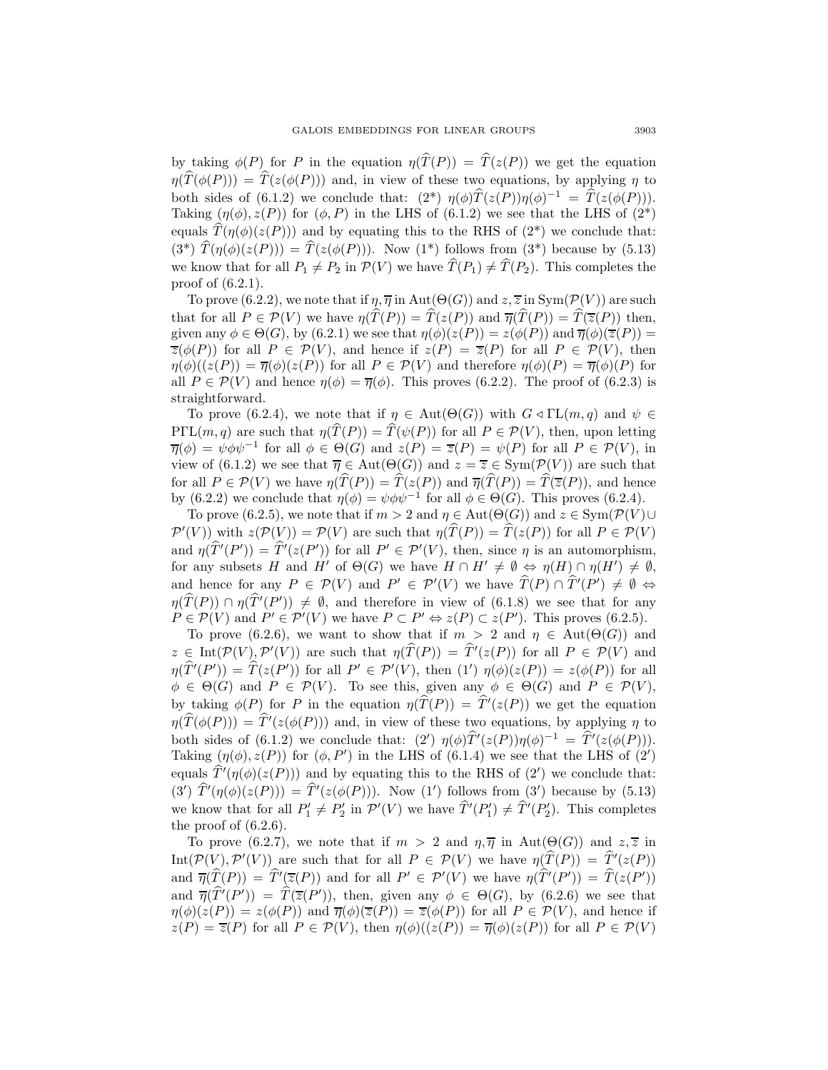by taking $\phi(P)$ for $P$ in the equation $\eta(\widehat{T}(P)) = \widehat{T}(z(P))$ we get the equation $\eta(\widehat{T}(\phi(P))) = \widehat{T}(z(\phi(P)))$ and, in view of these two equations, by applying $\eta$ to both sides of (6.1.2) we conclude that: (2*) $\eta(\phi)\widehat{T}(z(P))\eta(\phi)^{-1} = \widehat{T}(z(\phi(P)))$. Taking $(\eta(\phi), z(P))$ for $(\phi, P)$ in the LHS of (6.1.2) we see that the LHS of (2*) equals $\widehat{T}(\eta(\phi)(z(P)))$ and by equating this to the RHS of (2*) we conclude that: (3*) $\widehat{T}(\eta(\phi)(z(P))) = \widehat{T}(z(\phi(P)))$. Now (1*) follows from (3*) because by (5.13) we know that for all $P_1 \neq P_2$ in $\mathcal{P}(V)$ we have $\widehat{T}(P_1) \neq \widehat{T}(P_2)$. This completes the proof of (6.2.1).

To prove (6.2.2), we note that if $\eta, \overline{\eta}$ in $\mathrm{Aut}(\Theta(G))$ and $z, \overline{z}$ in $\mathrm{Sym}(\mathcal{P}(V))$ are such that for all $P \in \mathcal{P}(V)$ we have $\eta(\widehat{T}(P)) = \widehat{T}(z(P))$ and $\overline{\eta}(\widehat{T}(P)) = \widehat{T}(\overline{z}(P))$ then, given any $\phi \in \Theta(G)$, by (6.2.1) we see that $\eta(\phi)(z(P)) = z(\phi(P))$ and $\overline{\eta}(\phi)(\overline{z}(P)) = \overline{z}(\phi(P))$ for all $P \in \mathcal{P}(V)$, and hence if $z(P) = \overline{z}(P)$ for all $P \in \mathcal{P}(V)$, then $\eta(\phi)((z(P)) = \overline{\eta}(\phi)(z(P))$ for all $P \in \mathcal{P}(V)$ and therefore $\eta(\phi)(P) = \overline{\eta}(\phi)(P)$ for all $P \in \mathcal{P}(V)$ and hence $\eta(\phi) = \overline{\eta}(\phi)$. This proves (6.2.2). The proof of (6.2.3) is straightforward.

To prove (6.2.4), we note that if $\eta \in \mathrm{Aut}(\Theta(G))$ with $G \triangleleft \Gamma\mathrm{L}(m, q)$ and $\psi \in \mathrm{P}\Gamma\mathrm{L}(m, q)$ are such that $\eta(\widehat{T}(P)) = \widehat{T}(\psi(P))$ for all $P \in \mathcal{P}(V)$, then, upon letting $\overline{\eta}(\phi) = \psi\phi\psi^{-1}$ for all $\phi \in \Theta(G)$ and $z(P) = \overline{z}(P) = \psi(P)$ for all $P \in \mathcal{P}(V)$, in view of (6.1.2) we see that $\overline{\eta} \in \mathrm{Aut}(\Theta(G))$ and $z = \overline{z} \in \mathrm{Sym}(\mathcal{P}(V))$ are such that for all $P \in \mathcal{P}(V)$ we have $\eta(\widehat{T}(P)) = \widehat{T}(z(P))$ and $\overline{\eta}(\widehat{T}(P)) = \widehat{T}(\overline{z}(P))$, and hence by (6.2.2) we conclude that $\eta(\phi) = \psi\phi\psi^{-1}$ for all $\phi \in \Theta(G)$. This proves (6.2.4).

To prove (6.2.5), we note that if $m > 2$ and $\eta \in \mathrm{Aut}(\Theta(G))$ and $z \in \mathrm{Sym}(\mathcal{P}(V) \cup \mathcal{P}'(V))$ with $z(\mathcal{P}(V)) = \mathcal{P}(V)$ are such that $\eta(\widehat{T}(P)) = \widehat{T}(z(P))$ for all $P \in \mathcal{P}(V)$ and $\eta(\widehat{T}'(P')) = \widehat{T}'(z(P'))$ for all $P' \in \mathcal{P}'(V)$, then, since $\eta$ is an automorphism, for any subsets $H$ and $H'$ of $\Theta(G)$ we have $H \cap H' \neq \emptyset \Leftrightarrow \eta(H) \cap \eta(H') \neq \emptyset$, and hence for any $P \in \mathcal{P}(V)$ and $P' \in \mathcal{P}'(V)$ we have $\widehat{T}(P) \cap \widehat{T}'(P') \neq \emptyset \Leftrightarrow \eta(\widehat{T}(P)) \cap \eta(\widehat{T}'(P')) \neq \emptyset$, and therefore in view of (6.1.8) we see that for any $P \in \mathcal{P}(V)$ and $P' \in \mathcal{P}'(V)$ we have $P \subset P' \Leftrightarrow z(P) \subset z(P')$. This proves (6.2.5).

To prove (6.2.6), we want to show that if $m > 2$ and $\eta \in \mathrm{Aut}(\Theta(G))$ and $z \in \mathrm{Int}(\mathcal{P}(V), \mathcal{P}'(V))$ are such that $\eta(\widehat{T}(P)) = \widehat{T}'(z(P))$ for all $P \in \mathcal{P}(V)$ and $\eta(\widehat{T}'(P')) = \widehat{T}(z(P'))$ for all $P' \in \mathcal{P}'(V)$, then (1′) $\eta(\phi)(z(P)) = z(\phi(P))$ for all $\phi \in \Theta(G)$ and $P \in \mathcal{P}(V)$. To see this, given any $\phi \in \Theta(G)$ and $P \in \mathcal{P}(V)$, by taking $\phi(P)$ for $P$ in the equation $\eta(\widehat{T}(P)) = \widehat{T}'(z(P))$ we get the equation $\eta(\widehat{T}(\phi(P))) = \widehat{T}'(z(\phi(P)))$ and, in view of these two equations, by applying $\eta$ to both sides of (6.1.2) we conclude that: (2′) $\eta(\phi)\widehat{T}'(z(P))\eta(\phi)^{-1} = \widehat{T}'(z(\phi(P)))$. Taking $(\eta(\phi), z(P))$ for $(\phi, P')$ in the LHS of (6.1.4) we see that the LHS of (2′) equals $\widehat{T}'(\eta(\phi)(z(P)))$ and by equating this to the RHS of (2′) we conclude that: (3′) $\widehat{T}'(\eta(\phi)(z(P))) = \widehat{T}'(z(\phi(P)))$. Now (1′) follows from (3′) because by (5.13) we know that for all $P'_1 \neq P'_2$ in $\mathcal{P}'(V)$ we have $\widehat{T}'(P'_1) \neq \widehat{T}'(P'_2)$. This completes the proof of (6.2.6).

To prove (6.2.7), we note that if $m > 2$ and $\eta, \overline{\eta}$ in $\mathrm{Aut}(\Theta(G))$ and $z, \overline{z}$ in $\mathrm{Int}(\mathcal{P}(V), \mathcal{P}'(V))$ are such that for all $P \in \mathcal{P}(V)$ we have $\eta(\widehat{T}(P)) = \widehat{T}'(z(P))$ and $\overline{\eta}(\widehat{T}(P)) = \widehat{T}'(\overline{z}(P))$ and for all $P' \in \mathcal{P}'(V)$ we have $\eta(\widehat{T}'(P')) = \widehat{T}(z(P'))$ and $\overline{\eta}(\widehat{T}'(P')) = \widehat{T}(\overline{z}(P'))$, then, given any $\phi \in \Theta(G)$, by (6.2.6) we see that $\eta(\phi)(z(P)) = z(\phi(P))$ and $\overline{\eta}(\phi)(\overline{z}(P)) = \overline{z}(\phi(P))$ for all $P \in \mathcal{P}(V)$, and hence if $z(P) = \overline{z}(P)$ for all $P \in \mathcal{P}(V)$, then $\eta(\phi)((z(P)) = \overline{\eta}(\phi)(z(P))$ for all $P \in \mathcal{P}(V)$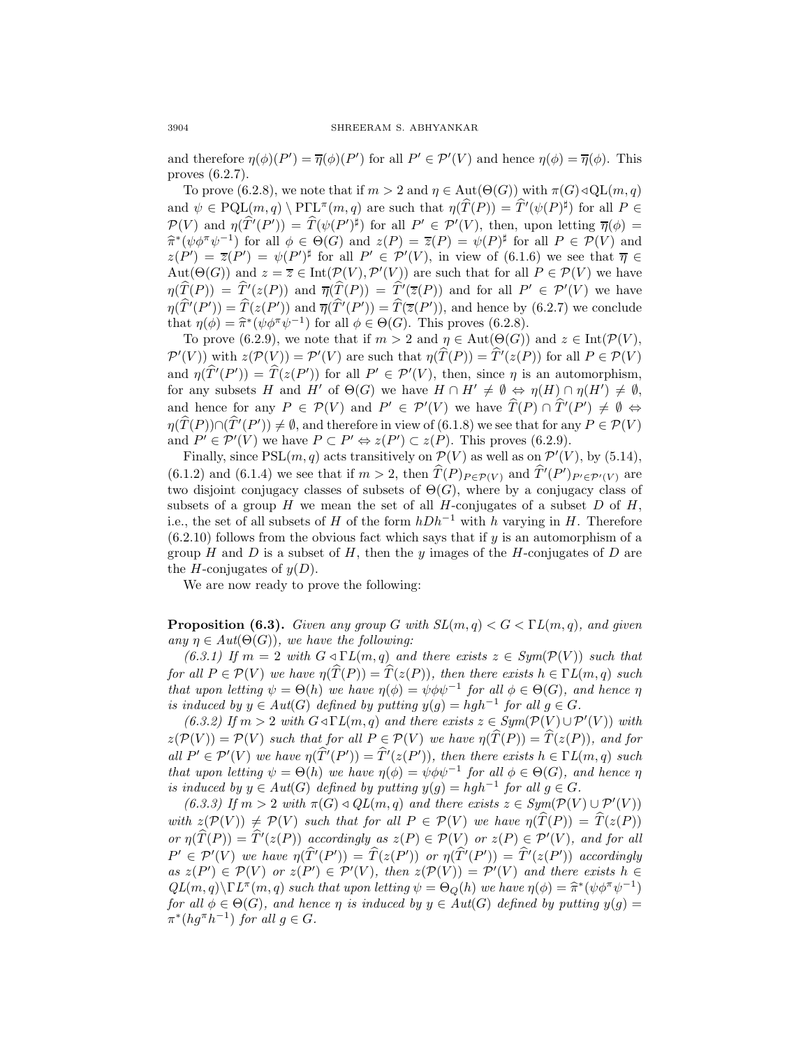and therefore $\eta(\phi)(P') = \overline{\eta}(\phi)(P')$ for all $P' \in \mathcal{P}'(V)$ and hence $\eta(\phi) = \overline{\eta}(\phi)$. This proves (6.2.7).

To prove (6.2.8), we note that if $m > 2$ and $\eta \in \mathrm{Aut}(\Theta(G))$ with $\pi(G) \triangleleft \mathrm{QL}(m,q)$ and $\psi \in \mathrm{PQL}(m,q) \setminus \mathrm{P\Gamma L}^{\pi}(m,q)$ are such that $\eta(\widehat{T}(P)) = \widehat{T}'(\psi(P)^{\sharp})$ for all $P \in \mathcal{P}(V)$ and $\eta(\widehat{T}'(P')) = \widehat{T}(\psi(P')^{\sharp})$ for all $P' \in \mathcal{P}'(V)$, then, upon letting $\overline{\eta}(\phi) = \widehat{\pi}^*(\psi\phi^{\pi}\psi^{-1})$ for all $\phi \in \Theta(G)$ and $z(P) = \overline{z}(P) = \psi(P)^{\sharp}$ for all $P \in \mathcal{P}(V)$ and $z(P') = \overline{z}(P') = \psi(P')^{\sharp}$ for all $P' \in \mathcal{P}'(V)$, in view of (6.1.6) we see that $\overline{\eta} \in \mathrm{Aut}(\Theta(G))$ and $z = \overline{z} \in \mathrm{Int}(\mathcal{P}(V), \mathcal{P}'(V))$ are such that for all $P \in \mathcal{P}(V)$ we have $\eta(\widehat{T}(P)) = \widehat{T}'(z(P))$ and $\overline{\eta}(\widehat{T}(P)) = \widehat{T}'(\overline{z}(P))$ and for all $P' \in \mathcal{P}'(V)$ we have $\eta(\widehat{T}'(P')) = \widehat{T}(z(P'))$ and $\overline{\eta}(\widehat{T}'(P')) = \widehat{T}(\overline{z}(P'))$, and hence by (6.2.7) we conclude that $\eta(\phi) = \widehat{\pi}^*(\psi\phi^{\pi}\psi^{-1})$ for all $\phi \in \Theta(G)$. This proves (6.2.8).

To prove (6.2.9), we note that if $m > 2$ and $\eta \in \mathrm{Aut}(\Theta(G))$ and $z \in \mathrm{Int}(\mathcal{P}(V), \mathcal{P}'(V))$ with $z(\mathcal{P}(V)) = \mathcal{P}'(V)$ are such that $\eta(\widehat{T}(P)) = \widehat{T}'(z(P))$ for all $P \in \mathcal{P}(V)$ and $\eta(\widehat{T}'(P')) = \widehat{T}(z(P'))$ for all $P' \in \mathcal{P}'(V)$, then, since $\eta$ is an automorphism, for any subsets $H$ and $H'$ of $\Theta(G)$ we have $H \cap H' \neq \emptyset \Leftrightarrow \eta(H) \cap \eta(H') \neq \emptyset$, and hence for any $P \in \mathcal{P}(V)$ and $P' \in \mathcal{P}'(V)$ we have $\widehat{T}(P) \cap \widehat{T}'(P') \neq \emptyset \Leftrightarrow \eta(\widehat{T}(P)) \cap (\widehat{T}'(P')) \neq \emptyset$, and therefore in view of (6.1.8) we see that for any $P \in \mathcal{P}(V)$ and $P' \in \mathcal{P}'(V)$ we have $P \subset P' \Leftrightarrow z(P') \subset z(P)$. This proves (6.2.9).

Finally, since $\mathrm{PSL}(m,q)$ acts transitively on $\mathcal{P}(V)$ as well as on $\mathcal{P}'(V)$, by (5.14), (6.1.2) and (6.1.4) we see that if $m > 2$, then $\widehat{T}(P)_{P \in \mathcal{P}(V)}$ and $\widehat{T}'(P')_{P' \in \mathcal{P}'(V)}$ are two disjoint conjugacy classes of subsets of $\Theta(G)$, where by a conjugacy class of subsets of a group $H$ we mean the set of all $H$-conjugates of a subset $D$ of $H$, i.e., the set of all subsets of $H$ of the form $hDh^{-1}$ with $h$ varying in $H$. Therefore (6.2.10) follows from the obvious fact which says that if $y$ is an automorphism of a group $H$ and $D$ is a subset of $H$, then the $y$ images of the $H$-conjugates of $D$ are the $H$-conjugates of $y(D)$.

We are now ready to prove the following:

**Proposition (6.3).** *Given any group $G$ with $SL(m,q) < G < \Gamma L(m,q)$, and given any $\eta \in Aut(\Theta(G))$, we have the following:*

*(6.3.1) If $m = 2$ with $G \triangleleft \Gamma L(m,q)$ and there exists $z \in Sym(\mathcal{P}(V))$ such that for all $P \in \mathcal{P}(V)$ we have $\eta(\widehat{T}(P)) = \widehat{T}(z(P))$, then there exists $h \in \Gamma L(m,q)$ such that upon letting $\psi = \Theta(h)$ we have $\eta(\phi) = \psi\phi\psi^{-1}$ for all $\phi \in \Theta(G)$, and hence $\eta$ is induced by $y \in Aut(G)$ defined by putting $y(g) = hgh^{-1}$ for all $g \in G$.*

*(6.3.2) If $m > 2$ with $G \triangleleft \Gamma L(m,q)$ and there exists $z \in Sym(\mathcal{P}(V) \cup \mathcal{P}'(V))$ with $z(\mathcal{P}(V)) = \mathcal{P}(V)$ such that for all $P \in \mathcal{P}(V)$ we have $\eta(\widehat{T}(P)) = \widehat{T}(z(P))$, and for all $P' \in \mathcal{P}'(V)$ we have $\eta(\widehat{T}'(P')) = \widehat{T}'(z(P'))$, then there exists $h \in \Gamma L(m,q)$ such that upon letting $\psi = \Theta(h)$ we have $\eta(\phi) = \psi\phi\psi^{-1}$ for all $\phi \in \Theta(G)$, and hence $\eta$ is induced by $y \in Aut(G)$ defined by putting $y(g) = hgh^{-1}$ for all $g \in G$.*

*(6.3.3) If $m > 2$ with $\pi(G) \triangleleft QL(m,q)$ and there exists $z \in Sym(\mathcal{P}(V) \cup \mathcal{P}'(V))$ with $z(\mathcal{P}(V)) \neq \mathcal{P}(V)$ such that for all $P \in \mathcal{P}(V)$ we have $\eta(\widehat{T}(P)) = \widehat{T}(z(P))$ or $\eta(\widehat{T}(P)) = \widehat{T}'(z(P))$ accordingly as $z(P) \in \mathcal{P}(V)$ or $z(P) \in \mathcal{P}'(V)$, and for all $P' \in \mathcal{P}'(V)$ we have $\eta(\widehat{T}'(P')) = \widehat{T}(z(P'))$ or $\eta(\widehat{T}'(P')) = \widehat{T}'(z(P'))$ accordingly as $z(P') \in \mathcal{P}(V)$ or $z(P') \in \mathcal{P}'(V)$, then $z(\mathcal{P}(V)) = \mathcal{P}'(V)$ and there exists $h \in QL(m,q) \setminus \Gamma L^{\pi}(m,q)$ such that upon letting $\psi = \Theta_Q(h)$ we have $\eta(\phi) = \widehat{\pi}^*(\psi\phi^{\pi}\psi^{-1})$ for all $\phi \in \Theta(G)$, and hence $\eta$ is induced by $y \in Aut(G)$ defined by putting $y(g) = \pi^*(hg^{\pi}h^{-1})$ for all $g \in G$.*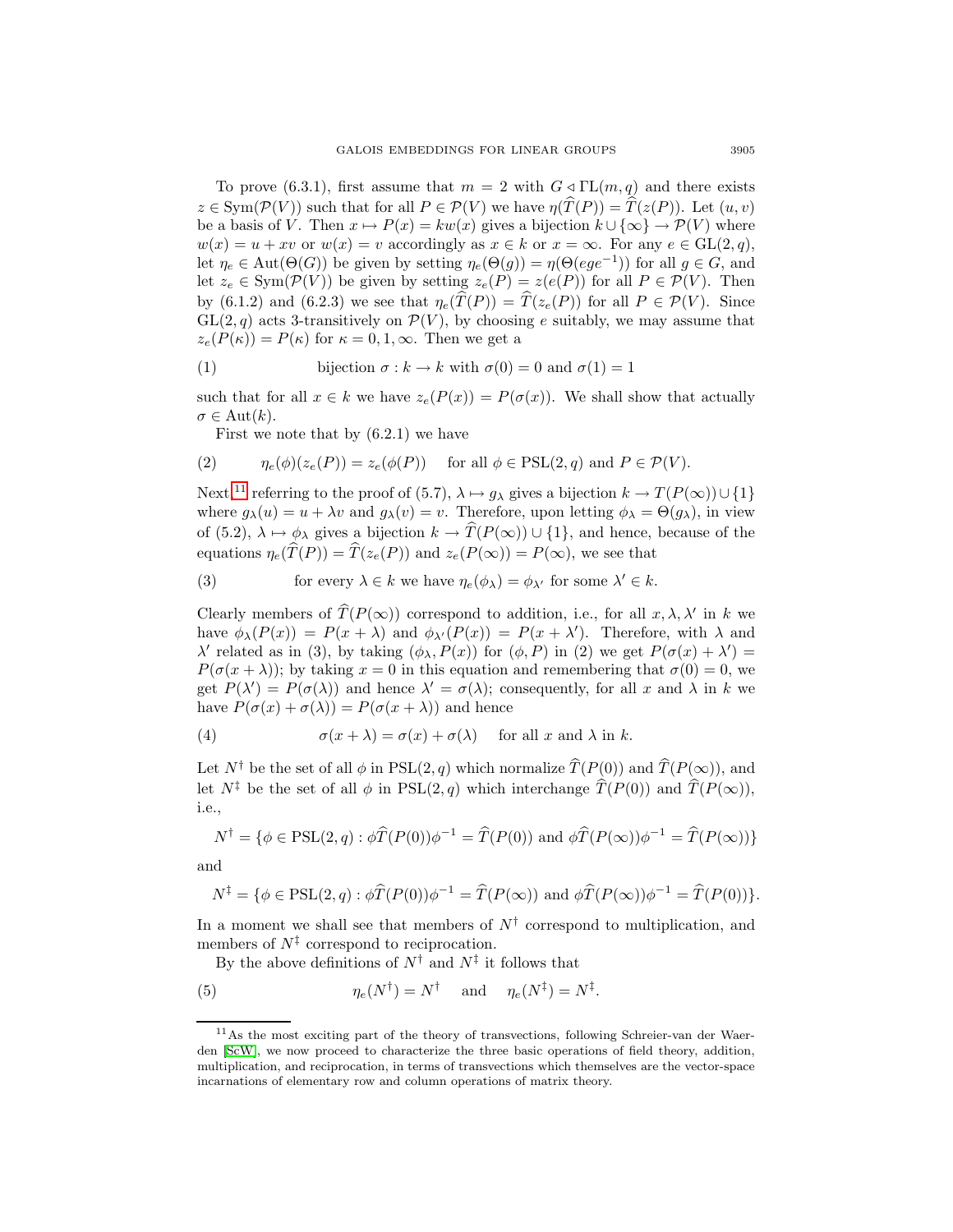To prove (6.3.1), first assume that $m = 2$ with $G \lhd \Gamma\mathrm{L}(m, q)$ and there exists $z \in \mathrm{Sym}(\mathcal{P}(V))$ such that for all $P \in \mathcal{P}(V)$ we have $\eta(\widehat{T}(P)) = \widehat{T}(z(P))$. Let $(u, v)$ be a basis of $V$. Then $x \mapsto P(x) = kw(x)$ gives a bijection $k \cup \{\infty\} \to \mathcal{P}(V)$ where $w(x) = u + xv$ or $w(x) = v$ accordingly as $x \in k$ or $x = \infty$. For any $e \in \mathrm{GL}(2, q)$, let $\eta_e \in \mathrm{Aut}(\Theta(G))$ be given by setting $\eta_e(\Theta(g)) = \eta(\Theta(ege^{-1}))$ for all $g \in G$, and let $z_e \in \mathrm{Sym}(\mathcal{P}(V))$ be given by setting $z_e(P) = z(e(P))$ for all $P \in \mathcal{P}(V)$. Then by (6.1.2) and (6.2.3) we see that $\eta_e(\widehat{T}(P)) = \widehat{T}(z_e(P))$ for all $P \in \mathcal{P}(V)$. Since $\mathrm{GL}(2, q)$ acts 3-transitively on $\mathcal{P}(V)$, by choosing $e$ suitably, we may assume that $z_e(P(\kappa)) = P(\kappa)$ for $\kappa = 0, 1, \infty$. Then we get a

(1) bijection $\sigma : k \to k$ with $\sigma(0) = 0$ and $\sigma(1) = 1$

such that for all $x \in k$ we have $z_e(P(x)) = P(\sigma(x))$. We shall show that actually $\sigma \in \mathrm{Aut}(k)$.

First we note that by (6.2.1) we have

(2) $\eta_e(\phi)(z_e(P)) = z_e(\phi(P))$ for all $\phi \in \mathrm{PSL}(2, q)$ and $P \in \mathcal{P}(V)$.

Next[11] referring to the proof of (5.7), $\lambda \mapsto g_\lambda$ gives a bijection $k \to T(P(\infty)) \cup \{1\}$ where $g_\lambda(u) = u + \lambda v$ and $g_\lambda(v) = v$. Therefore, upon letting $\phi_\lambda = \Theta(g_\lambda)$, in view of (5.2), $\lambda \mapsto \phi_\lambda$ gives a bijection $k \to \widehat{T}(P(\infty)) \cup \{1\}$, and hence, because of the equations $\eta_e(\widehat{T}(P)) = \widehat{T}(z_e(P))$ and $z_e(P(\infty)) = P(\infty)$, we see that

(3) for every $\lambda \in k$ we have $\eta_e(\phi_\lambda) = \phi_{\lambda'}$ for some $\lambda' \in k$.

Clearly members of $\widehat{T}(P(\infty))$ correspond to addition, i.e., for all $x, \lambda, \lambda'$ in $k$ we have $\phi_\lambda(P(x)) = P(x + \lambda)$ and $\phi_{\lambda'}(P(x)) = P(x + \lambda')$. Therefore, with $\lambda$ and $\lambda'$ related as in (3), by taking $(\phi_\lambda, P(x))$ for $(\phi, P)$ in (2) we get $P(\sigma(x) + \lambda') = P(\sigma(x + \lambda))$; by taking $x = 0$ in this equation and remembering that $\sigma(0) = 0$, we get $P(\lambda') = P(\sigma(\lambda))$ and hence $\lambda' = \sigma(\lambda)$; consequently, for all $x$ and $\lambda$ in $k$ we have $P(\sigma(x) + \sigma(\lambda)) = P(\sigma(x + \lambda))$ and hence

(4) $\sigma(x + \lambda) = \sigma(x) + \sigma(\lambda)$ for all $x$ and $\lambda$ in $k$.

Let $N^\dagger$ be the set of all $\phi$ in $\mathrm{PSL}(2, q)$ which normalize $\widehat{T}(P(0))$ and $\widehat{T}(P(\infty))$, and let $N^\ddagger$ be the set of all $\phi$ in $\mathrm{PSL}(2, q)$ which interchange $\widehat{T}(P(0))$ and $\widehat{T}(P(\infty))$, i.e.,

$$N^\dagger = \{\phi \in \mathrm{PSL}(2, q) : \phi\widehat{T}(P(0))\phi^{-1} = \widehat{T}(P(0)) \text{ and } \phi\widehat{T}(P(\infty))\phi^{-1} = \widehat{T}(P(\infty))\}$$

and

$$N^\ddagger = \{\phi \in \mathrm{PSL}(2, q) : \phi\widehat{T}(P(0))\phi^{-1} = \widehat{T}(P(\infty)) \text{ and } \phi\widehat{T}(P(\infty))\phi^{-1} = \widehat{T}(P(0))\}.$$

In a moment we shall see that members of $N^\dagger$ correspond to multiplication, and members of $N^\ddagger$ correspond to reciprocation.

By the above definitions of $N^\dagger$ and $N^\ddagger$ it follows that

(5) $\eta_e(N^\dagger) = N^\dagger$ and $\eta_e(N^\ddagger) = N^\ddagger$.

---

[11] As the most exciting part of the theory of transvections, following Schreier-van der Waerden [ScW], we now proceed to characterize the three basic operations of field theory, addition, multiplication, and reciprocation, in terms of transvections which themselves are the vector-space incarnations of elementary row and column operations of matrix theory.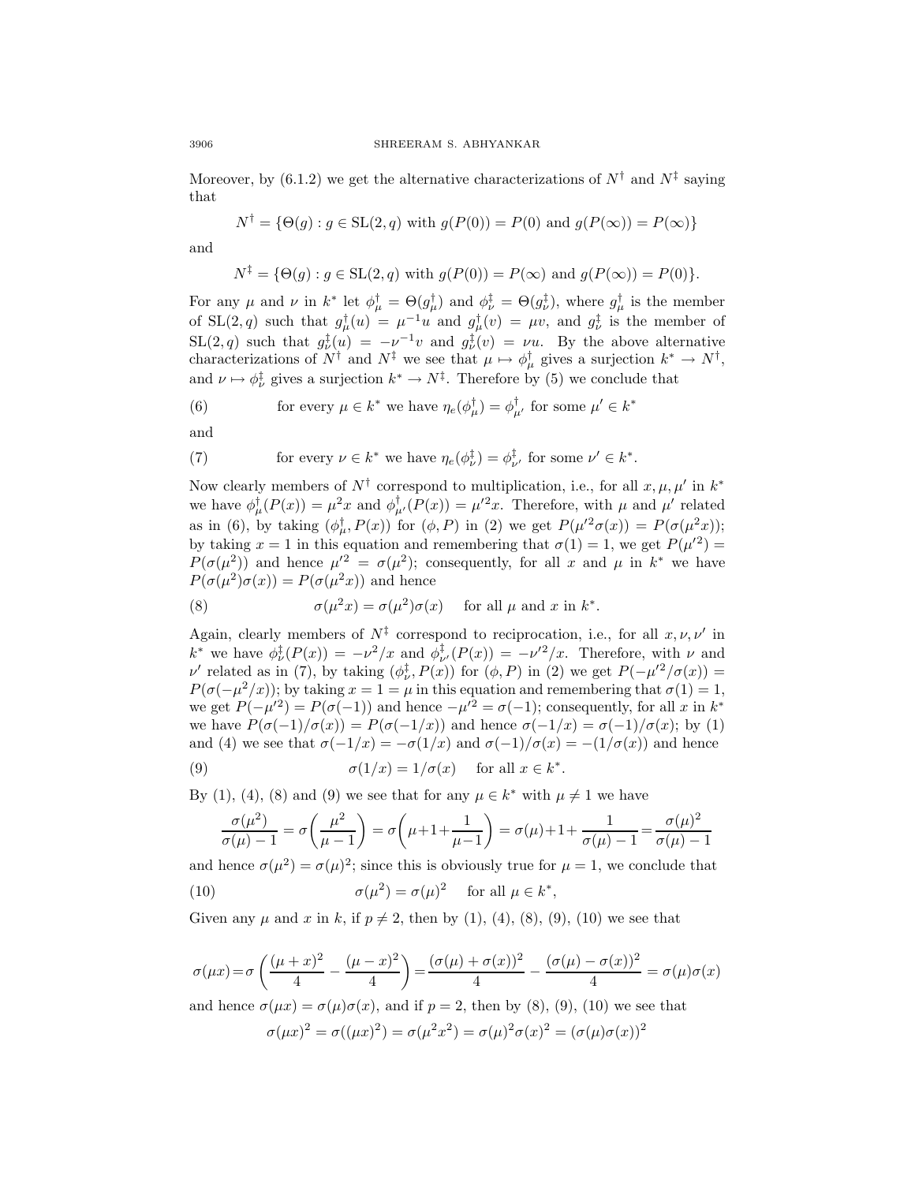Moreover, by (6.1.2) we get the alternative characterizations of $N^\dagger$ and $N^\ddagger$ saying that

$$N^\dagger = \{\Theta(g) : g \in \mathrm{SL}(2,q) \text{ with } g(P(0)) = P(0) \text{ and } g(P(\infty)) = P(\infty)\}$$

and

$$N^\ddagger = \{\Theta(g) : g \in \mathrm{SL}(2,q) \text{ with } g(P(0)) = P(\infty) \text{ and } g(P(\infty)) = P(0)\}.$$

For any $\mu$ and $\nu$ in $k^*$ let $\phi^\dagger_\mu = \Theta(g^\dagger_\mu)$ and $\phi^\ddagger_\nu = \Theta(g^\ddagger_\nu)$, where $g^\dagger_\mu$ is the member of $\mathrm{SL}(2,q)$ such that $g^\dagger_\mu(u) = \mu^{-1}u$ and $g^\dagger_\mu(v) = \mu v$, and $g^\ddagger_\nu$ is the member of $\mathrm{SL}(2,q)$ such that $g^\ddagger_\nu(u) = -\nu^{-1}v$ and $g^\ddagger_\nu(v) = \nu u$. By the above alternative characterizations of $N^\dagger$ and $N^\ddagger$ we see that $\mu \mapsto \phi^\dagger_\mu$ gives a surjection $k^* \to N^\dagger$, and $\nu \mapsto \phi^\ddagger_\nu$ gives a surjection $k^* \to N^\ddagger$. Therefore by (5) we conclude that

$$\text{for every } \mu \in k^* \text{ we have } \eta_e(\phi^\dagger_\mu) = \phi^\dagger_{\mu'} \text{ for some } \mu' \in k^* \tag{6}$$

and

$$\text{for every } \nu \in k^* \text{ we have } \eta_e(\phi^\ddagger_\nu) = \phi^\ddagger_{\nu'} \text{ for some } \nu' \in k^*. \tag{7}$$

Now clearly members of $N^\dagger$ correspond to multiplication, i.e., for all $x, \mu, \mu'$ in $k^*$ we have $\phi^\dagger_\mu(P(x)) = \mu^2 x$ and $\phi^\dagger_{\mu'}(P(x)) = \mu'^2 x$. Therefore, with $\mu$ and $\mu'$ related as in (6), by taking $(\phi^\dagger_\mu, P(x))$ for $(\phi, P)$ in (2) we get $P(\mu'^2\sigma(x)) = P(\sigma(\mu^2 x))$; by taking $x = 1$ in this equation and remembering that $\sigma(1) = 1$, we get $P(\mu'^2) = P(\sigma(\mu^2))$ and hence $\mu'^2 = \sigma(\mu^2)$; consequently, for all $x$ and $\mu$ in $k^*$ we have $P(\sigma(\mu^2)\sigma(x)) = P(\sigma(\mu^2 x))$ and hence

$$\sigma(\mu^2 x) = \sigma(\mu^2)\sigma(x) \quad \text{ for all } \mu \text{ and } x \text{ in } k^*. \tag{8}$$

Again, clearly members of $N^\ddagger$ correspond to reciprocation, i.e., for all $x, \nu, \nu'$ in $k^*$ we have $\phi^\ddagger_\nu(P(x)) = -\nu^2/x$ and $\phi^\ddagger_{\nu'}(P(x)) = -\nu'^2/x$. Therefore, with $\nu$ and $\nu'$ related as in (7), by taking $(\phi^\ddagger_\nu, P(x))$ for $(\phi, P)$ in (2) we get $P(-\mu'^2/\sigma(x)) = P(\sigma(-\mu^2/x))$; by taking $x = 1 = \mu$ in this equation and remembering that $\sigma(1) = 1$, we get $P(-\mu'^2) = P(\sigma(-1))$ and hence $-\mu'^2 = \sigma(-1)$; consequently, for all $x$ in $k^*$ we have $P(\sigma(-1)/\sigma(x)) = P(\sigma(-1/x))$ and hence $\sigma(-1/x) = \sigma(-1)/\sigma(x)$; by (1) and (4) we see that $\sigma(-1/x) = -\sigma(1/x)$ and $\sigma(-1)/\sigma(x) = -(1/\sigma(x))$ and hence

$$\sigma(1/x) = 1/\sigma(x) \quad \text{ for all } x \in k^*. \tag{9}$$

By (1), (4), (8) and (9) we see that for any $\mu \in k^*$ with $\mu \neq 1$ we have

$$\frac{\sigma(\mu^2)}{\sigma(\mu)-1} = \sigma\left(\frac{\mu^2}{\mu-1}\right) = \sigma\left(\mu+1+\frac{1}{\mu-1}\right) = \sigma(\mu)+1+\frac{1}{\sigma(\mu)-1} = \frac{\sigma(\mu)^2}{\sigma(\mu)-1}$$

and hence $\sigma(\mu^2) = \sigma(\mu)^2$; since this is obviously true for $\mu = 1$, we conclude that

$$\sigma(\mu^2) = \sigma(\mu)^2 \quad \text{ for all } \mu \in k^*, \tag{10}$$

Given any $\mu$ and $x$ in $k$, if $p \neq 2$, then by (1), (4), (8), (9), (10) we see that

$$\sigma(\mu x) = \sigma\left(\frac{(\mu+x)^2}{4} - \frac{(\mu-x)^2}{4}\right) = \frac{(\sigma(\mu)+\sigma(x))^2}{4} - \frac{(\sigma(\mu)-\sigma(x))^2}{4} = \sigma(\mu)\sigma(x)$$

and hence $\sigma(\mu x) = \sigma(\mu)\sigma(x)$, and if $p = 2$, then by (8), (9), (10) we see that

$$\sigma(\mu x)^2 = \sigma((\mu x)^2) = \sigma(\mu^2 x^2) = \sigma(\mu)^2\sigma(x)^2 = (\sigma(\mu)\sigma(x))^2$$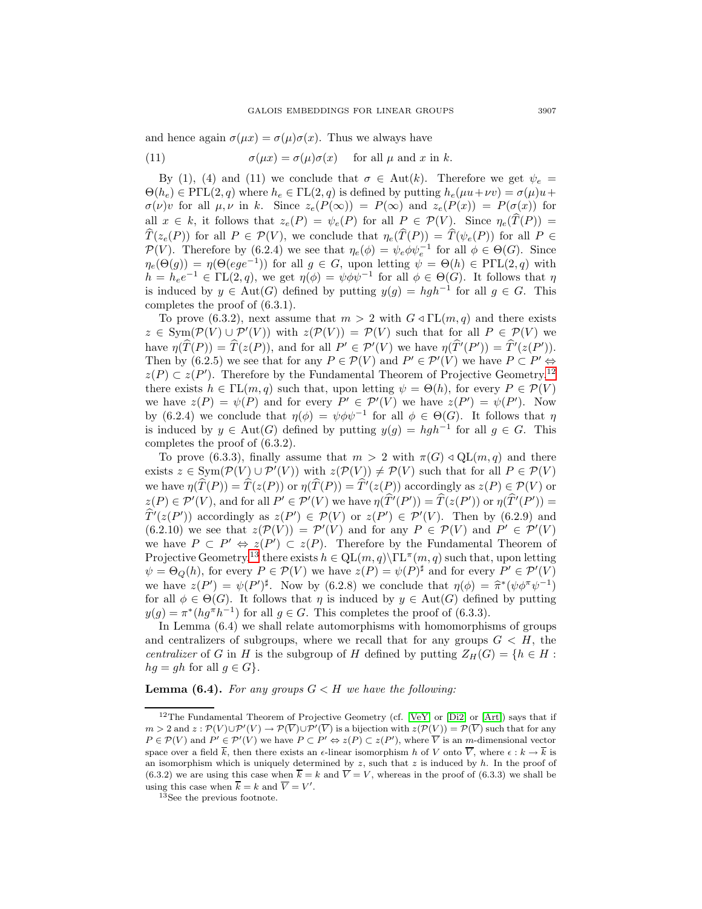and hence again $\sigma(\mu x) = \sigma(\mu)\sigma(x)$. Thus we always have

$$\text{(11)} \qquad \sigma(\mu x) = \sigma(\mu)\sigma(x) \quad \text{for all } \mu \text{ and } x \text{ in } k.$$

By (1), (4) and (11) we conclude that $\sigma \in \mathrm{Aut}(k)$. Therefore we get $\psi_e = \Theta(h_e) \in \mathrm{P\Gamma L}(2,q)$ where $h_e \in \Gamma\mathrm{L}(2,q)$ is defined by putting $h_e(\mu u + \nu v) = \sigma(\mu)u + \sigma(\nu)v$ for all $\mu, \nu$ in $k$. Since $z_e(P(\infty)) = P(\infty)$ and $z_e(P(x)) = P(\sigma(x))$ for all $x \in k$, it follows that $z_e(P) = \psi_e(P)$ for all $P \in \mathcal{P}(V)$. Since $\eta_e(\widehat{T}(P)) = \widehat{T}(z_e(P))$ for all $P \in \mathcal{P}(V)$, we conclude that $\eta_e(\widehat{T}(P)) = \widehat{T}(\psi_e(P))$ for all $P \in \mathcal{P}(V)$. Therefore by (6.2.4) we see that $\eta_e(\phi) = \psi_e\phi\psi_e^{-1}$ for all $\phi \in \Theta(G)$. Since $\eta_e(\Theta(g)) = \eta(\Theta(ege^{-1}))$ for all $g \in G$, upon letting $\psi = \Theta(h) \in \mathrm{P\Gamma L}(2,q)$ with $h = h_e e^{-1} \in \Gamma\mathrm{L}(2,q)$, we get $\eta(\phi) = \psi\phi\psi^{-1}$ for all $\phi \in \Theta(G)$. It follows that $\eta$ is induced by $y \in \mathrm{Aut}(G)$ defined by putting $y(g) = hgh^{-1}$ for all $g \in G$. This completes the proof of (6.3.1).

To prove (6.3.2), next assume that $m > 2$ with $G \triangleleft \Gamma\mathrm{L}(m,q)$ and there exists $z \in \mathrm{Sym}(\mathcal{P}(V) \cup \mathcal{P}'(V))$ with $z(\mathcal{P}(V)) = \mathcal{P}(V)$ such that for all $P \in \mathcal{P}(V)$ we have $\eta(\widehat{T}(P)) = \widehat{T}(z(P))$, and for all $P' \in \mathcal{P}'(V)$ we have $\eta(\widehat{T}'(P')) = \widehat{T}'(z(P'))$. Then by (6.2.5) we see that for any $P \in \mathcal{P}(V)$ and $P' \in \mathcal{P}'(V)$ we have $P \subset P' \Leftrightarrow z(P) \subset z(P')$. Therefore by the Fundamental Theorem of Projective Geometry,[12] there exists $h \in \Gamma\mathrm{L}(m,q)$ such that, upon letting $\psi = \Theta(h)$, for every $P \in \mathcal{P}(V)$ we have $z(P) = \psi(P)$ and for every $P' \in \mathcal{P}'(V)$ we have $z(P') = \psi(P')$. Now by (6.2.4) we conclude that $\eta(\phi) = \psi\phi\psi^{-1}$ for all $\phi \in \Theta(G)$. It follows that $\eta$ is induced by $y \in \mathrm{Aut}(G)$ defined by putting $y(g) = hgh^{-1}$ for all $g \in G$. This completes the proof of (6.3.2).

To prove (6.3.3), finally assume that $m > 2$ with $\pi(G) \triangleleft \mathrm{QL}(m,q)$ and there exists $z \in \mathrm{Sym}(\mathcal{P}(V) \cup \mathcal{P}'(V))$ with $z(\mathcal{P}(V)) \neq \mathcal{P}(V)$ such that for all $P \in \mathcal{P}(V)$ we have $\eta(\widehat{T}(P)) = \widehat{T}(z(P))$ or $\eta(\widehat{T}(P)) = \widehat{T}'(z(P))$ accordingly as $z(P) \in \mathcal{P}(V)$ or $z(P) \in \mathcal{P}'(V)$, and for all $P' \in \mathcal{P}'(V)$ we have $\eta(\widehat{T}'(P')) = \widehat{T}(z(P'))$ or $\eta(\widehat{T}'(P')) = \widehat{T}'(z(P'))$ accordingly as $z(P') \in \mathcal{P}(V)$ or $z(P') \in \mathcal{P}'(V)$. Then by (6.2.9) and (6.2.10) we see that $z(\mathcal{P}(V)) = \mathcal{P}'(V)$ and for any $P \in \mathcal{P}(V)$ and $P' \in \mathcal{P}'(V)$ we have $P \subset P' \Leftrightarrow z(P') \subset z(P)$. Therefore by the Fundamental Theorem of Projective Geometry,[13] there exists $h \in \mathrm{QL}(m,q) \setminus \Gamma\mathrm{L}^{\pi}(m,q)$ such that, upon letting $\psi = \Theta_Q(h)$, for every $P \in \mathcal{P}(V)$ we have $z(P) = \psi(P)^{\sharp}$ and for every $P' \in \mathcal{P}'(V)$ we have $z(P') = \psi(P')^{\sharp}$. Now by (6.2.8) we conclude that $\eta(\phi) = \widehat{\pi}^*(\psi\phi^{\pi}\psi^{-1})$ for all $\phi \in \Theta(G)$. It follows that $\eta$ is induced by $y \in \mathrm{Aut}(G)$ defined by putting $y(g) = \pi^*(hg^{\pi}h^{-1})$ for all $g \in G$. This completes the proof of (6.3.3).

In Lemma (6.4) we shall relate automorphisms with homomorphisms of groups and centralizers of subgroups, where we recall that for any groups $G < H$, the *centralizer* of $G$ in $H$ is the subgroup of $H$ defined by putting $Z_H(G) = \{h \in H : hg = gh \text{ for all } g \in G\}$.

**Lemma (6.4).** *For any groups $G < H$ we have the following:*

---

[12] The Fundamental Theorem of Projective Geometry (cf. [VeY] or [Di2] or [Art]) says that if $m > 2$ and $z : \mathcal{P}(V) \cup \mathcal{P}'(V) \to \mathcal{P}(\overline{V}) \cup \mathcal{P}'(\overline{V})$ is a bijection with $z(\mathcal{P}(V)) = \mathcal{P}(\overline{V})$ such that for any $P \in \mathcal{P}(V)$ and $P' \in \mathcal{P}'(V)$ we have $P \subset P' \Leftrightarrow z(P) \subset z(P')$, where $\overline{V}$ is an $m$-dimensional vector space over a field $\overline{k}$, then there exists an $\epsilon$-linear isomorphism $h$ of $V$ onto $\overline{V}$, where $\epsilon : k \to \overline{k}$ is an isomorphism which is uniquely determined by $z$, such that $z$ is induced by $h$. In the proof of (6.3.2) we are using this case when $\overline{k} = k$ and $\overline{V} = V$, whereas in the proof of (6.3.3) we shall be using this case when $\overline{k} = k$ and $\overline{V} = V'$.

[13] See the previous footnote.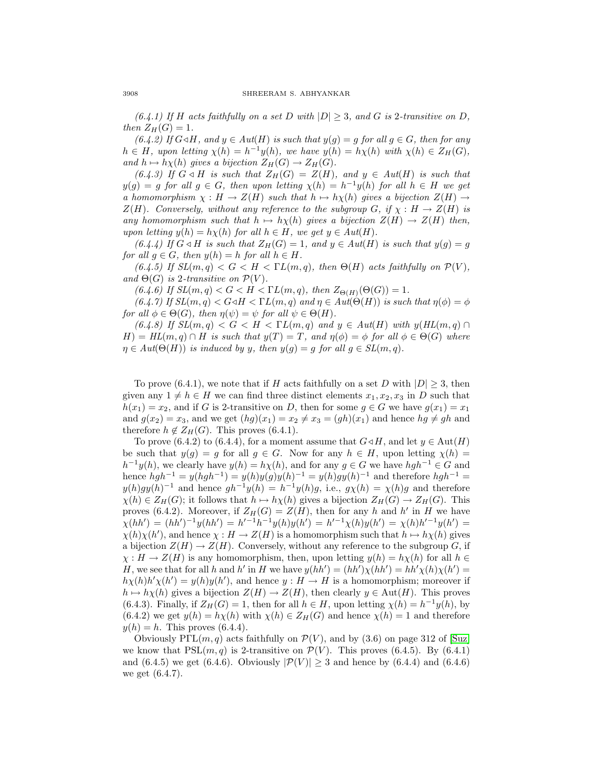*(6.4.1) If $H$ acts faithfully on a set $D$ with $|D| \geq 3$, and $G$ is 2-transitive on $D$, then $Z_H(G) = 1$.*

*(6.4.2) If $G \triangleleft H$, and $y \in Aut(H)$ is such that $y(g) = g$ for all $g \in G$, then for any $h \in H$, upon letting $\chi(h) = h^{-1}y(h)$, we have $y(h) = h\chi(h)$ with $\chi(h) \in Z_H(G)$, and $h \mapsto h\chi(h)$ gives a bijection $Z_H(G) \to Z_H(G)$.*

*(6.4.3) If $G \triangleleft H$ is such that $Z_H(G) = Z(H)$, and $y \in Aut(H)$ is such that $y(g) = g$ for all $g \in G$, then upon letting $\chi(h) = h^{-1}y(h)$ for all $h \in H$ we get a homomorphism $\chi : H \to Z(H)$ such that $h \mapsto h\chi(h)$ gives a bijection $Z(H) \to Z(H)$. Conversely, without any reference to the subgroup $G$, if $\chi : H \to Z(H)$ is any homomorphism such that $h \mapsto h\chi(h)$ gives a bijection $Z(H) \to Z(H)$ then, upon letting $y(h) = h\chi(h)$ for all $h \in H$, we get $y \in Aut(H)$.*

*(6.4.4) If $G \triangleleft H$ is such that $Z_H(G) = 1$, and $y \in Aut(H)$ is such that $y(g) = g$ for all $g \in G$, then $y(h) = h$ for all $h \in H$.*

*(6.4.5) If $SL(m, q) < G < H < \Gamma L(m, q)$, then $\Theta(H)$ acts faithfully on $\mathcal{P}(V)$, and $\Theta(G)$ is 2-transitive on $\mathcal{P}(V)$.*

*(6.4.6) If $SL(m, q) < G < H < \Gamma L(m, q)$, then $Z_{\Theta(H)}(\Theta(G)) = 1$.*

*(6.4.7) If $SL(m, q) < G \triangleleft H < \Gamma L(m, q)$ and $\eta \in Aut(\Theta(H))$ is such that $\eta(\phi) = \phi$ for all $\phi \in \Theta(G)$, then $\eta(\psi) = \psi$ for all $\psi \in \Theta(H)$.*

*(6.4.8) If $SL(m, q) < G < H < \Gamma L(m, q)$ and $y \in Aut(H)$ with $y(HL(m, q) \cap H) = HL(m, q) \cap H$ is such that $y(T) = T$, and $\eta(\phi) = \phi$ for all $\phi \in \Theta(G)$ where $\eta \in Aut(\Theta(H))$ is induced by $y$, then $y(g) = g$ for all $g \in SL(m, q)$.*

To prove (6.4.1), we note that if $H$ acts faithfully on a set $D$ with $|D| \geq 3$, then given any $1 \neq h \in H$ we can find three distinct elements $x_1, x_2, x_3$ in $D$ such that $h(x_1) = x_2$, and if $G$ is 2-transitive on $D$, then for some $g \in G$ we have $g(x_1) = x_1$ and $g(x_2) = x_3$, and we get $(hg)(x_1) = x_2 \neq x_3 = (gh)(x_1)$ and hence $hg \neq gh$ and therefore $h \notin Z_H(G)$. This proves (6.4.1).

To prove (6.4.2) to (6.4.4), for a moment assume that $G \triangleleft H$, and let $y \in \mathrm{Aut}(H)$ be such that $y(g) = g$ for all $g \in G$. Now for any $h \in H$, upon letting $\chi(h) = h^{-1}y(h)$, we clearly have $y(h) = h\chi(h)$, and for any $g \in G$ we have $hgh^{-1} \in G$ and hence $hgh^{-1} = y(hgh^{-1}) = y(h)y(g)y(h)^{-1} = y(h)gy(h)^{-1}$ and therefore $hgh^{-1} = y(h)gy(h)^{-1}$ and hence $gh^{-1}y(h) = h^{-1}y(h)g$, i.e., $g\chi(h) = \chi(h)g$ and therefore $\chi(h) \in Z_H(G)$; it follows that $h \mapsto h\chi(h)$ gives a bijection $Z_H(G) \to Z_H(G)$. This proves (6.4.2). Moreover, if $Z_H(G) = Z(H)$, then for any $h$ and $h'$ in $H$ we have $\chi(hh') = (hh')^{-1}y(hh') = h'^{-1}h^{-1}y(h)y(h') = h'^{-1}\chi(h)y(h') = \chi(h)h'^{-1}y(h') = \chi(h)\chi(h')$, and hence $\chi : H \to Z(H)$ is a homomorphism such that $h \mapsto h\chi(h)$ gives a bijection $Z(H) \to Z(H)$. Conversely, without any reference to the subgroup $G$, if $\chi : H \to Z(H)$ is any homomorphism, then, upon letting $y(h) = h\chi(h)$ for all $h \in H$, we see that for all $h$ and $h'$ in $H$ we have $y(hh') = (hh')\chi(hh') = hh'\chi(h)\chi(h') = h\chi(h)h'\chi(h') = y(h)y(h')$, and hence $y : H \to H$ is a homomorphism; moreover if $h \mapsto h\chi(h)$ gives a bijection $Z(H) \to Z(H)$, then clearly $y \in \mathrm{Aut}(H)$. This proves (6.4.3). Finally, if $Z_H(G) = 1$, then for all $h \in H$, upon letting $\chi(h) = h^{-1}y(h)$, by (6.4.2) we get $y(h) = h\chi(h)$ with $\chi(h) \in Z_H(G)$ and hence $\chi(h) = 1$ and therefore $y(h) = h$. This proves (6.4.4).

Obviously $\mathrm{P\Gamma L}(m, q)$ acts faithfully on $\mathcal{P}(V)$, and by (3.6) on page 312 of [Suz] we know that $\mathrm{PSL}(m, q)$ is 2-transitive on $\mathcal{P}(V)$. This proves (6.4.5). By (6.4.1) and (6.4.5) we get (6.4.6). Obviously $|\mathcal{P}(V)| \geq 3$ and hence by (6.4.4) and (6.4.6) we get (6.4.7).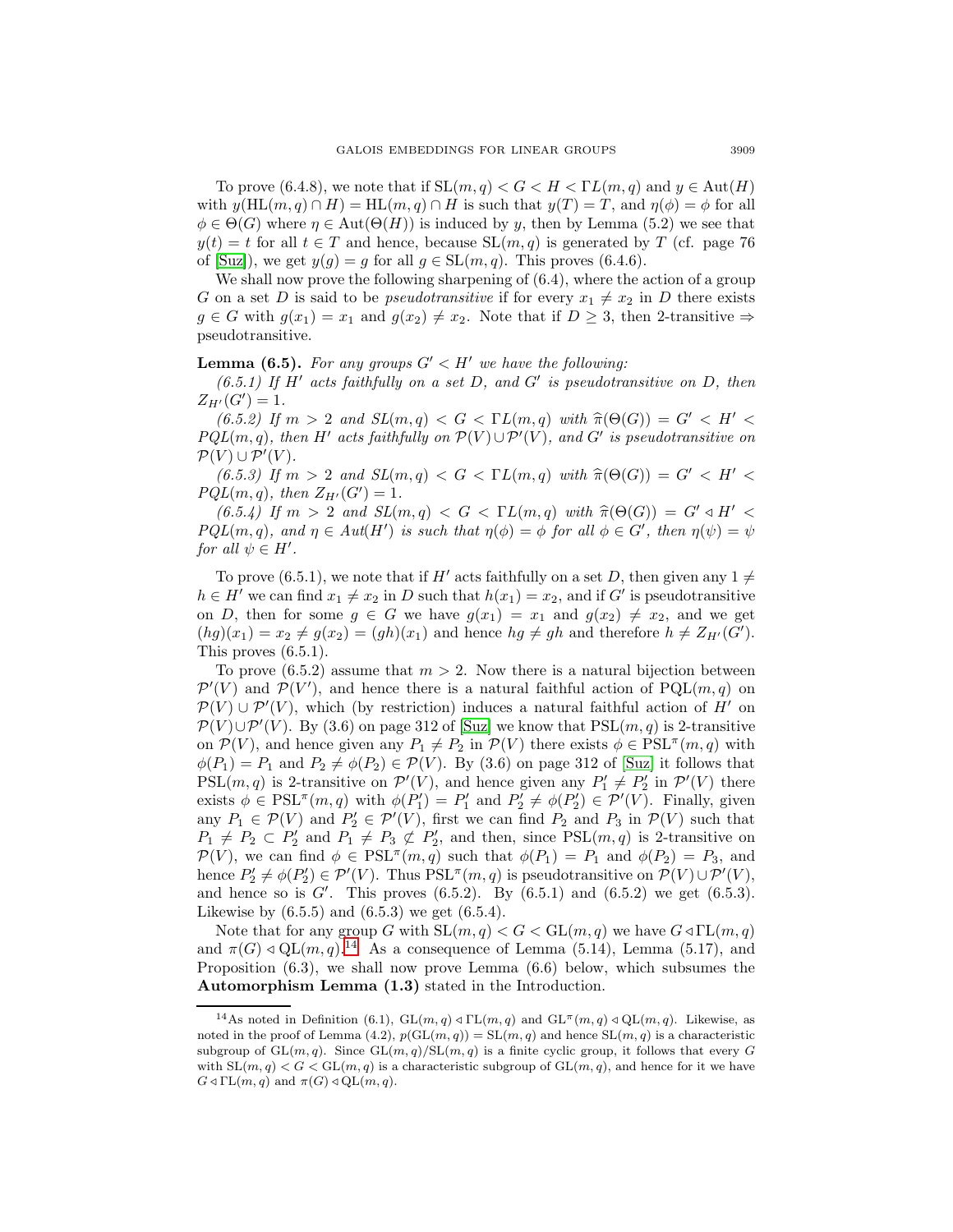To prove (6.4.8), we note that if $\mathrm{SL}(m,q) < G < H < \Gamma L(m,q)$ and $y \in \mathrm{Aut}(H)$ with $y(\mathrm{HL}(m,q) \cap H) = \mathrm{HL}(m,q) \cap H$ is such that $y(T) = T$, and $\eta(\phi) = \phi$ for all $\phi \in \Theta(G)$ where $\eta \in \mathrm{Aut}(\Theta(H))$ is induced by $y$, then by Lemma (5.2) we see that $y(t) = t$ for all $t \in T$ and hence, because $\mathrm{SL}(m,q)$ is generated by $T$ (cf. page 76 of [Suz]), we get $y(g) = g$ for all $g \in \mathrm{SL}(m,q)$. This proves (6.4.6).

We shall now prove the following sharpening of (6.4), where the action of a group $G$ on a set $D$ is said to be *pseudotransitive* if for every $x_1 \neq x_2$ in $D$ there exists $g \in G$ with $g(x_1) = x_1$ and $g(x_2) \neq x_2$. Note that if $D \geq 3$, then 2-transitive $\Rightarrow$ pseudotransitive.

**Lemma (6.5).** *For any groups $G' < H'$ we have the following:*

*(6.5.1) If $H'$ acts faithfully on a set $D$, and $G'$ is pseudotransitive on $D$, then $Z_{H'}(G') = 1$.*

*(6.5.2) If $m > 2$ and $SL(m,q) < G < \Gamma L(m,q)$ with $\widehat{\pi}(\Theta(G)) = G' < H' < PQL(m,q)$, then $H'$ acts faithfully on $\mathcal{P}(V) \cup \mathcal{P}'(V)$, and $G'$ is pseudotransitive on $\mathcal{P}(V) \cup \mathcal{P}'(V)$.*

*(6.5.3) If $m > 2$ and $SL(m,q) < G < \Gamma L(m,q)$ with $\widehat{\pi}(\Theta(G)) = G' < H' < PQL(m,q)$, then $Z_{H'}(G') = 1$.*

*(6.5.4) If $m > 2$ and $SL(m,q) < G < \Gamma L(m,q)$ with $\widehat{\pi}(\Theta(G)) = G' \triangleleft H' < PQL(m,q)$, and $\eta \in Aut(H')$ is such that $\eta(\phi) = \phi$ for all $\phi \in G'$, then $\eta(\psi) = \psi$ for all $\psi \in H'$.*

To prove (6.5.1), we note that if $H'$ acts faithfully on a set $D$, then given any $1 \neq h \in H'$ we can find $x_1 \neq x_2$ in $D$ such that $h(x_1) = x_2$, and if $G'$ is pseudotransitive on $D$, then for some $g \in G$ we have $g(x_1) = x_1$ and $g(x_2) \neq x_2$, and we get $(hg)(x_1) = x_2 \neq g(x_2) = (gh)(x_1)$ and hence $hg \neq gh$ and therefore $h \neq Z_{H'}(G')$. This proves (6.5.1).

To prove (6.5.2) assume that $m > 2$. Now there is a natural bijection between $\mathcal{P}'(V)$ and $\mathcal{P}(V')$, and hence there is a natural faithful action of $\mathrm{PQL}(m,q)$ on $\mathcal{P}(V) \cup \mathcal{P}'(V)$, which (by restriction) induces a natural faithful action of $H'$ on $\mathcal{P}(V) \cup \mathcal{P}'(V)$. By (3.6) on page 312 of [Suz] we know that $\mathrm{PSL}(m,q)$ is 2-transitive on $\mathcal{P}(V)$, and hence given any $P_1 \neq P_2$ in $\mathcal{P}(V)$ there exists $\phi \in \mathrm{PSL}^{\pi}(m,q)$ with $\phi(P_1) = P_1$ and $P_2 \neq \phi(P_2) \in \mathcal{P}(V)$. By (3.6) on page 312 of [Suz] it follows that $\mathrm{PSL}(m,q)$ is 2-transitive on $\mathcal{P}'(V)$, and hence given any $P'_1 \neq P'_2$ in $\mathcal{P}'(V)$ there exists $\phi \in \mathrm{PSL}^{\pi}(m,q)$ with $\phi(P'_1) = P'_1$ and $P'_2 \neq \phi(P'_2) \in \mathcal{P}'(V)$. Finally, given any $P_1 \in \mathcal{P}(V)$ and $P'_2 \in \mathcal{P}'(V)$, first we can find $P_2$ and $P_3$ in $\mathcal{P}(V)$ such that $P_1 \neq P_2 \subset P'_2$ and $P_1 \neq P_3 \not\subset P'_2$, and then, since $\mathrm{PSL}(m,q)$ is 2-transitive on $\mathcal{P}(V)$, we can find $\phi \in \mathrm{PSL}^{\pi}(m,q)$ such that $\phi(P_1) = P_1$ and $\phi(P_2) = P_3$, and hence $P'_2 \neq \phi(P'_2) \in \mathcal{P}'(V)$. Thus $\mathrm{PSL}^{\pi}(m,q)$ is pseudotransitive on $\mathcal{P}(V) \cup \mathcal{P}'(V)$, and hence so is $G'$. This proves (6.5.2). By (6.5.1) and (6.5.2) we get (6.5.3). Likewise by (6.5.5) and (6.5.3) we get (6.5.4).

Note that for any group $G$ with $\mathrm{SL}(m,q) < G < \mathrm{GL}(m,q)$ we have $G \triangleleft \Gamma\mathrm{L}(m,q)$ and $\pi(G) \triangleleft \mathrm{QL}(m,q)$.[14] As a consequence of Lemma (5.14), Lemma (5.17), and Proposition (6.3), we shall now prove Lemma (6.6) below, which subsumes the **Automorphism Lemma (1.3)** stated in the Introduction.

[14] As noted in Definition (6.1), $\mathrm{GL}(m,q) \triangleleft \Gamma\mathrm{L}(m,q)$ and $\mathrm{GL}^{\pi}(m,q) \triangleleft \mathrm{QL}(m,q)$. Likewise, as noted in the proof of Lemma (4.2), $p(\mathrm{GL}(m,q)) = \mathrm{SL}(m,q)$ and hence $\mathrm{SL}(m,q)$ is a characteristic subgroup of $\mathrm{GL}(m,q)$. Since $\mathrm{GL}(m,q)/\mathrm{SL}(m,q)$ is a finite cyclic group, it follows that every $G$ with $\mathrm{SL}(m,q) < G < \mathrm{GL}(m,q)$ is a characteristic subgroup of $\mathrm{GL}(m,q)$, and hence for it we have $G \triangleleft \Gamma\mathrm{L}(m,q)$ and $\pi(G) \triangleleft \mathrm{QL}(m,q)$.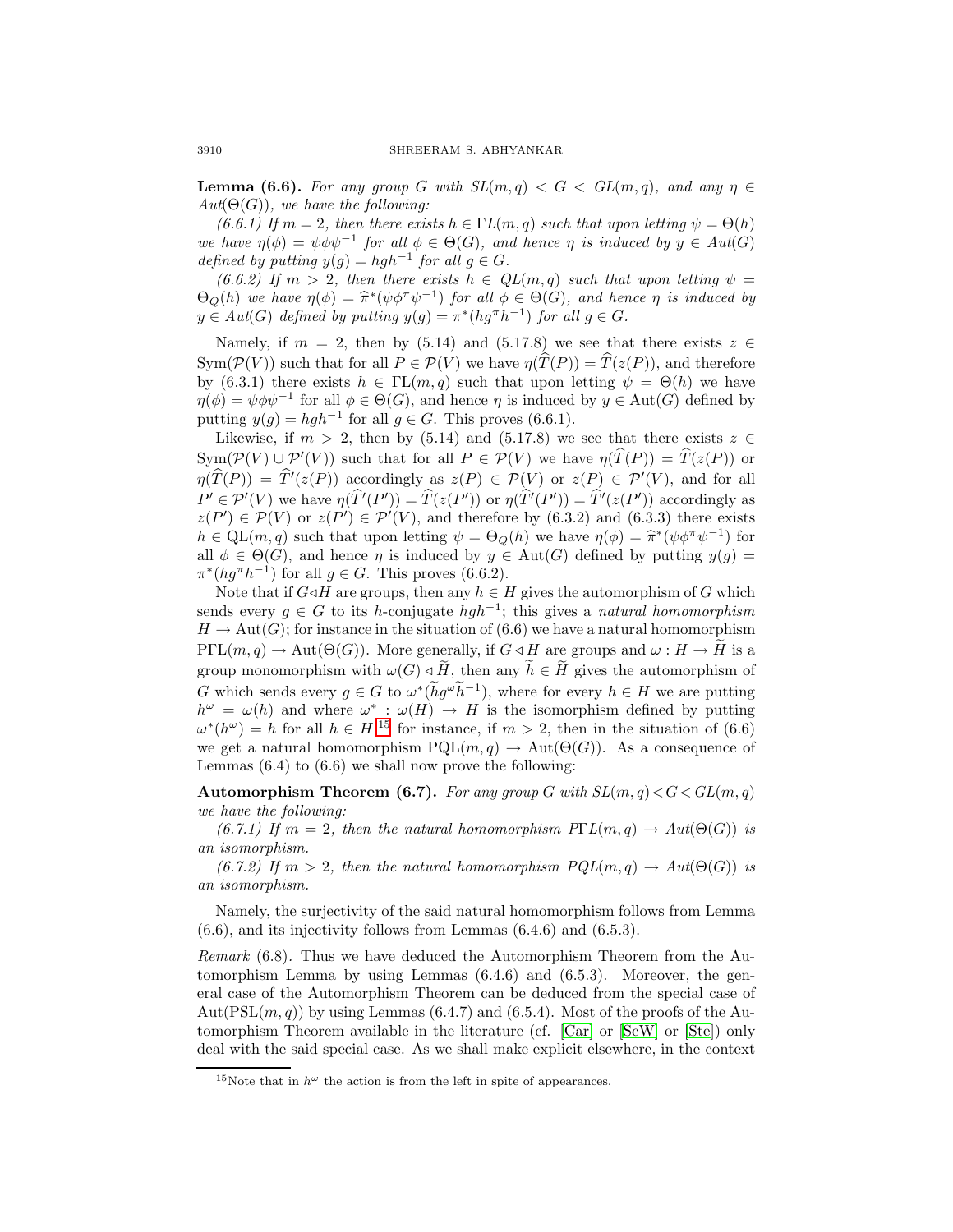**Lemma (6.6).** *For any group $G$ with $SL(m,q) < G < GL(m,q)$, and any $\eta \in Aut(\Theta(G))$, we have the following:*

*(6.6.1) If $m = 2$, then there exists $h \in \Gamma L(m,q)$ such that upon letting $\psi = \Theta(h)$ we have $\eta(\phi) = \psi\phi\psi^{-1}$ for all $\phi \in \Theta(G)$, and hence $\eta$ is induced by $y \in Aut(G)$ defined by putting $y(g) = hgh^{-1}$ for all $g \in G$.*

*(6.6.2) If $m > 2$, then there exists $h \in QL(m,q)$ such that upon letting $\psi = \Theta_Q(h)$ we have $\eta(\phi) = \widehat{\pi}^*(\psi\phi^\pi\psi^{-1})$ for all $\phi \in \Theta(G)$, and hence $\eta$ is induced by $y \in Aut(G)$ defined by putting $y(g) = \pi^*(hg^\pi h^{-1})$ for all $g \in G$.*

Namely, if $m = 2$, then by (5.14) and (5.17.8) we see that there exists $z \in \mathrm{Sym}(\mathcal{P}(V))$ such that for all $P \in \mathcal{P}(V)$ we have $\eta(\widehat{T}(P)) = \widehat{T}(z(P))$, and therefore by (6.3.1) there exists $h \in \Gamma\mathrm{L}(m,q)$ such that upon letting $\psi = \Theta(h)$ we have $\eta(\phi) = \psi\phi\psi^{-1}$ for all $\phi \in \Theta(G)$, and hence $\eta$ is induced by $y \in \mathrm{Aut}(G)$ defined by putting $y(g) = hgh^{-1}$ for all $g \in G$. This proves (6.6.1).

Likewise, if $m > 2$, then by (5.14) and (5.17.8) we see that there exists $z \in \mathrm{Sym}(\mathcal{P}(V) \cup \mathcal{P}'(V))$ such that for all $P \in \mathcal{P}(V)$ we have $\eta(\widehat{T}(P)) = \widehat{T}(z(P))$ or $\eta(\widehat{T}(P)) = \widehat{T}'(z(P))$ accordingly as $z(P) \in \mathcal{P}(V)$ or $z(P) \in \mathcal{P}'(V)$, and for all $P' \in \mathcal{P}'(V)$ we have $\eta(\widehat{T}'(P')) = \widehat{T}(z(P'))$ or $\eta(\widehat{T}'(P')) = \widehat{T}'(z(P'))$ accordingly as $z(P') \in \mathcal{P}(V)$ or $z(P') \in \mathcal{P}'(V)$, and therefore by (6.3.2) and (6.3.3) there exists $h \in \mathrm{QL}(m,q)$ such that upon letting $\psi = \Theta_Q(h)$ we have $\eta(\phi) = \widehat{\pi}^*(\psi\phi^\pi\psi^{-1})$ for all $\phi \in \Theta(G)$, and hence $\eta$ is induced by $y \in \mathrm{Aut}(G)$ defined by putting $y(g) = \pi^*(hg^\pi h^{-1})$ for all $g \in G$. This proves (6.6.2).

Note that if $G \lhd H$ are groups, then any $h \in H$ gives the automorphism of $G$ which sends every $g \in G$ to its $h$-conjugate $hgh^{-1}$; this gives a *natural homomorphism* $H \to \mathrm{Aut}(G)$; for instance in the situation of (6.6) we have a natural homomorphism $\mathrm{P\Gamma L}(m,q) \to \mathrm{Aut}(\Theta(G))$. More generally, if $G \lhd H$ are groups and $\omega : H \to \widetilde{H}$ is a group monomorphism with $\omega(G) \lhd \widetilde{H}$, then any $\widetilde{h} \in \widetilde{H}$ gives the automorphism of $G$ which sends every $g \in G$ to $\omega^*(\widetilde{h}g^\omega\widetilde{h}^{-1})$, where for every $h \in H$ we are putting $h^\omega = \omega(h)$ and where $\omega^* : \omega(H) \to H$ is the isomorphism defined by putting $\omega^*(h^\omega) = h$ for all $h \in H$;[15] for instance, if $m > 2$, then in the situation of (6.6) we get a natural homomorphism $\mathrm{PQL}(m,q) \to \mathrm{Aut}(\Theta(G))$. As a consequence of Lemmas (6.4) to (6.6) we shall now prove the following:

**Automorphism Theorem (6.7).** *For any group $G$ with $SL(m,q) < G < GL(m,q)$ we have the following:*

*(6.7.1) If $m = 2$, then the natural homomorphism $P\Gamma L(m,q) \to Aut(\Theta(G))$ is an isomorphism.*

*(6.7.2) If $m > 2$, then the natural homomorphism $PQL(m,q) \to Aut(\Theta(G))$ is an isomorphism.*

Namely, the surjectivity of the said natural homomorphism follows from Lemma (6.6), and its injectivity follows from Lemmas (6.4.6) and (6.5.3).

*Remark* (6.8). Thus we have deduced the Automorphism Theorem from the Automorphism Lemma by using Lemmas (6.4.6) and (6.5.3). Moreover, the general case of the Automorphism Theorem can be deduced from the special case of $\mathrm{Aut}(\mathrm{PSL}(m,q))$ by using Lemmas (6.4.7) and (6.5.4). Most of the proofs of the Automorphism Theorem available in the literature (cf. [Car] or [ScW] or [Ste]) only deal with the said special case. As we shall make explicit elsewhere, in the context

[15] Note that in $h^\omega$ the action is from the left in spite of appearances.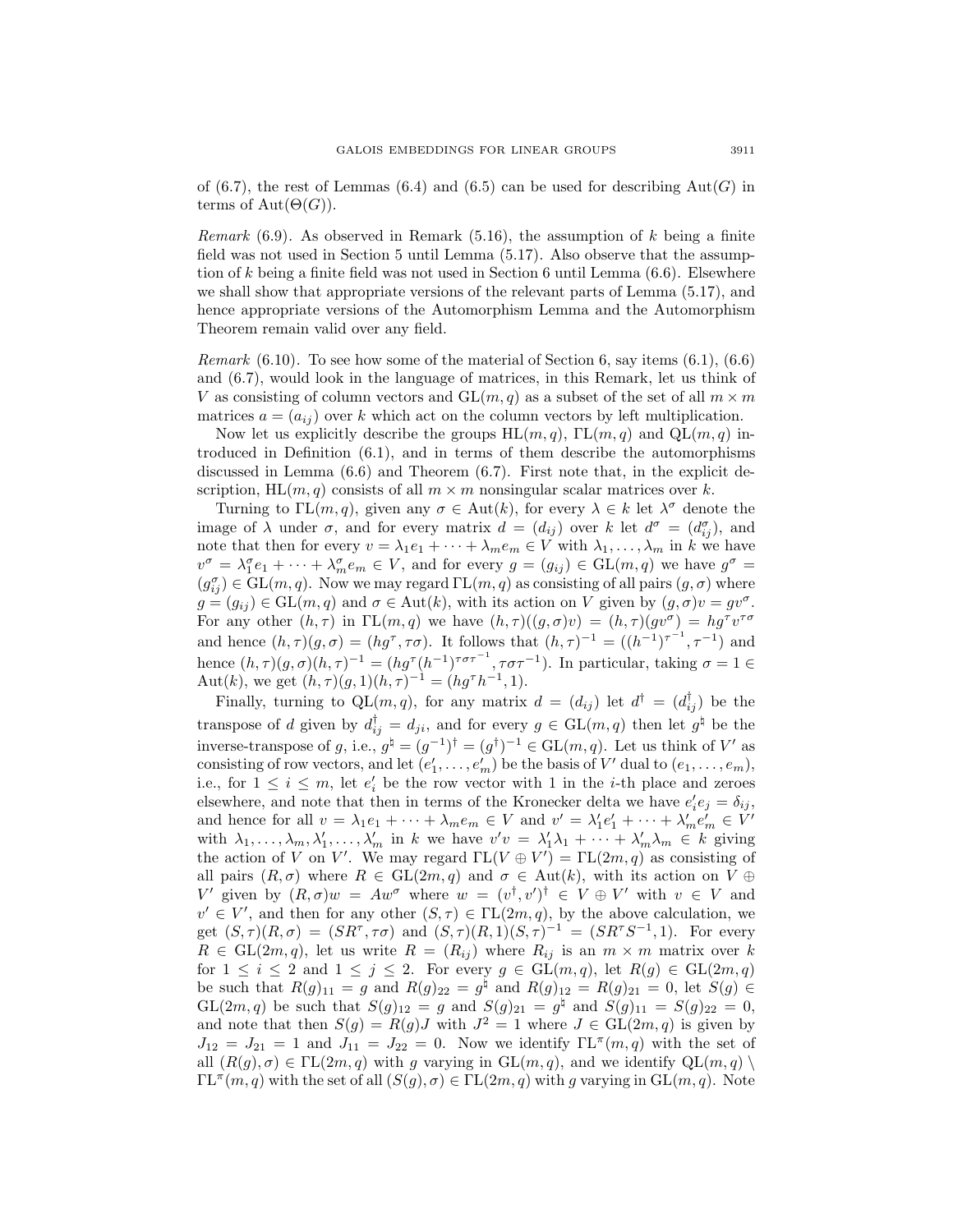of (6.7), the rest of Lemmas (6.4) and (6.5) can be used for describing $\mathrm{Aut}(G)$ in terms of $\mathrm{Aut}(\Theta(G))$.

*Remark* (6.9). As observed in Remark (5.16), the assumption of $k$ being a finite field was not used in Section 5 until Lemma (5.17). Also observe that the assumption of $k$ being a finite field was not used in Section 6 until Lemma (6.6). Elsewhere we shall show that appropriate versions of the relevant parts of Lemma (5.17), and hence appropriate versions of the Automorphism Lemma and the Automorphism Theorem remain valid over any field.

*Remark* (6.10). To see how some of the material of Section 6, say items (6.1), (6.6) and (6.7), would look in the language of matrices, in this Remark, let us think of $V$ as consisting of column vectors and $\mathrm{GL}(m,q)$ as a subset of the set of all $m \times m$ matrices $a = (a_{ij})$ over $k$ which act on the column vectors by left multiplication.

Now let us explicitly describe the groups $\mathrm{HL}(m,q)$, $\Gamma\mathrm{L}(m,q)$ and $\mathrm{QL}(m,q)$ introduced in Definition (6.1), and in terms of them describe the automorphisms discussed in Lemma (6.6) and Theorem (6.7). First note that, in the explicit description, $\mathrm{HL}(m,q)$ consists of all $m \times m$ nonsingular scalar matrices over $k$.

Turning to $\Gamma\mathrm{L}(m,q)$, given any $\sigma \in \mathrm{Aut}(k)$, for every $\lambda \in k$ let $\lambda^\sigma$ denote the image of $\lambda$ under $\sigma$, and for every matrix $d = (d_{ij})$ over $k$ let $d^\sigma = (d_{ij}^\sigma)$, and note that then for every $v = \lambda_1 e_1 + \cdots + \lambda_m e_m \in V$ with $\lambda_1, \ldots, \lambda_m$ in $k$ we have $v^\sigma = \lambda_1^\sigma e_1 + \cdots + \lambda_m^\sigma e_m \in V$, and for every $g = (g_{ij}) \in \mathrm{GL}(m,q)$ we have $g^\sigma = (g_{ij}^\sigma) \in \mathrm{GL}(m,q)$. Now we may regard $\Gamma\mathrm{L}(m,q)$ as consisting of all pairs $(g,\sigma)$ where $g = (g_{ij}) \in \mathrm{GL}(m,q)$ and $\sigma \in \mathrm{Aut}(k)$, with its action on $V$ given by $(g,\sigma)v = gv^\sigma$. For any other $(h,\tau)$ in $\Gamma\mathrm{L}(m,q)$ we have $(h,\tau)((g,\sigma)v) = (h,\tau)(gv^\sigma) = hg^\tau v^{\tau\sigma}$ and hence $(h,\tau)(g,\sigma) = (hg^\tau, \tau\sigma)$. It follows that $(h,\tau)^{-1} = ((h^{-1})^{\tau^{-1}}, \tau^{-1})$ and hence $(h,\tau)(g,\sigma)(h,\tau)^{-1} = (hg^\tau (h^{-1})^{\tau\sigma\tau^{-1}}, \tau\sigma\tau^{-1})$. In particular, taking $\sigma = 1 \in \mathrm{Aut}(k)$, we get $(h,\tau)(g,1)(h,\tau)^{-1} = (hg^\tau h^{-1}, 1)$.

Finally, turning to $\mathrm{QL}(m,q)$, for any matrix $d = (d_{ij})$ let $d^\dagger = (d_{ij}^\dagger)$ be the transpose of $d$ given by $d_{ij}^\dagger = d_{ji}$, and for every $g \in \mathrm{GL}(m,q)$ then let $g^\natural$ be the inverse-transpose of $g$, i.e., $g^\natural = (g^{-1})^\dagger = (g^\dagger)^{-1} \in \mathrm{GL}(m,q)$. Let us think of $V'$ as consisting of row vectors, and let $(e_1', \ldots, e_m')$ be the basis of $V'$ dual to $(e_1, \ldots, e_m)$, i.e., for $1 \le i \le m$, let $e_i'$ be the row vector with 1 in the $i$-th place and zeroes elsewhere, and note that then in terms of the Kronecker delta we have $e_i' e_j = \delta_{ij}$, and hence for all $v = \lambda_1 e_1 + \cdots + \lambda_m e_m \in V$ and $v' = \lambda_1' e_1' + \cdots + \lambda_m' e_m' \in V'$ with $\lambda_1, \ldots, \lambda_m, \lambda_1', \ldots, \lambda_m'$ in $k$ we have $v'v = \lambda_1'\lambda_1 + \cdots + \lambda_m'\lambda_m \in k$ giving the action of $V$ on $V'$. We may regard $\Gamma\mathrm{L}(V \oplus V') = \Gamma\mathrm{L}(2m,q)$ as consisting of all pairs $(R,\sigma)$ where $R \in \mathrm{GL}(2m,q)$ and $\sigma \in \mathrm{Aut}(k)$, with its action on $V \oplus V'$ given by $(R,\sigma)w = Aw^\sigma$ where $w = (v^\dagger, v')^\dagger \in V \oplus V'$ with $v \in V$ and $v' \in V'$, and then for any other $(S,\tau) \in \Gamma\mathrm{L}(2m,q)$, by the above calculation, we get $(S,\tau)(R,\sigma) = (SR^\tau, \tau\sigma)$ and $(S,\tau)(R,1)(S,\tau)^{-1} = (SR^\tau S^{-1}, 1)$. For every $R \in \mathrm{GL}(2m,q)$, let us write $R = (R_{ij})$ where $R_{ij}$ is an $m \times m$ matrix over $k$ for $1 \le i \le 2$ and $1 \le j \le 2$. For every $g \in \mathrm{GL}(m,q)$, let $R(g) \in \mathrm{GL}(2m,q)$ be such that $R(g)_{11} = g$ and $R(g)_{22} = g^\natural$ and $R(g)_{12} = R(g)_{21} = 0$, let $S(g) \in \mathrm{GL}(2m,q)$ be such that $S(g)_{12} = g$ and $S(g)_{21} = g^\natural$ and $S(g)_{11} = S(g)_{22} = 0$, and note that then $S(g) = R(g)J$ with $J^2 = 1$ where $J \in \mathrm{GL}(2m,q)$ is given by $J_{12} = J_{21} = 1$ and $J_{11} = J_{22} = 0$. Now we identify $\Gamma\mathrm{L}^\pi(m,q)$ with the set of all $(R(g),\sigma) \in \Gamma\mathrm{L}(2m,q)$ with $g$ varying in $\mathrm{GL}(m,q)$, and we identify $\mathrm{QL}(m,q) \setminus \Gamma\mathrm{L}^\pi(m,q)$ with the set of all $(S(g),\sigma) \in \Gamma\mathrm{L}(2m,q)$ with $g$ varying in $\mathrm{GL}(m,q)$. Note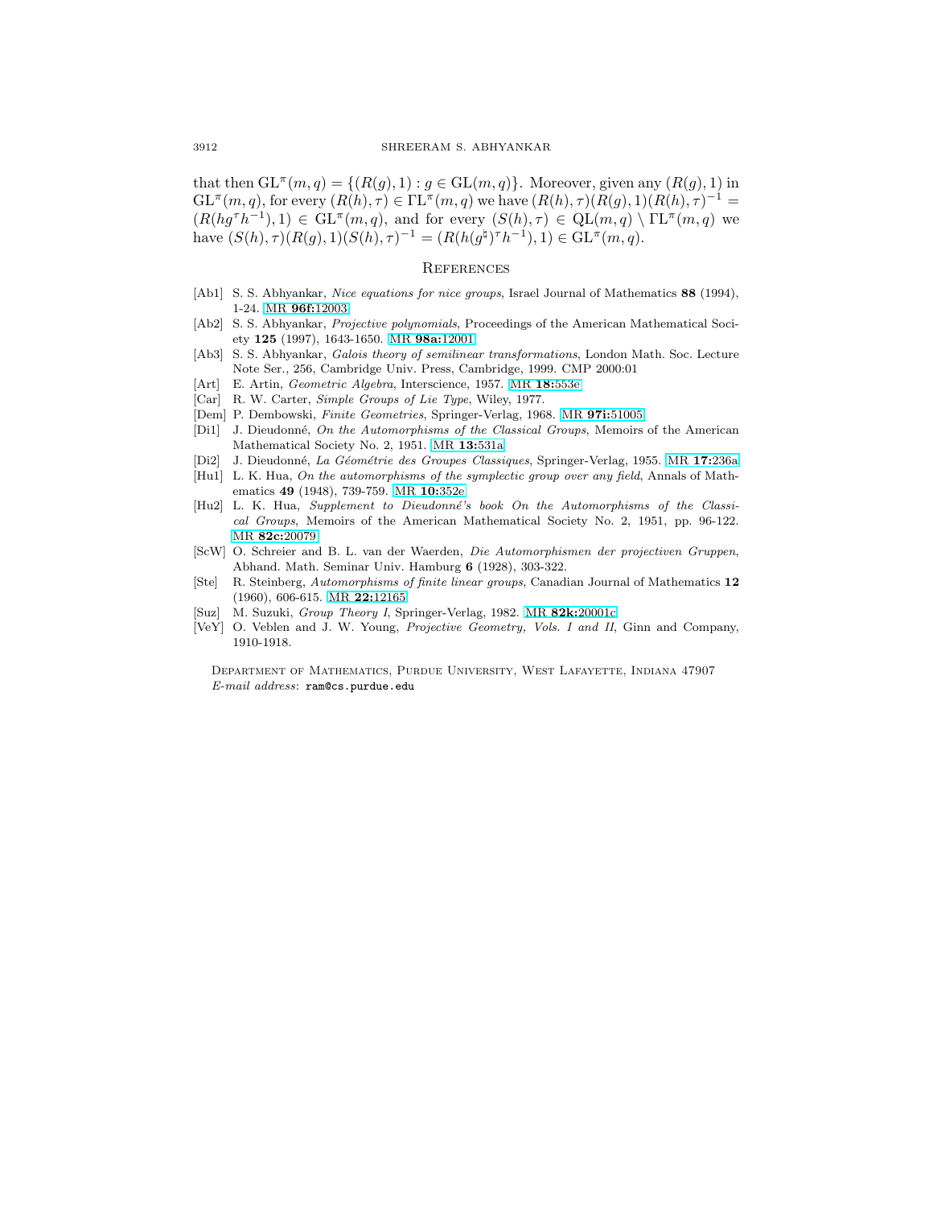that then $\mathrm{GL}^{\pi}(m,q) = \{(R(g),1) : g \in \mathrm{GL}(m,q)\}$. Moreover, given any $(R(g),1)$ in $\mathrm{GL}^{\pi}(m,q)$, for every $(R(h),\tau) \in \Gamma\mathrm{L}^{\pi}(m,q)$ we have $(R(h),\tau)(R(g),1)(R(h),\tau)^{-1} = (R(hg^{\tau}h^{-1}),1) \in \mathrm{GL}^{\pi}(m,q)$, and for every $(S(h),\tau) \in \mathrm{QL}(m,q) \setminus \Gamma\mathrm{L}^{\pi}(m,q)$ we have $(S(h),\tau)(R(g),1)(S(h),\tau)^{-1} = (R(h(g^{\natural})^{\tau}h^{-1}),1) \in \mathrm{GL}^{\pi}(m,q)$.

## References

- [Ab1] S. S. Abhyankar, *Nice equations for nice groups*, Israel Journal of Mathematics **88** (1994), 1-24. MR **96f:**12003
- [Ab2] S. S. Abhyankar, *Projective polynomials*, Proceedings of the American Mathematical Society **125** (1997), 1643-1650. MR **98a:**12001
- [Ab3] S. S. Abhyankar, *Galois theory of semilinear transformations*, London Math. Soc. Lecture Note Ser., 256, Cambridge Univ. Press, Cambridge, 1999. CMP 2000:01
- [Art] E. Artin, *Geometric Algebra*, Interscience, 1957. MR **18:**553e
- [Car] R. W. Carter, *Simple Groups of Lie Type*, Wiley, 1977.
- [Dem] P. Dembowski, *Finite Geometries*, Springer-Verlag, 1968. MR **97i:**51005
- [Di1] J. Dieudonné, *On the Automorphisms of the Classical Groups*, Memoirs of the American Mathematical Society No. 2, 1951. MR **13:**531a
- [Di2] J. Dieudonné, *La Géométrie des Groupes Classiques*, Springer-Verlag, 1955. MR **17:**236a
- [Hu1] L. K. Hua, *On the automorphisms of the symplectic group over any field*, Annals of Mathematics **49** (1948), 739-759. MR **10:**352e
- [Hu2] L. K. Hua, *Supplement to Dieudonné's book On the Automorphisms of the Classical Groups*, Memoirs of the American Mathematical Society No. 2, 1951, pp. 96-122. MR **82c:**20079
- [ScW] O. Schreier and B. L. van der Waerden, *Die Automorphismen der projectiven Gruppen*, Abhand. Math. Seminar Univ. Hamburg **6** (1928), 303-322.
- [Ste] R. Steinberg, *Automorphisms of finite linear groups*, Canadian Journal of Mathematics **12** (1960), 606-615. MR **22:**12165
- [Suz] M. Suzuki, *Group Theory I*, Springer-Verlag, 1982. MR **82k:**20001c
- [VeY] O. Veblen and J. W. Young, *Projective Geometry, Vols. I and II*, Ginn and Company, 1910-1918.

Department of Mathematics, Purdue University, West Lafayette, Indiana 47907

*E-mail address*: `ram@cs.purdue.edu`